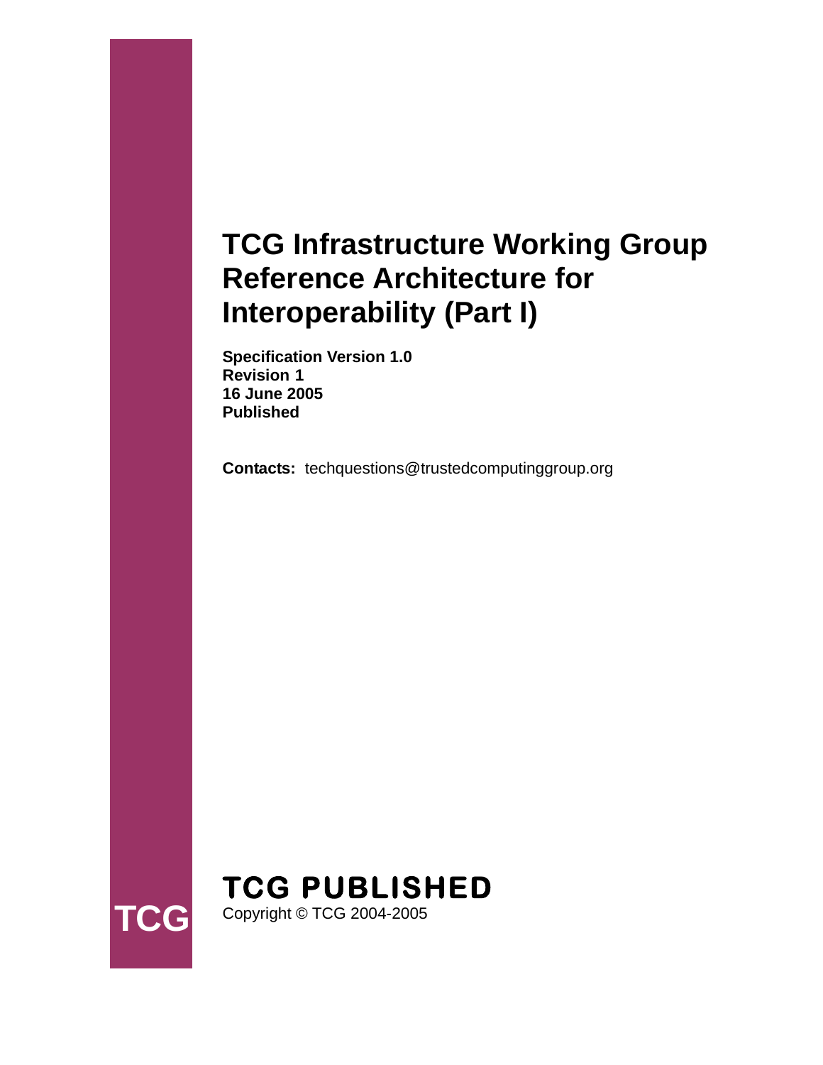# TCG Infrastructure Working Group Reference Architecture for Interoperability (Part I)

**Specification Version 1.0**
**Revision 1**
**16 June 2005**
**Published**

**Contacts:** techquestions@trustedcomputinggroup.org

**TCG PUBLISHED**

Copyright © TCG 2004-2005

TCG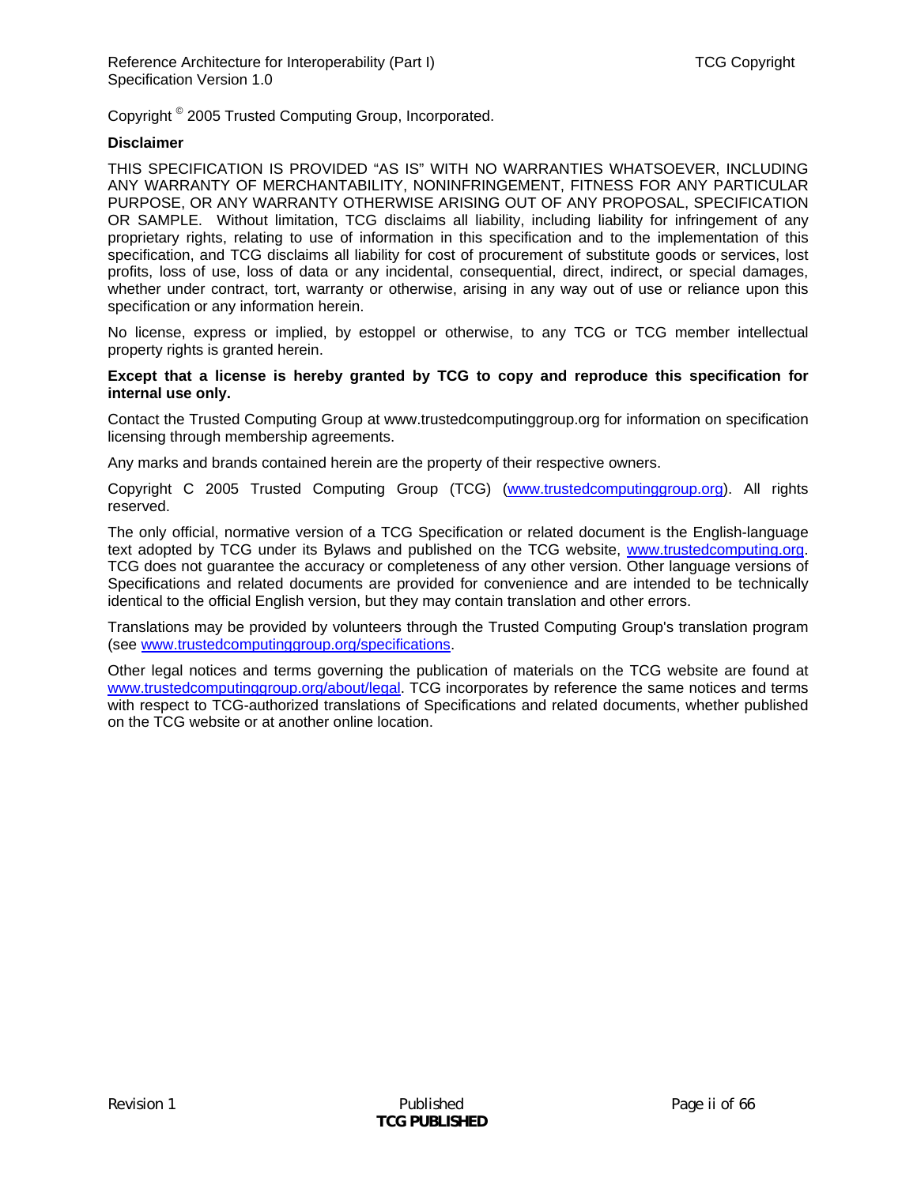Copyright © 2005 Trusted Computing Group, Incorporated.

**Disclaimer**

THIS SPECIFICATION IS PROVIDED "AS IS" WITH NO WARRANTIES WHATSOEVER, INCLUDING ANY WARRANTY OF MERCHANTABILITY, NONINFRINGEMENT, FITNESS FOR ANY PARTICULAR PURPOSE, OR ANY WARRANTY OTHERWISE ARISING OUT OF ANY PROPOSAL, SPECIFICATION OR SAMPLE. Without limitation, TCG disclaims all liability, including liability for infringement of any proprietary rights, relating to use of information in this specification and to the implementation of this specification, and TCG disclaims all liability for cost of procurement of substitute goods or services, lost profits, loss of use, loss of data or any incidental, consequential, direct, indirect, or special damages, whether under contract, tort, warranty or otherwise, arising in any way out of use or reliance upon this specification or any information herein.

No license, express or implied, by estoppel or otherwise, to any TCG or TCG member intellectual property rights is granted herein.

**Except that a license is hereby granted by TCG to copy and reproduce this specification for internal use only.**

Contact the Trusted Computing Group at www.trustedcomputinggroup.org for information on specification licensing through membership agreements.

Any marks and brands contained herein are the property of their respective owners.

Copyright C 2005 Trusted Computing Group (TCG) (www.trustedcomputinggroup.org). All rights reserved.

The only official, normative version of a TCG Specification or related document is the English-language text adopted by TCG under its Bylaws and published on the TCG website, www.trustedcomputing.org. TCG does not guarantee the accuracy or completeness of any other version. Other language versions of Specifications and related documents are provided for convenience and are intended to be technically identical to the official English version, but they may contain translation and other errors.

Translations may be provided by volunteers through the Trusted Computing Group's translation program (see www.trustedcomputinggroup.org/specifications.

Other legal notices and terms governing the publication of materials on the TCG website are found at www.trustedcomputinggroup.org/about/legal. TCG incorporates by reference the same notices and terms with respect to TCG-authorized translations of Specifications and related documents, whether published on the TCG website or at another online location.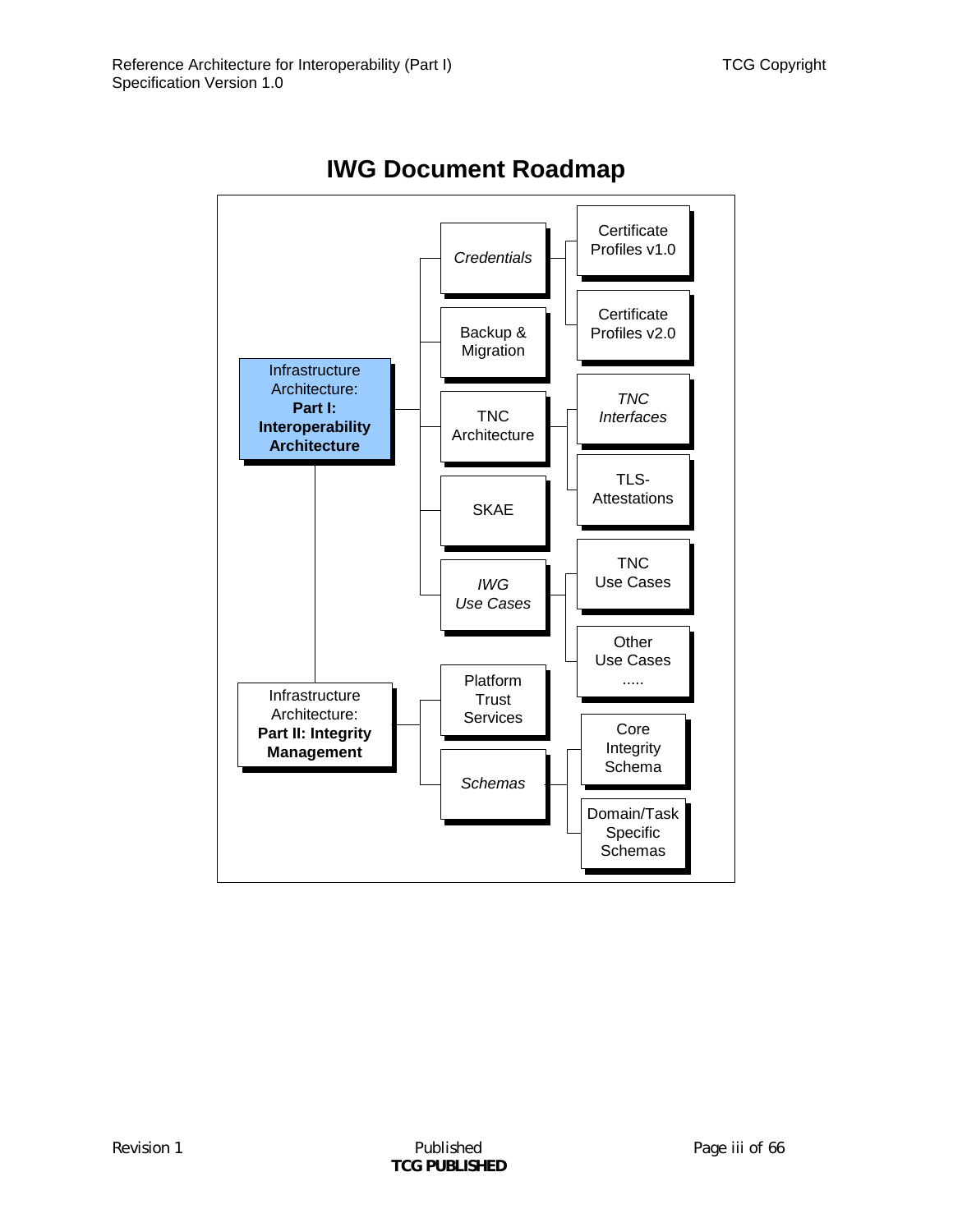# IWG Document Roadmap

- **Infrastructure Architecture: Part I: Interoperability Architecture**
  - *Credentials*
    - Certificate Profiles v1.0
    - Certificate Profiles v2.0
  - Backup & Migration
  - TNC Architecture
    - *TNC Interfaces*
    - TLS-Attestations
  - SKAE
  - *IWG Use Cases*
    - TNC Use Cases
    - Other Use Cases .....
- **Infrastructure Architecture: Part II: Integrity Management**
  - Platform Trust Services
  - *Schemas*
    - Core Integrity Schema
    - Domain/Task Specific Schemas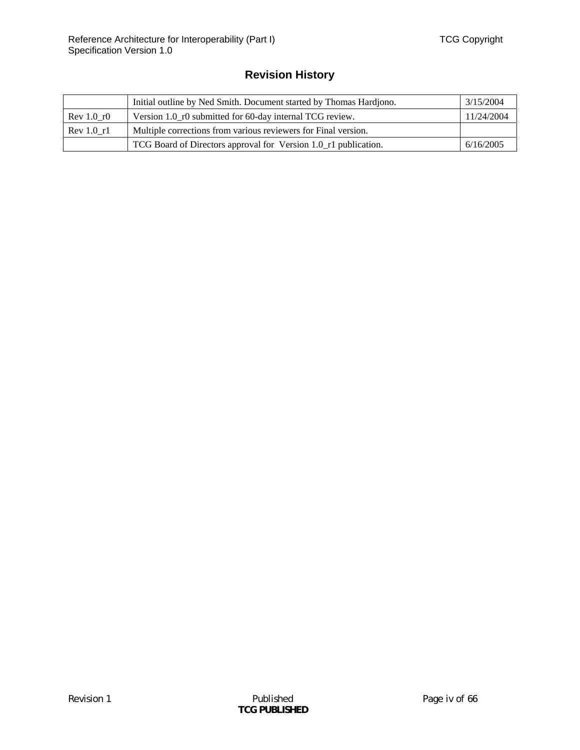# Revision History

| | | |
|---|---|---|
| | Initial outline by Ned Smith. Document started by Thomas Hardjono. | 3/15/2004 |
| Rev 1.0_r0 | Version 1.0_r0 submitted for 60-day internal TCG review. | 11/24/2004 |
| Rev 1.0_r1 | Multiple corrections from various reviewers for Final version. | |
| | TCG Board of Directors approval for Version 1.0_r1 publication. | 6/16/2005 |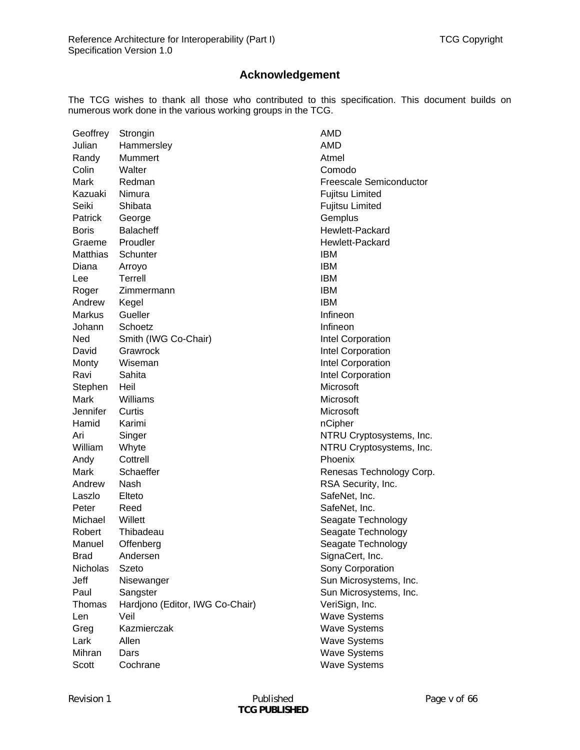## Acknowledgement

The TCG wishes to thank all those who contributed to this specification. This document builds on numerous work done in the various working groups in the TCG.

| | | |
|---|---|---|
| Geoffrey | Strongin | AMD |
| Julian | Hammersley | AMD |
| Randy | Mummert | Atmel |
| Colin | Walter | Comodo |
| Mark | Redman | Freescale Semiconductor |
| Kazuaki | Nimura | Fujitsu Limited |
| Seiki | Shibata | Fujitsu Limited |
| Patrick | George | Gemplus |
| Boris | Balacheff | Hewlett-Packard |
| Graeme | Proudler | Hewlett-Packard |
| Matthias | Schunter | IBM |
| Diana | Arroyo | IBM |
| Lee | Terrell | IBM |
| Roger | Zimmermann | IBM |
| Andrew | Kegel | IBM |
| Markus | Gueller | Infineon |
| Johann | Schoetz | Infineon |
| Ned | Smith (IWG Co-Chair) | Intel Corporation |
| David | Grawrock | Intel Corporation |
| Monty | Wiseman | Intel Corporation |
| Ravi | Sahita | Intel Corporation |
| Stephen | Heil | Microsoft |
| Mark | Williams | Microsoft |
| Jennifer | Curtis | Microsoft |
| Hamid | Karimi | nCipher |
| Ari | Singer | NTRU Cryptosystems, Inc. |
| William | Whyte | NTRU Cryptosystems, Inc. |
| Andy | Cottrell | Phoenix |
| Mark | Schaeffer | Renesas Technology Corp. |
| Andrew | Nash | RSA Security, Inc. |
| Laszlo | Elteto | SafeNet, Inc. |
| Peter | Reed | SafeNet, Inc. |
| Michael | Willett | Seagate Technology |
| Robert | Thibadeau | Seagate Technology |
| Manuel | Offenberg | Seagate Technology |
| Brad | Andersen | SignaCert, Inc. |
| Nicholas | Szeto | Sony Corporation |
| Jeff | Nisewanger | Sun Microsystems, Inc. |
| Paul | Sangster | Sun Microsystems, Inc. |
| Thomas | Hardjono (Editor, IWG Co-Chair) | VeriSign, Inc. |
| Len | Veil | Wave Systems |
| Greg | Kazmierczak | Wave Systems |
| Lark | Allen | Wave Systems |
| Mihran | Dars | Wave Systems |
| Scott | Cochrane | Wave Systems |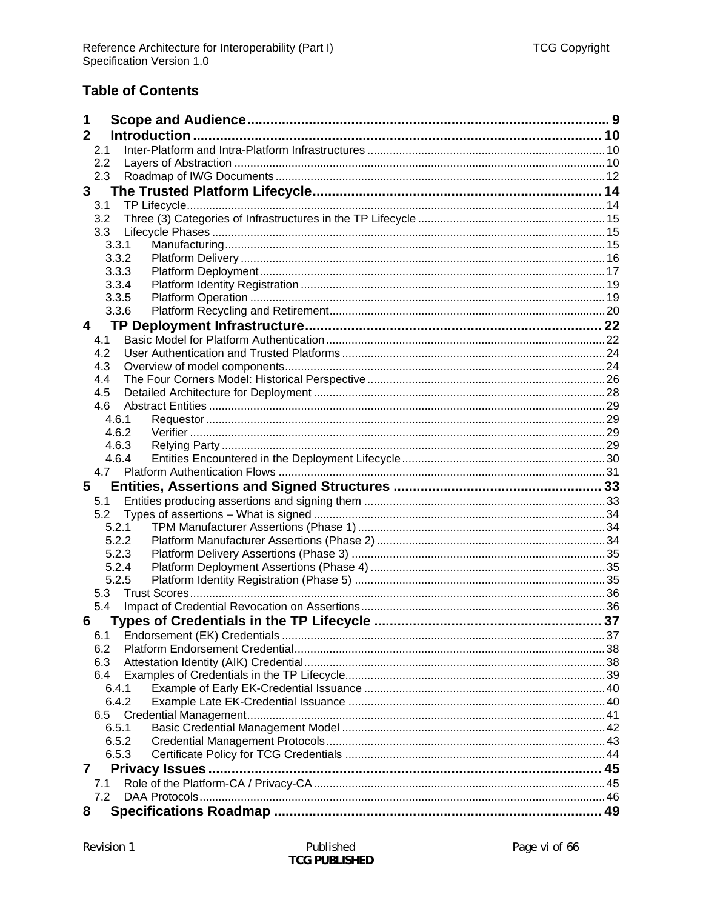## Table of Contents

1 Scope and Audience .......... 9
2 Introduction .......... 10
 2.1 Inter-Platform and Intra-Platform Infrastructures .......... 10
 2.2 Layers of Abstraction .......... 10
 2.3 Roadmap of IWG Documents .......... 12
3 The Trusted Platform Lifecycle .......... 14
 3.1 TP Lifecycle .......... 14
 3.2 Three (3) Categories of Infrastructures in the TP Lifecycle .......... 15
 3.3 Lifecycle Phases .......... 15
  3.3.1 Manufacturing .......... 15
  3.3.2 Platform Delivery .......... 16
  3.3.3 Platform Deployment .......... 17
  3.3.4 Platform Identity Registration .......... 19
  3.3.5 Platform Operation .......... 19
  3.3.6 Platform Recycling and Retirement .......... 20
4 TP Deployment Infrastructure .......... 22
 4.1 Basic Model for Platform Authentication .......... 22
 4.2 User Authentication and Trusted Platforms .......... 24
 4.3 Overview of model components .......... 24
 4.4 The Four Corners Model: Historical Perspective .......... 26
 4.5 Detailed Architecture for Deployment .......... 28
 4.6 Abstract Entities .......... 29
  4.6.1 Requestor .......... 29
  4.6.2 Verifier .......... 29
  4.6.3 Relying Party .......... 29
  4.6.4 Entities Encountered in the Deployment Lifecycle .......... 30
 4.7 Platform Authentication Flows .......... 31
5 Entities, Assertions and Signed Structures .......... 33
 5.1 Entities producing assertions and signing them .......... 33
 5.2 Types of assertions – What is signed .......... 34
  5.2.1 TPM Manufacturer Assertions (Phase 1) .......... 34
  5.2.2 Platform Manufacturer Assertions (Phase 2) .......... 34
  5.2.3 Platform Delivery Assertions (Phase 3) .......... 35
  5.2.4 Platform Deployment Assertions (Phase 4) .......... 35
  5.2.5 Platform Identity Registration (Phase 5) .......... 35
 5.3 Trust Scores .......... 36
 5.4 Impact of Credential Revocation on Assertions .......... 36
6 Types of Credentials in the TP Lifecycle .......... 37
 6.1 Endorsement (EK) Credentials .......... 37
 6.2 Platform Endorsement Credential .......... 38
 6.3 Attestation Identity (AIK) Credential .......... 38
 6.4 Examples of Credentials in the TP Lifecycle .......... 39
  6.4.1 Example of Early EK-Credential Issuance .......... 40
  6.4.2 Example Late EK-Credential Issuance .......... 40
 6.5 Credential Management .......... 41
  6.5.1 Basic Credential Management Model .......... 42
  6.5.2 Credential Management Protocols .......... 43
  6.5.3 Certificate Policy for TCG Credentials .......... 44
7 Privacy Issues .......... 45
 7.1 Role of the Platform-CA / Privacy-CA .......... 45
 7.2 DAA Protocols .......... 46
8 Specifications Roadmap .......... 49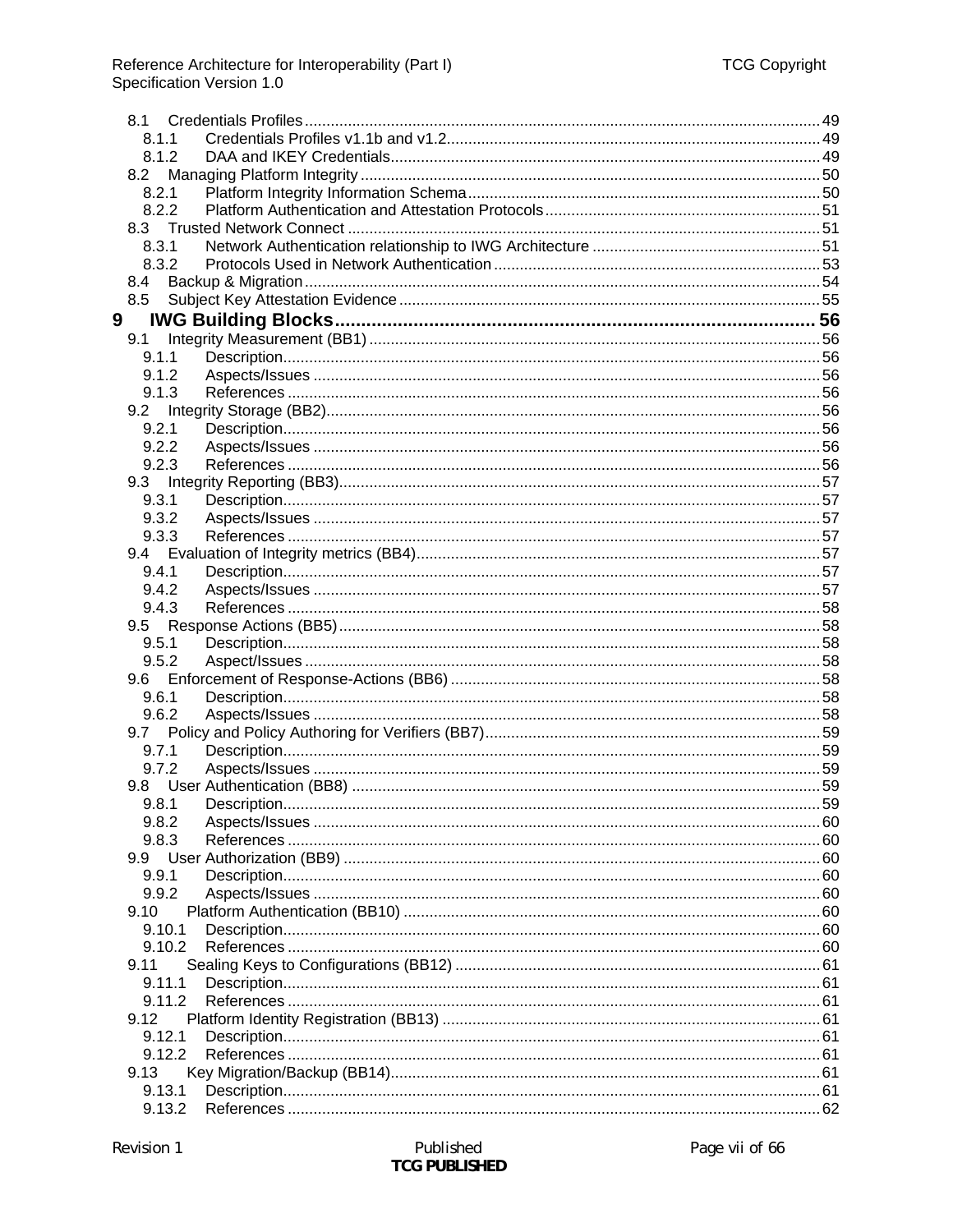8.1 Credentials Profiles ........................................................ 49
8.1.1 Credentials Profiles v1.1b and v1.2 ........................................................ 49
8.1.2 DAA and IKEY Credentials ........................................................ 49
8.2 Managing Platform Integrity ........................................................ 50
8.2.1 Platform Integrity Information Schema ........................................................ 50
8.2.2 Platform Authentication and Attestation Protocols ........................................................ 51
8.3 Trusted Network Connect ........................................................ 51
8.3.1 Network Authentication relationship to IWG Architecture ........................................................ 51
8.3.2 Protocols Used in Network Authentication ........................................................ 53
8.4 Backup & Migration ........................................................ 54
8.5 Subject Key Attestation Evidence ........................................................ 55

**9 IWG Building Blocks ........................................................ 56**

9.1 Integrity Measurement (BB1) ........................................................ 56
9.1.1 Description ........................................................ 56
9.1.2 Aspects/Issues ........................................................ 56
9.1.3 References ........................................................ 56
9.2 Integrity Storage (BB2) ........................................................ 56
9.2.1 Description ........................................................ 56
9.2.2 Aspects/Issues ........................................................ 56
9.2.3 References ........................................................ 56
9.3 Integrity Reporting (BB3) ........................................................ 57
9.3.1 Description ........................................................ 57
9.3.2 Aspects/Issues ........................................................ 57
9.3.3 References ........................................................ 57
9.4 Evaluation of Integrity metrics (BB4) ........................................................ 57
9.4.1 Description ........................................................ 57
9.4.2 Aspects/Issues ........................................................ 57
9.4.3 References ........................................................ 58
9.5 Response Actions (BB5) ........................................................ 58
9.5.1 Description ........................................................ 58
9.5.2 Aspect/Issues ........................................................ 58
9.6 Enforcement of Response-Actions (BB6) ........................................................ 58
9.6.1 Description ........................................................ 58
9.6.2 Aspects/Issues ........................................................ 58
9.7 Policy and Policy Authoring for Verifiers (BB7) ........................................................ 59
9.7.1 Description ........................................................ 59
9.7.2 Aspects/Issues ........................................................ 59
9.8 User Authentication (BB8) ........................................................ 59
9.8.1 Description ........................................................ 59
9.8.2 Aspects/Issues ........................................................ 60
9.8.3 References ........................................................ 60
9.9 User Authorization (BB9) ........................................................ 60
9.9.1 Description ........................................................ 60
9.9.2 Aspects/Issues ........................................................ 60
9.10 Platform Authentication (BB10) ........................................................ 60
9.10.1 Description ........................................................ 60
9.10.2 References ........................................................ 60
9.11 Sealing Keys to Configurations (BB12) ........................................................ 61
9.11.1 Description ........................................................ 61
9.11.2 References ........................................................ 61
9.12 Platform Identity Registration (BB13) ........................................................ 61
9.12.1 Description ........................................................ 61
9.12.2 References ........................................................ 61
9.13 Key Migration/Backup (BB14) ........................................................ 61
9.13.1 Description ........................................................ 61
9.13.2 References ........................................................ 62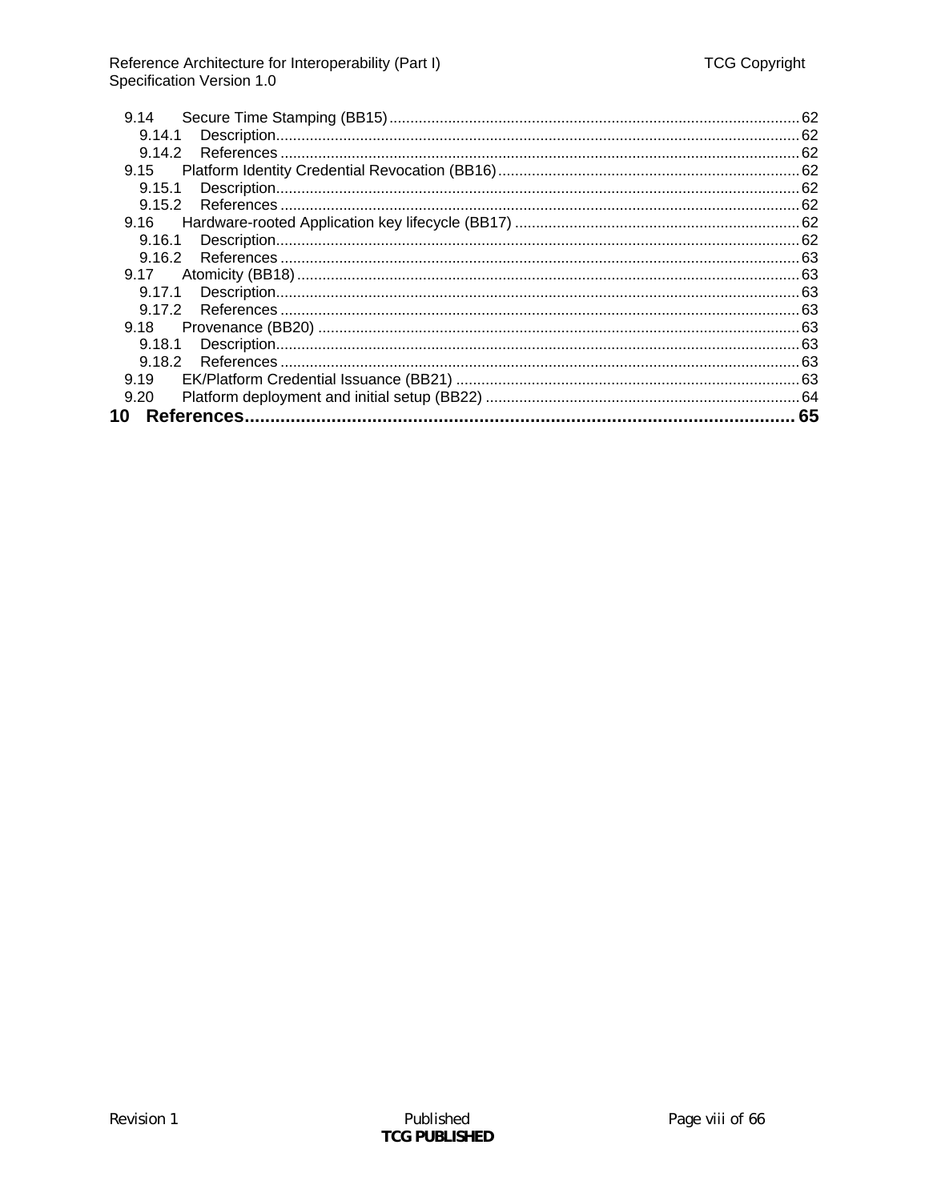9.14 Secure Time Stamping (BB15) ..... 62
  9.14.1 Description ..... 62
  9.14.2 References ..... 62
9.15 Platform Identity Credential Revocation (BB16) ..... 62
  9.15.1 Description ..... 62
  9.15.2 References ..... 62
9.16 Hardware-rooted Application key lifecycle (BB17) ..... 62
  9.16.1 Description ..... 62
  9.16.2 References ..... 63
9.17 Atomicity (BB18) ..... 63
  9.17.1 Description ..... 63
  9.17.2 References ..... 63
9.18 Provenance (BB20) ..... 63
  9.18.1 Description ..... 63
  9.18.2 References ..... 63
9.19 EK/Platform Credential Issuance (BB21) ..... 63
9.20 Platform deployment and initial setup (BB22) ..... 64

**10 References ..... 65**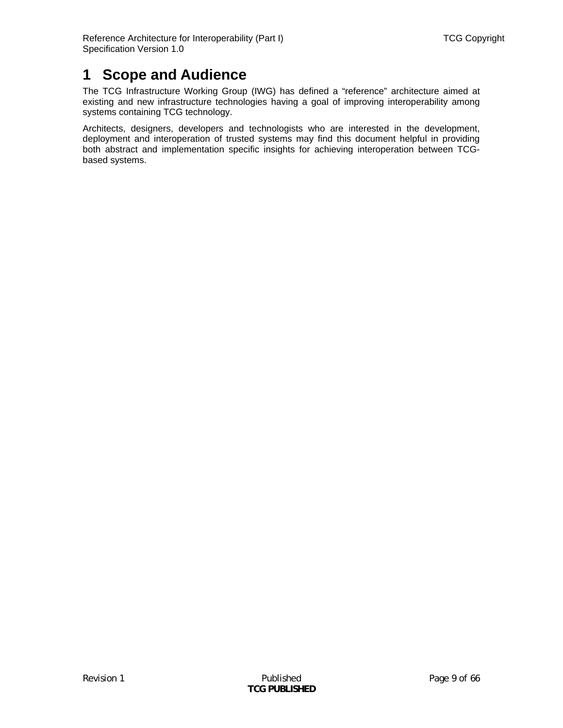# 1 Scope and Audience

The TCG Infrastructure Working Group (IWG) has defined a “reference” architecture aimed at existing and new infrastructure technologies having a goal of improving interoperability among systems containing TCG technology.

Architects, designers, developers and technologists who are interested in the development, deployment and interoperation of trusted systems may find this document helpful in providing both abstract and implementation specific insights for achieving interoperation between TCG-based systems.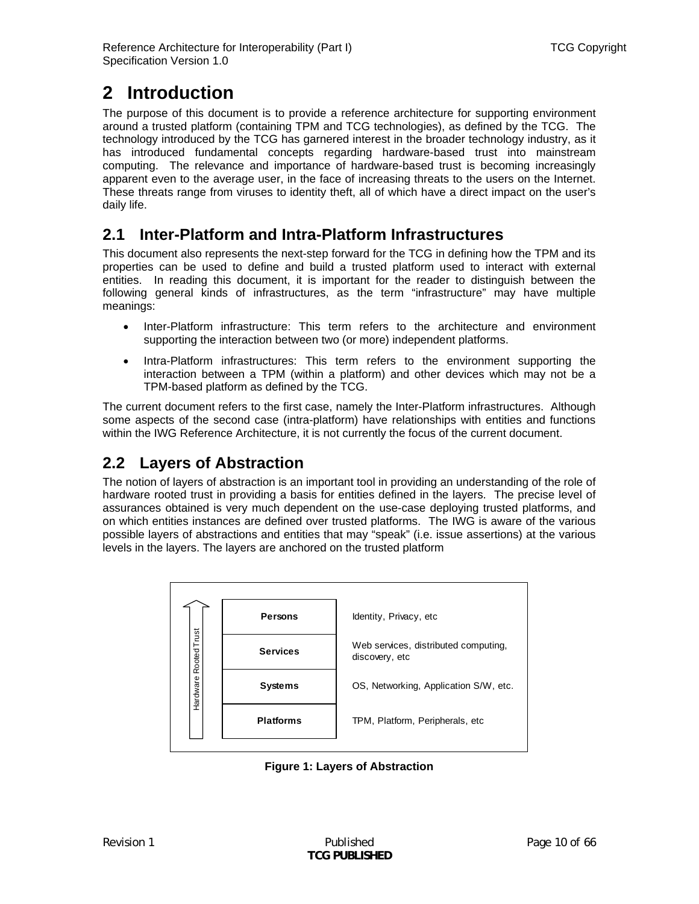# 2 Introduction

The purpose of this document is to provide a reference architecture for supporting environment around a trusted platform (containing TPM and TCG technologies), as defined by the TCG. The technology introduced by the TCG has garnered interest in the broader technology industry, as it has introduced fundamental concepts regarding hardware-based trust into mainstream computing. The relevance and importance of hardware-based trust is becoming increasingly apparent even to the average user, in the face of increasing threats to the users on the Internet. These threats range from viruses to identity theft, all of which have a direct impact on the user's daily life.

## 2.1 Inter-Platform and Intra-Platform Infrastructures

This document also represents the next-step forward for the TCG in defining how the TPM and its properties can be used to define and build a trusted platform used to interact with external entities. In reading this document, it is important for the reader to distinguish between the following general kinds of infrastructures, as the term "infrastructure" may have multiple meanings:

- Inter-Platform infrastructure: This term refers to the architecture and environment supporting the interaction between two (or more) independent platforms.
- Intra-Platform infrastructures: This term refers to the environment supporting the interaction between a TPM (within a platform) and other devices which may not be a TPM-based platform as defined by the TCG.

The current document refers to the first case, namely the Inter-Platform infrastructures. Although some aspects of the second case (intra-platform) have relationships with entities and functions within the IWG Reference Architecture, it is not currently the focus of the current document.

## 2.2 Layers of Abstraction

The notion of layers of abstraction is an important tool in providing an understanding of the role of hardware rooted trust in providing a basis for entities defined in the layers. The precise level of assurances obtained is very much dependent on the use-case deploying trusted platforms, and on which entities instances are defined over trusted platforms. The IWG is aware of the various possible layers of abstractions and entities that may "speak" (i.e. issue assertions) at the various levels in the layers. The layers are anchored on the trusted platform

| Hardware Rooted Trust (↑) | Layer | Examples |
| --- | --- | --- |
| | **Persons** | Identity, Privacy, etc |
| | **Services** | Web services, distributed computing, discovery, etc |
| | **Systems** | OS, Networking, Application S/W, etc. |
| | **Platforms** | TPM, Platform, Peripherals, etc |

**Figure 1: Layers of Abstraction**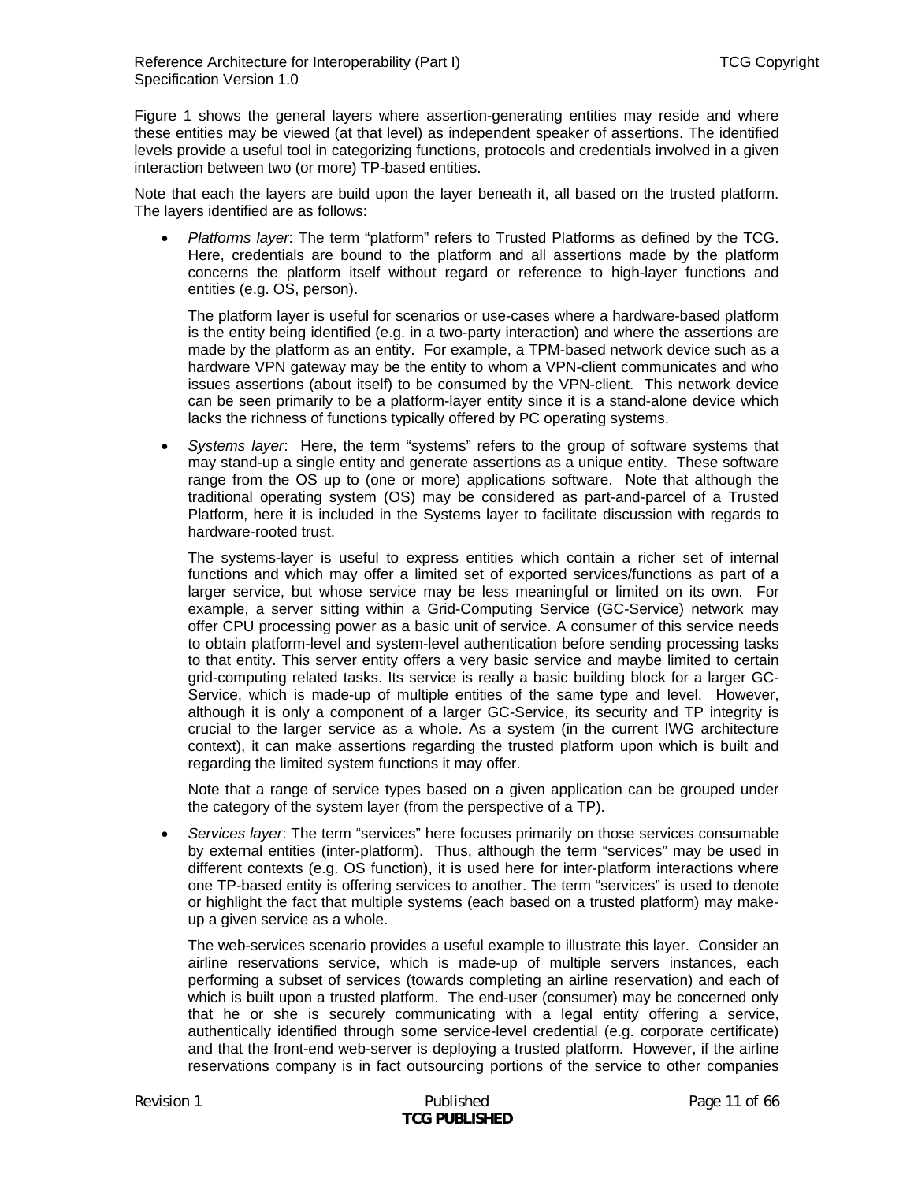Figure 1 shows the general layers where assertion-generating entities may reside and where these entities may be viewed (at that level) as independent speaker of assertions. The identified levels provide a useful tool in categorizing functions, protocols and credentials involved in a given interaction between two (or more) TP-based entities.

Note that each the layers are build upon the layer beneath it, all based on the trusted platform. The layers identified are as follows:

- *Platforms layer*: The term "platform" refers to Trusted Platforms as defined by the TCG. Here, credentials are bound to the platform and all assertions made by the platform concerns the platform itself without regard or reference to high-layer functions and entities (e.g. OS, person).

  The platform layer is useful for scenarios or use-cases where a hardware-based platform is the entity being identified (e.g. in a two-party interaction) and where the assertions are made by the platform as an entity. For example, a TPM-based network device such as a hardware VPN gateway may be the entity to whom a VPN-client communicates and who issues assertions (about itself) to be consumed by the VPN-client. This network device can be seen primarily to be a platform-layer entity since it is a stand-alone device which lacks the richness of functions typically offered by PC operating systems.

- *Systems layer*: Here, the term "systems" refers to the group of software systems that may stand-up a single entity and generate assertions as a unique entity. These software range from the OS up to (one or more) applications software. Note that although the traditional operating system (OS) may be considered as part-and-parcel of a Trusted Platform, here it is included in the Systems layer to facilitate discussion with regards to hardware-rooted trust.

  The systems-layer is useful to express entities which contain a richer set of internal functions and which may offer a limited set of exported services/functions as part of a larger service, but whose service may be less meaningful or limited on its own. For example, a server sitting within a Grid-Computing Service (GC-Service) network may offer CPU processing power as a basic unit of service. A consumer of this service needs to obtain platform-level and system-level authentication before sending processing tasks to that entity. This server entity offers a very basic service and maybe limited to certain grid-computing related tasks. Its service is really a basic building block for a larger GC-Service, which is made-up of multiple entities of the same type and level. However, although it is only a component of a larger GC-Service, its security and TP integrity is crucial to the larger service as a whole. As a system (in the current IWG architecture context), it can make assertions regarding the trusted platform upon which is built and regarding the limited system functions it may offer.

  Note that a range of service types based on a given application can be grouped under the category of the system layer (from the perspective of a TP).

- *Services layer*: The term "services" here focuses primarily on those services consumable by external entities (inter-platform). Thus, although the term "services" may be used in different contexts (e.g. OS function), it is used here for inter-platform interactions where one TP-based entity is offering services to another. The term "services" is used to denote or highlight the fact that multiple systems (each based on a trusted platform) may make-up a given service as a whole.

  The web-services scenario provides a useful example to illustrate this layer. Consider an airline reservations service, which is made-up of multiple servers instances, each performing a subset of services (towards completing an airline reservation) and each of which is built upon a trusted platform. The end-user (consumer) may be concerned only that he or she is securely communicating with a legal entity offering a service, authentically identified through some service-level credential (e.g. corporate certificate) and that the front-end web-server is deploying a trusted platform. However, if the airline reservations company is in fact outsourcing portions of the service to other companies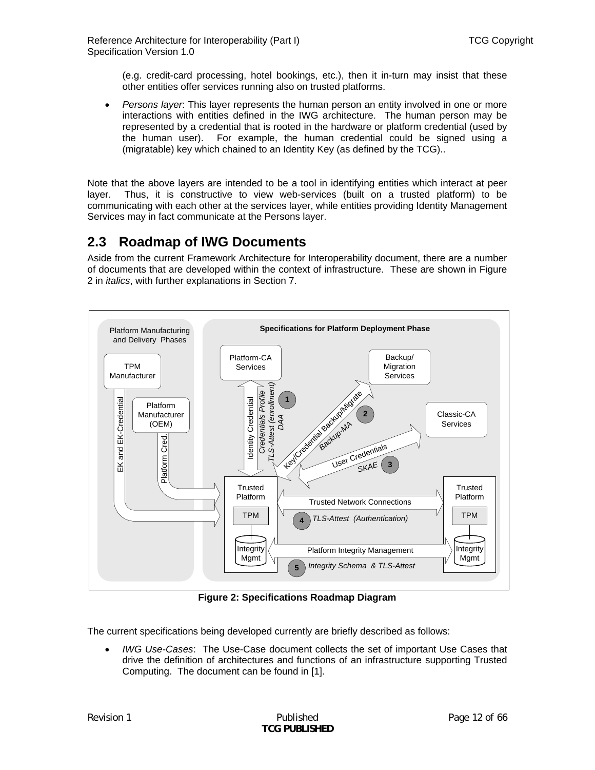(e.g. credit-card processing, hotel bookings, etc.), then it in-turn may insist that these other entities offer services running also on trusted platforms.

- *Persons layer*: This layer represents the human person an entity involved in one or more interactions with entities defined in the IWG architecture. The human person may be represented by a credential that is rooted in the hardware or platform credential (used by the human user). For example, the human credential could be signed using a (migratable) key which chained to an Identity Key (as defined by the TCG)..

Note that the above layers are intended to be a tool in identifying entities which interact at peer layer. Thus, it is constructive to view web-services (built on a trusted platform) to be communicating with each other at the services layer, while entities providing Identity Management Services may in fact communicate at the Persons layer.

## 2.3 Roadmap of IWG Documents

Aside from the current Framework Architecture for Interoperability document, there are a number of documents that are developed within the context of infrastructure. These are shown in Figure 2 in *italics*, with further explanations in Section 7.

**Figure 2: Specifications Roadmap Diagram**

The current specifications being developed currently are briefly described as follows:

- *IWG Use-Cases*: The Use-Case document collects the set of important Use Cases that drive the definition of architectures and functions of an infrastructure supporting Trusted Computing. The document can be found in [1].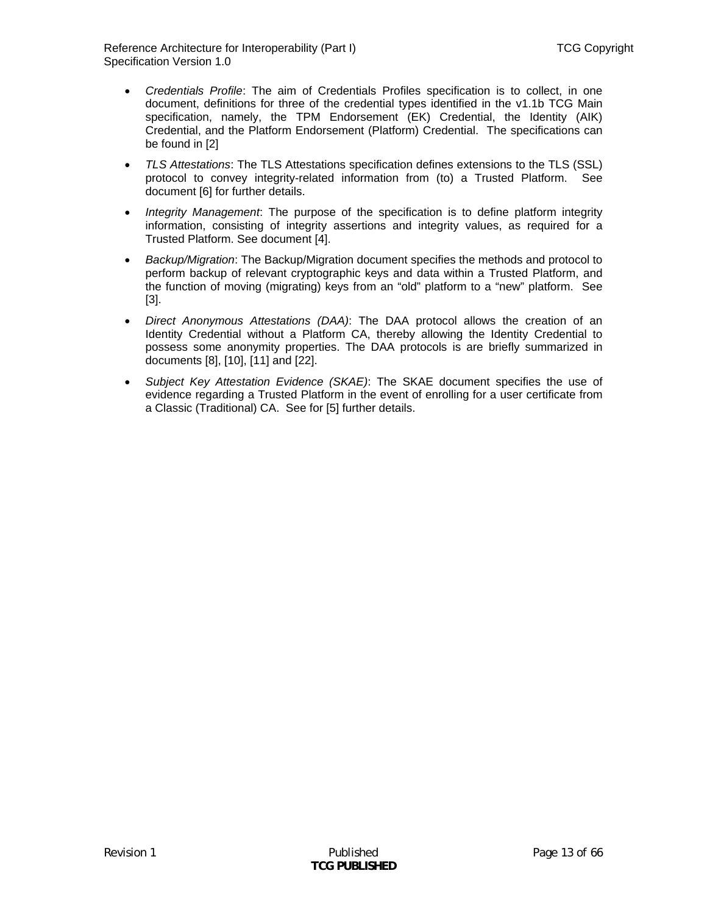- *Credentials Profile*: The aim of Credentials Profiles specification is to collect, in one document, definitions for three of the credential types identified in the v1.1b TCG Main specification, namely, the TPM Endorsement (EK) Credential, the Identity (AIK) Credential, and the Platform Endorsement (Platform) Credential. The specifications can be found in [2]

- *TLS Attestations*: The TLS Attestations specification defines extensions to the TLS (SSL) protocol to convey integrity-related information from (to) a Trusted Platform. See document [6] for further details.

- *Integrity Management*: The purpose of the specification is to define platform integrity information, consisting of integrity assertions and integrity values, as required for a Trusted Platform. See document [4].

- *Backup/Migration*: The Backup/Migration document specifies the methods and protocol to perform backup of relevant cryptographic keys and data within a Trusted Platform, and the function of moving (migrating) keys from an "old" platform to a "new" platform. See [3].

- *Direct Anonymous Attestations (DAA)*: The DAA protocol allows the creation of an Identity Credential without a Platform CA, thereby allowing the Identity Credential to possess some anonymity properties. The DAA protocols is are briefly summarized in documents [8], [10], [11] and [22].

- *Subject Key Attestation Evidence (SKAE)*: The SKAE document specifies the use of evidence regarding a Trusted Platform in the event of enrolling for a user certificate from a Classic (Traditional) CA. See for [5] further details.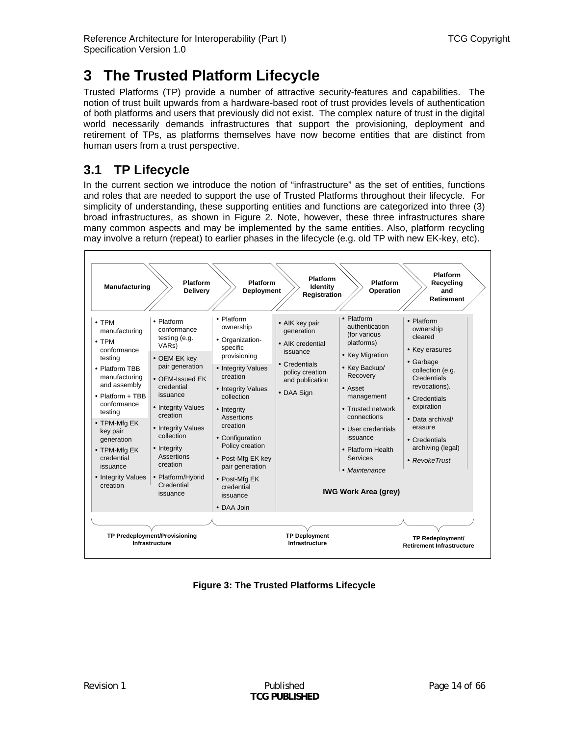# 3 The Trusted Platform Lifecycle

Trusted Platforms (TP) provide a number of attractive security-features and capabilities. The notion of trust built upwards from a hardware-based root of trust provides levels of authentication of both platforms and users that previously did not exist. The complex nature of trust in the digital world necessarily demands infrastructures that support the provisioning, deployment and retirement of TPs, as platforms themselves have now become entities that are distinct from human users from a trust perspective.

## 3.1 TP Lifecycle

In the current section we introduce the notion of "infrastructure" as the set of entities, functions and roles that are needed to support the use of Trusted Platforms throughout their lifecycle. For simplicity of understanding, these supporting entities and functions are categorized into three (3) broad infrastructures, as shown in Figure 2. Note, however, these three infrastructures share many common aspects and may be implemented by the same entities. Also, platform recycling may involve a return (repeat) to earlier phases in the lifecycle (e.g. old TP with new EK-key, etc).

| Manufacturing | Platform Delivery | Platform Deployment | Platform Identity Registration | Platform Operation | Platform Recycling and Retirement |
|---|---|---|---|---|---|
| • TPM manufacturing<br>• TPM conformance testing<br>• Platform TBB manufacturing and assembly<br>• Platform + TBB conformance testing<br>• TPM-Mfg EK key pair generation<br>• TPM-Mfg EK credential issuance<br>• Integrity Values creation | • Platform conformance testing (e.g. VARs)<br>• OEM EK key pair generation<br>• OEM-Issued EK credential issuance<br>• Integrity Values creation<br>• Integrity Values collection<br>• Integrity Assertions creation<br>• Platform/Hybrid Credential issuance | • Platform ownership<br>• Organization-specific provisioning<br>• Integrity Values creation<br>• Integrity Values collection<br>• Integrity Assertions creation<br>• Configuration Policy creation<br>• Post-Mfg EK key pair generation<br>• Post-Mfg EK credential issuance<br>• DAA Join | • AIK key pair generation<br>• AIK credential issuance<br>• Credentials policy creation and publication<br>• DAA Sign | • Platform authentication (for various platforms)<br>• Key Migration<br>• Key Backup/ Recovery<br>• Asset management<br>• Trusted network connections<br>• User credentials issuance<br>• Platform Health Services<br>• *Maintenance* | • Platform ownership cleared<br>• Key erasures<br>• Garbage collection (e.g. Credentials revocations).<br>• Credentials expiration<br>• Data archival/ erasure<br>• Credentials archiving (legal)<br>• *RevokeTrust* |

IWG Work Area (grey)

TP Predeployment/Provisioning Infrastructure — TP Deployment Infrastructure — TP Redeployment/ Retirement Infrastructure

**Figure 3: The Trusted Platforms Lifecycle**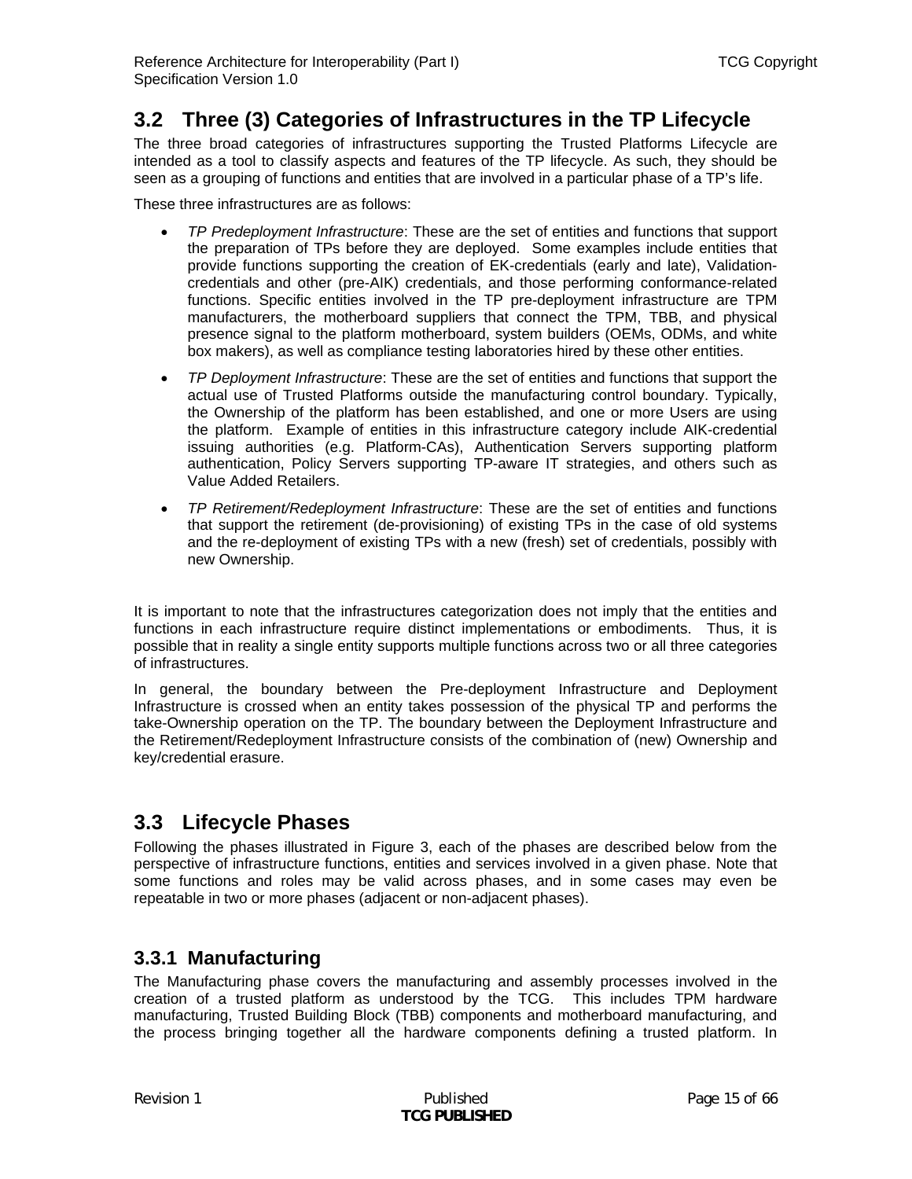## 3.2 Three (3) Categories of Infrastructures in the TP Lifecycle

The three broad categories of infrastructures supporting the Trusted Platforms Lifecycle are intended as a tool to classify aspects and features of the TP lifecycle. As such, they should be seen as a grouping of functions and entities that are involved in a particular phase of a TP's life.

These three infrastructures are as follows:

- *TP Predeployment Infrastructure*: These are the set of entities and functions that support the preparation of TPs before they are deployed. Some examples include entities that provide functions supporting the creation of EK-credentials (early and late), Validation-credentials and other (pre-AIK) credentials, and those performing conformance-related functions. Specific entities involved in the TP pre-deployment infrastructure are TPM manufacturers, the motherboard suppliers that connect the TPM, TBB, and physical presence signal to the platform motherboard, system builders (OEMs, ODMs, and white box makers), as well as compliance testing laboratories hired by these other entities.
- *TP Deployment Infrastructure*: These are the set of entities and functions that support the actual use of Trusted Platforms outside the manufacturing control boundary. Typically, the Ownership of the platform has been established, and one or more Users are using the platform. Example of entities in this infrastructure category include AIK-credential issuing authorities (e.g. Platform-CAs), Authentication Servers supporting platform authentication, Policy Servers supporting TP-aware IT strategies, and others such as Value Added Retailers.
- *TP Retirement/Redeployment Infrastructure*: These are the set of entities and functions that support the retirement (de-provisioning) of existing TPs in the case of old systems and the re-deployment of existing TPs with a new (fresh) set of credentials, possibly with new Ownership.

It is important to note that the infrastructures categorization does not imply that the entities and functions in each infrastructure require distinct implementations or embodiments. Thus, it is possible that in reality a single entity supports multiple functions across two or all three categories of infrastructures.

In general, the boundary between the Pre-deployment Infrastructure and Deployment Infrastructure is crossed when an entity takes possession of the physical TP and performs the take-Ownership operation on the TP. The boundary between the Deployment Infrastructure and the Retirement/Redeployment Infrastructure consists of the combination of (new) Ownership and key/credential erasure.

## 3.3 Lifecycle Phases

Following the phases illustrated in Figure 3, each of the phases are described below from the perspective of infrastructure functions, entities and services involved in a given phase. Note that some functions and roles may be valid across phases, and in some cases may even be repeatable in two or more phases (adjacent or non-adjacent phases).

### 3.3.1 Manufacturing

The Manufacturing phase covers the manufacturing and assembly processes involved in the creation of a trusted platform as understood by the TCG. This includes TPM hardware manufacturing, Trusted Building Block (TBB) components and motherboard manufacturing, and the process bringing together all the hardware components defining a trusted platform. In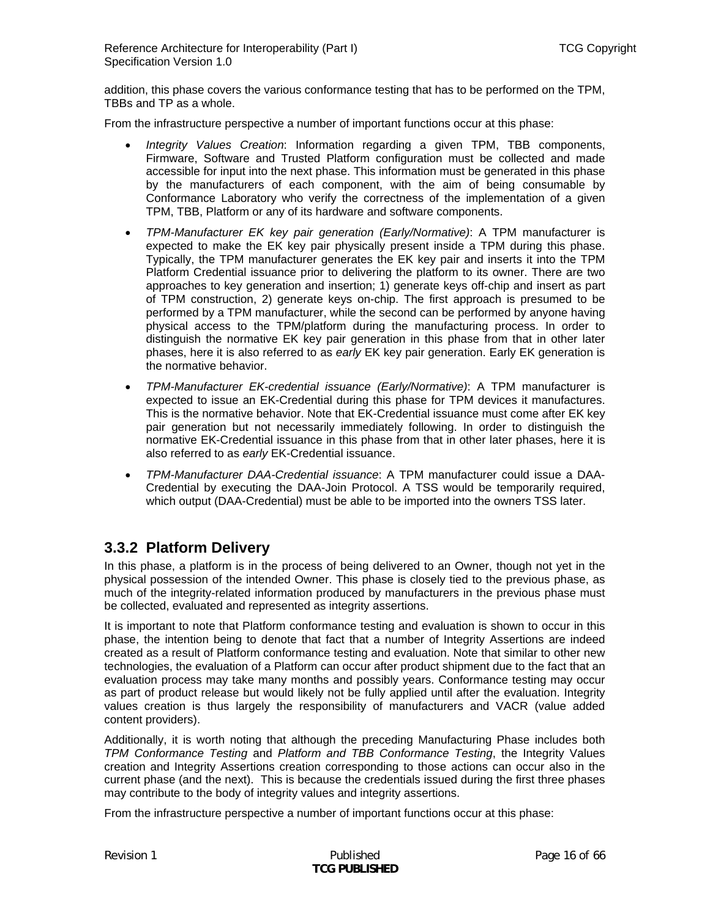addition, this phase covers the various conformance testing that has to be performed on the TPM, TBBs and TP as a whole.

From the infrastructure perspective a number of important functions occur at this phase:

- *Integrity Values Creation*: Information regarding a given TPM, TBB components, Firmware, Software and Trusted Platform configuration must be collected and made accessible for input into the next phase. This information must be generated in this phase by the manufacturers of each component, with the aim of being consumable by Conformance Laboratory who verify the correctness of the implementation of a given TPM, TBB, Platform or any of its hardware and software components.
- *TPM-Manufacturer EK key pair generation (Early/Normative)*: A TPM manufacturer is expected to make the EK key pair physically present inside a TPM during this phase. Typically, the TPM manufacturer generates the EK key pair and inserts it into the TPM Platform Credential issuance prior to delivering the platform to its owner. There are two approaches to key generation and insertion; 1) generate keys off-chip and insert as part of TPM construction, 2) generate keys on-chip. The first approach is presumed to be performed by a TPM manufacturer, while the second can be performed by anyone having physical access to the TPM/platform during the manufacturing process. In order to distinguish the normative EK key pair generation in this phase from that in other later phases, here it is also referred to as *early* EK key pair generation. Early EK generation is the normative behavior.
- *TPM-Manufacturer EK-credential issuance (Early/Normative)*: A TPM manufacturer is expected to issue an EK-Credential during this phase for TPM devices it manufactures. This is the normative behavior. Note that EK-Credential issuance must come after EK key pair generation but not necessarily immediately following. In order to distinguish the normative EK-Credential issuance in this phase from that in other later phases, here it is also referred to as *early* EK-Credential issuance.
- *TPM-Manufacturer DAA-Credential issuance*: A TPM manufacturer could issue a DAA-Credential by executing the DAA-Join Protocol. A TSS would be temporarily required, which output (DAA-Credential) must be able to be imported into the owners TSS later.

### 3.3.2 Platform Delivery

In this phase, a platform is in the process of being delivered to an Owner, though not yet in the physical possession of the intended Owner. This phase is closely tied to the previous phase, as much of the integrity-related information produced by manufacturers in the previous phase must be collected, evaluated and represented as integrity assertions.

It is important to note that Platform conformance testing and evaluation is shown to occur in this phase, the intention being to denote that fact that a number of Integrity Assertions are indeed created as a result of Platform conformance testing and evaluation. Note that similar to other new technologies, the evaluation of a Platform can occur after product shipment due to the fact that an evaluation process may take many months and possibly years. Conformance testing may occur as part of product release but would likely not be fully applied until after the evaluation. Integrity values creation is thus largely the responsibility of manufacturers and VACR (value added content providers).

Additionally, it is worth noting that although the preceding Manufacturing Phase includes both *TPM Conformance Testing* and *Platform and TBB Conformance Testing*, the Integrity Values creation and Integrity Assertions creation corresponding to those actions can occur also in the current phase (and the next). This is because the credentials issued during the first three phases may contribute to the body of integrity values and integrity assertions.

From the infrastructure perspective a number of important functions occur at this phase: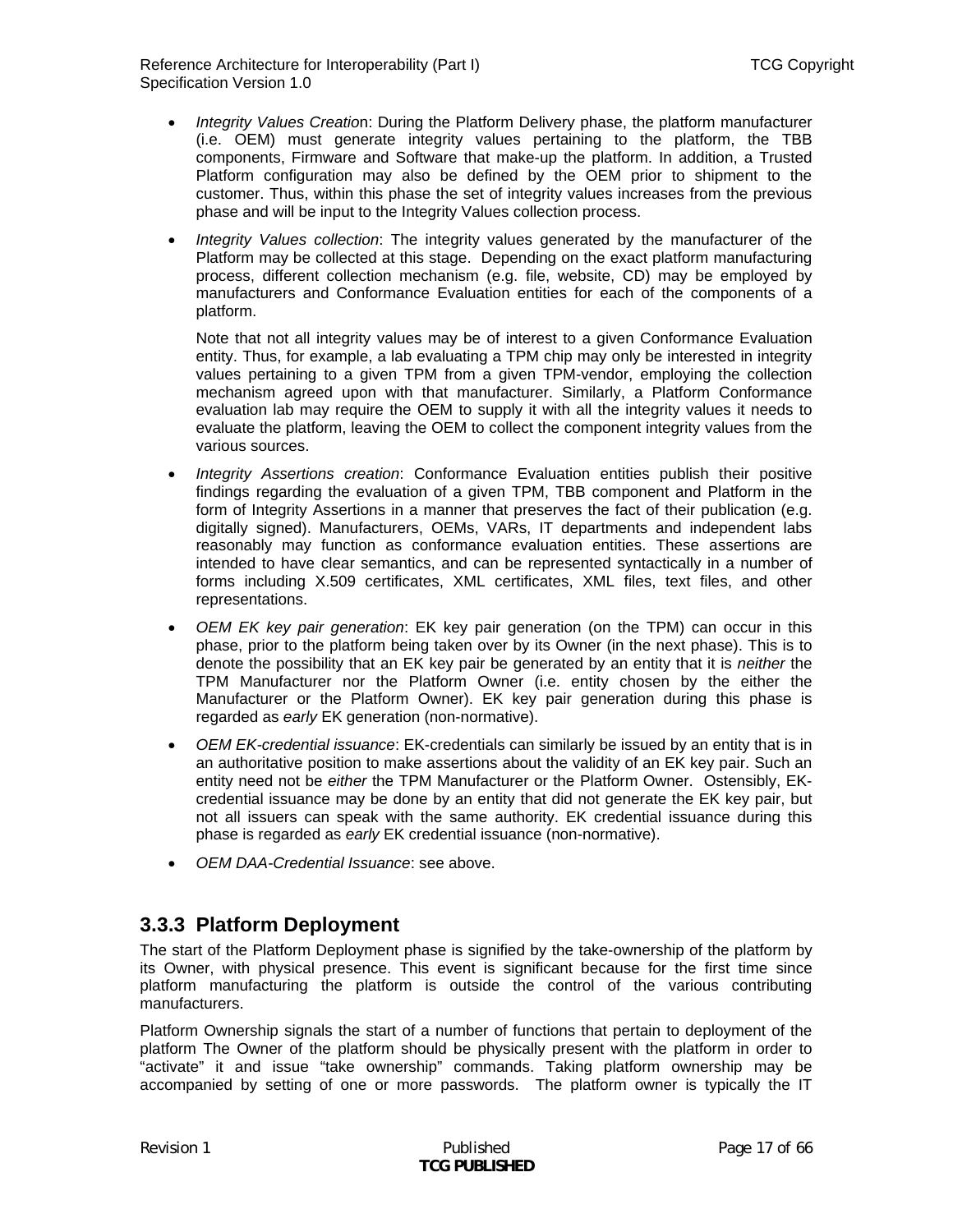- *Integrity Values Creation*: During the Platform Delivery phase, the platform manufacturer (i.e. OEM) must generate integrity values pertaining to the platform, the TBB components, Firmware and Software that make-up the platform. In addition, a Trusted Platform configuration may also be defined by the OEM prior to shipment to the customer. Thus, within this phase the set of integrity values increases from the previous phase and will be input to the Integrity Values collection process.

- *Integrity Values collection*: The integrity values generated by the manufacturer of the Platform may be collected at this stage. Depending on the exact platform manufacturing process, different collection mechanism (e.g. file, website, CD) may be employed by manufacturers and Conformance Evaluation entities for each of the components of a platform.

  Note that not all integrity values may be of interest to a given Conformance Evaluation entity. Thus, for example, a lab evaluating a TPM chip may only be interested in integrity values pertaining to a given TPM from a given TPM-vendor, employing the collection mechanism agreed upon with that manufacturer. Similarly, a Platform Conformance evaluation lab may require the OEM to supply it with all the integrity values it needs to evaluate the platform, leaving the OEM to collect the component integrity values from the various sources.

- *Integrity Assertions creation*: Conformance Evaluation entities publish their positive findings regarding the evaluation of a given TPM, TBB component and Platform in the form of Integrity Assertions in a manner that preserves the fact of their publication (e.g. digitally signed). Manufacturers, OEMs, VARs, IT departments and independent labs reasonably may function as conformance evaluation entities. These assertions are intended to have clear semantics, and can be represented syntactically in a number of forms including X.509 certificates, XML certificates, XML files, text files, and other representations.

- *OEM EK key pair generation*: EK key pair generation (on the TPM) can occur in this phase, prior to the platform being taken over by its Owner (in the next phase). This is to denote the possibility that an EK key pair be generated by an entity that it is *neither* the TPM Manufacturer nor the Platform Owner (i.e. entity chosen by the either the Manufacturer or the Platform Owner). EK key pair generation during this phase is regarded as *early* EK generation (non-normative).

- *OEM EK-credential issuance*: EK-credentials can similarly be issued by an entity that is in an authoritative position to make assertions about the validity of an EK key pair. Such an entity need not be *either* the TPM Manufacturer or the Platform Owner. Ostensibly, EK-credential issuance may be done by an entity that did not generate the EK key pair, but not all issuers can speak with the same authority. EK credential issuance during this phase is regarded as *early* EK credential issuance (non-normative).

- *OEM DAA-Credential Issuance*: see above.

### 3.3.3 Platform Deployment

The start of the Platform Deployment phase is signified by the take-ownership of the platform by its Owner, with physical presence. This event is significant because for the first time since platform manufacturing the platform is outside the control of the various contributing manufacturers.

Platform Ownership signals the start of a number of functions that pertain to deployment of the platform The Owner of the platform should be physically present with the platform in order to "activate" it and issue "take ownership" commands. Taking platform ownership may be accompanied by setting of one or more passwords. The platform owner is typically the IT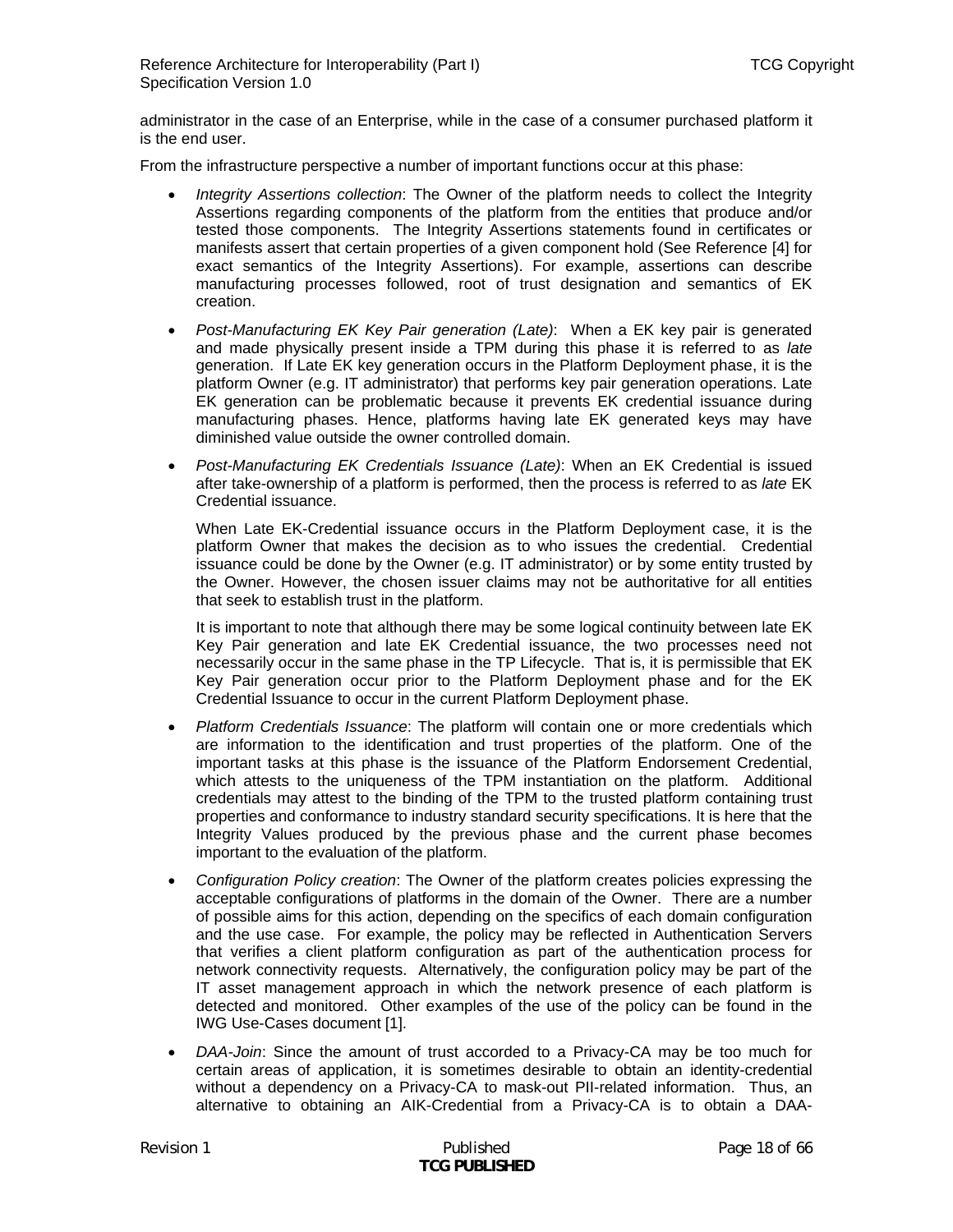administrator in the case of an Enterprise, while in the case of a consumer purchased platform it is the end user.

From the infrastructure perspective a number of important functions occur at this phase:

- *Integrity Assertions collection*: The Owner of the platform needs to collect the Integrity Assertions regarding components of the platform from the entities that produce and/or tested those components. The Integrity Assertions statements found in certificates or manifests assert that certain properties of a given component hold (See Reference [4] for exact semantics of the Integrity Assertions). For example, assertions can describe manufacturing processes followed, root of trust designation and semantics of EK creation.
- *Post-Manufacturing EK Key Pair generation (Late)*: When a EK key pair is generated and made physically present inside a TPM during this phase it is referred to as *late* generation. If Late EK key generation occurs in the Platform Deployment phase, it is the platform Owner (e.g. IT administrator) that performs key pair generation operations. Late EK generation can be problematic because it prevents EK credential issuance during manufacturing phases. Hence, platforms having late EK generated keys may have diminished value outside the owner controlled domain.
- *Post-Manufacturing EK Credentials Issuance (Late)*: When an EK Credential is issued after take-ownership of a platform is performed, then the process is referred to as *late* EK Credential issuance.

  When Late EK-Credential issuance occurs in the Platform Deployment case, it is the platform Owner that makes the decision as to who issues the credential. Credential issuance could be done by the Owner (e.g. IT administrator) or by some entity trusted by the Owner. However, the chosen issuer claims may not be authoritative for all entities that seek to establish trust in the platform.

  It is important to note that although there may be some logical continuity between late EK Key Pair generation and late EK Credential issuance, the two processes need not necessarily occur in the same phase in the TP Lifecycle. That is, it is permissible that EK Key Pair generation occur prior to the Platform Deployment phase and for the EK Credential Issuance to occur in the current Platform Deployment phase.
- *Platform Credentials Issuance*: The platform will contain one or more credentials which are information to the identification and trust properties of the platform. One of the important tasks at this phase is the issuance of the Platform Endorsement Credential, which attests to the uniqueness of the TPM instantiation on the platform. Additional credentials may attest to the binding of the TPM to the trusted platform containing trust properties and conformance to industry standard security specifications. It is here that the Integrity Values produced by the previous phase and the current phase becomes important to the evaluation of the platform.
- *Configuration Policy creation*: The Owner of the platform creates policies expressing the acceptable configurations of platforms in the domain of the Owner. There are a number of possible aims for this action, depending on the specifics of each domain configuration and the use case. For example, the policy may be reflected in Authentication Servers that verifies a client platform configuration as part of the authentication process for network connectivity requests. Alternatively, the configuration policy may be part of the IT asset management approach in which the network presence of each platform is detected and monitored. Other examples of the use of the policy can be found in the IWG Use-Cases document [1].
- *DAA-Join*: Since the amount of trust accorded to a Privacy-CA may be too much for certain areas of application, it is sometimes desirable to obtain an identity-credential without a dependency on a Privacy-CA to mask-out PII-related information. Thus, an alternative to obtaining an AIK-Credential from a Privacy-CA is to obtain a DAA-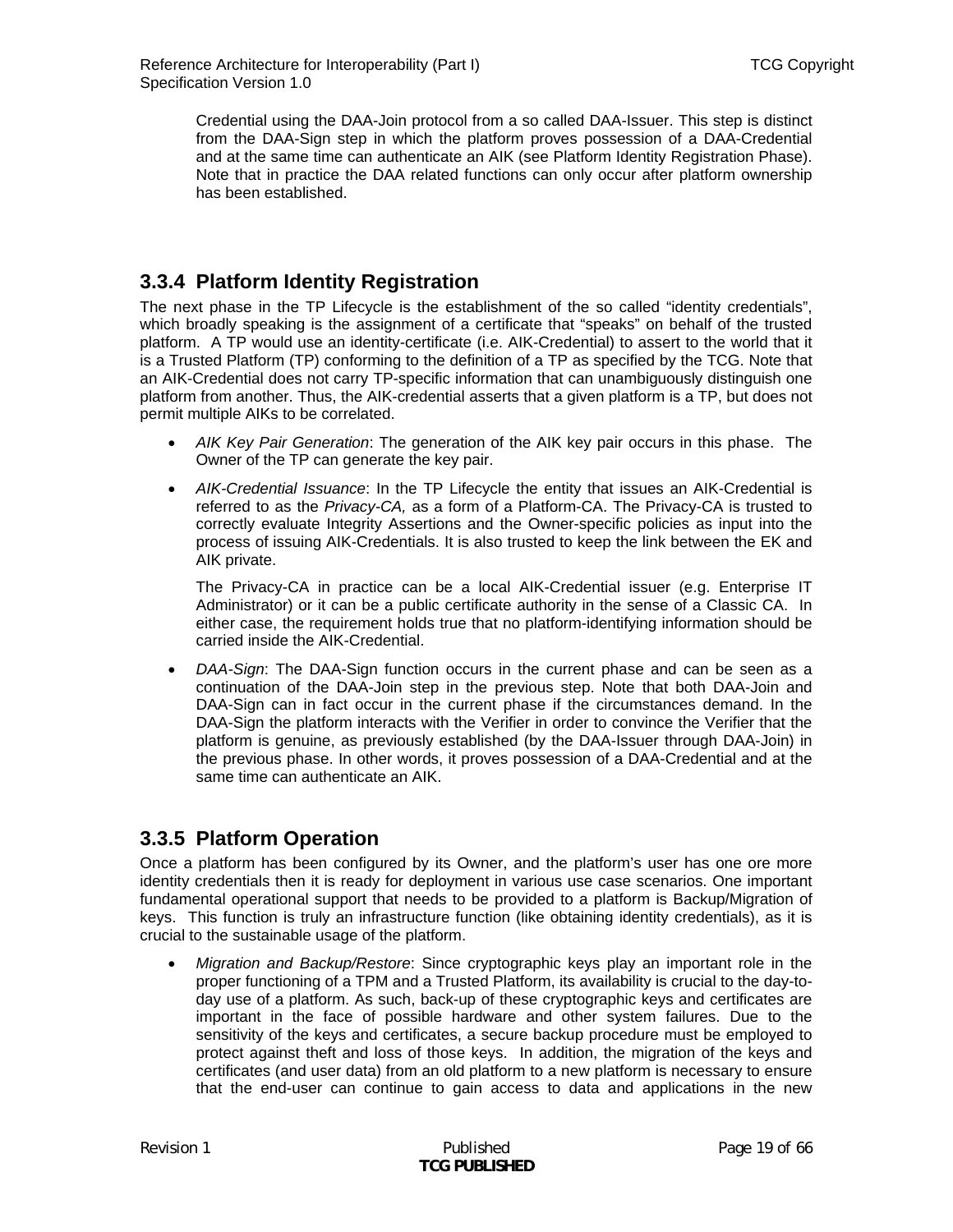Credential using the DAA-Join protocol from a so called DAA-Issuer. This step is distinct from the DAA-Sign step in which the platform proves possession of a DAA-Credential and at the same time can authenticate an AIK (see Platform Identity Registration Phase). Note that in practice the DAA related functions can only occur after platform ownership has been established.

### 3.3.4 Platform Identity Registration

The next phase in the TP Lifecycle is the establishment of the so called "identity credentials", which broadly speaking is the assignment of a certificate that "speaks" on behalf of the trusted platform. A TP would use an identity-certificate (i.e. AIK-Credential) to assert to the world that it is a Trusted Platform (TP) conforming to the definition of a TP as specified by the TCG. Note that an AIK-Credential does not carry TP-specific information that can unambiguously distinguish one platform from another. Thus, the AIK-credential asserts that a given platform is a TP, but does not permit multiple AIKs to be correlated.

- *AIK Key Pair Generation*: The generation of the AIK key pair occurs in this phase. The Owner of the TP can generate the key pair.
- *AIK-Credential Issuance*: In the TP Lifecycle the entity that issues an AIK-Credential is referred to as the *Privacy-CA,* as a form of a Platform-CA. The Privacy-CA is trusted to correctly evaluate Integrity Assertions and the Owner-specific policies as input into the process of issuing AIK-Credentials. It is also trusted to keep the link between the EK and AIK private.

  The Privacy-CA in practice can be a local AIK-Credential issuer (e.g. Enterprise IT Administrator) or it can be a public certificate authority in the sense of a Classic CA. In either case, the requirement holds true that no platform-identifying information should be carried inside the AIK-Credential.
- *DAA-Sign*: The DAA-Sign function occurs in the current phase and can be seen as a continuation of the DAA-Join step in the previous step. Note that both DAA-Join and DAA-Sign can in fact occur in the current phase if the circumstances demand. In the DAA-Sign the platform interacts with the Verifier in order to convince the Verifier that the platform is genuine, as previously established (by the DAA-Issuer through DAA-Join) in the previous phase. In other words, it proves possession of a DAA-Credential and at the same time can authenticate an AIK.

### 3.3.5 Platform Operation

Once a platform has been configured by its Owner, and the platform's user has one ore more identity credentials then it is ready for deployment in various use case scenarios. One important fundamental operational support that needs to be provided to a platform is Backup/Migration of keys. This function is truly an infrastructure function (like obtaining identity credentials), as it is crucial to the sustainable usage of the platform.

- *Migration and Backup/Restore*: Since cryptographic keys play an important role in the proper functioning of a TPM and a Trusted Platform, its availability is crucial to the day-to-day use of a platform. As such, back-up of these cryptographic keys and certificates are important in the face of possible hardware and other system failures. Due to the sensitivity of the keys and certificates, a secure backup procedure must be employed to protect against theft and loss of those keys. In addition, the migration of the keys and certificates (and user data) from an old platform to a new platform is necessary to ensure that the end-user can continue to gain access to data and applications in the new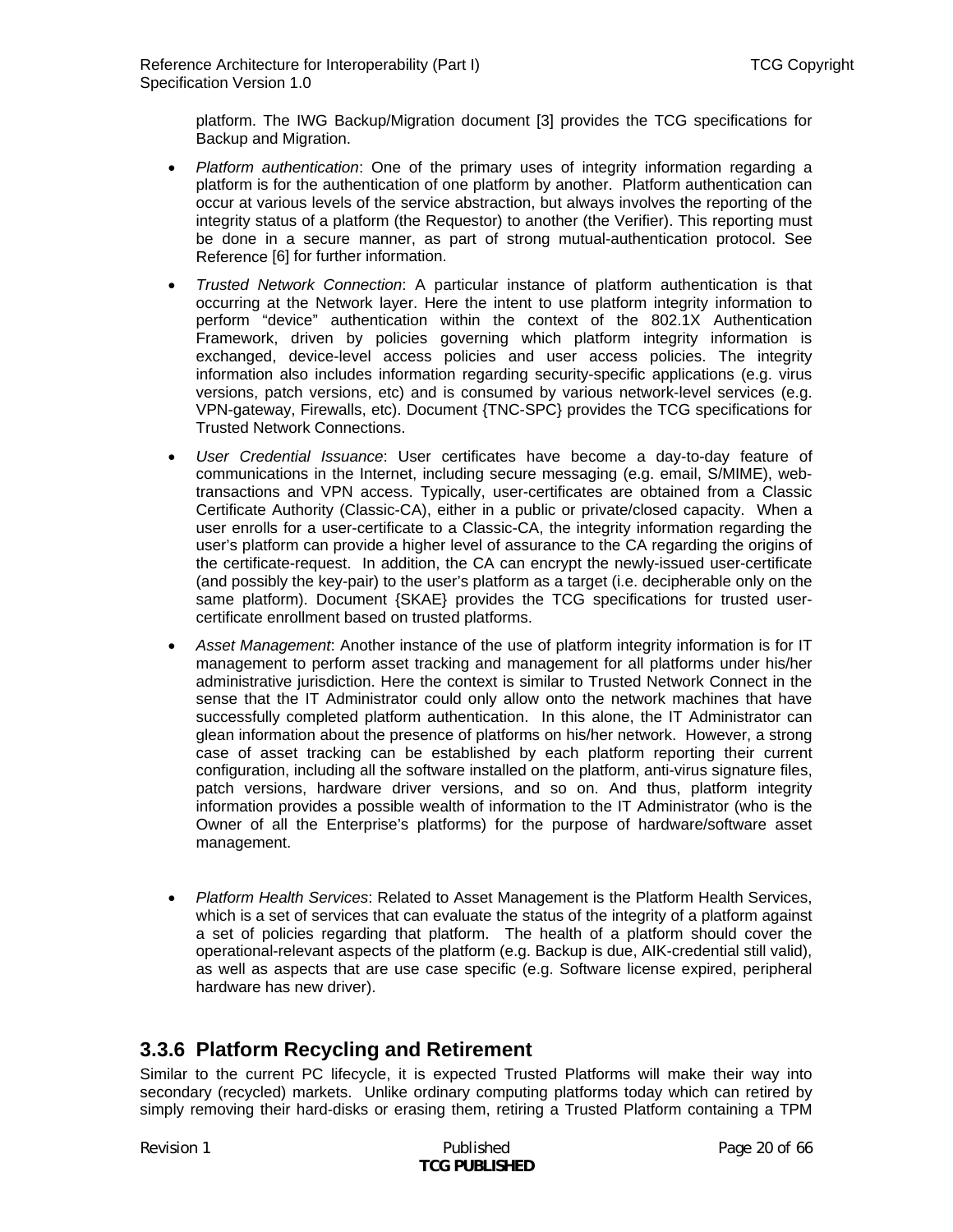platform. The IWG Backup/Migration document [3] provides the TCG specifications for Backup and Migration.

- *Platform authentication*: One of the primary uses of integrity information regarding a platform is for the authentication of one platform by another. Platform authentication can occur at various levels of the service abstraction, but always involves the reporting of the integrity status of a platform (the Requestor) to another (the Verifier). This reporting must be done in a secure manner, as part of strong mutual-authentication protocol. See Reference [6] for further information.

- *Trusted Network Connection*: A particular instance of platform authentication is that occurring at the Network layer. Here the intent to use platform integrity information to perform "device" authentication within the context of the 802.1X Authentication Framework, driven by policies governing which platform integrity information is exchanged, device-level access policies and user access policies. The integrity information also includes information regarding security-specific applications (e.g. virus versions, patch versions, etc) and is consumed by various network-level services (e.g. VPN-gateway, Firewalls, etc). Document {TNC-SPC} provides the TCG specifications for Trusted Network Connections.

- *User Credential Issuance*: User certificates have become a day-to-day feature of communications in the Internet, including secure messaging (e.g. email, S/MIME), web-transactions and VPN access. Typically, user-certificates are obtained from a Classic Certificate Authority (Classic-CA), either in a public or private/closed capacity. When a user enrolls for a user-certificate to a Classic-CA, the integrity information regarding the user's platform can provide a higher level of assurance to the CA regarding the origins of the certificate-request. In addition, the CA can encrypt the newly-issued user-certificate (and possibly the key-pair) to the user's platform as a target (i.e. decipherable only on the same platform). Document {SKAE} provides the TCG specifications for trusted user-certificate enrollment based on trusted platforms.

- *Asset Management*: Another instance of the use of platform integrity information is for IT management to perform asset tracking and management for all platforms under his/her administrative jurisdiction. Here the context is similar to Trusted Network Connect in the sense that the IT Administrator could only allow onto the network machines that have successfully completed platform authentication. In this alone, the IT Administrator can glean information about the presence of platforms on his/her network. However, a strong case of asset tracking can be established by each platform reporting their current configuration, including all the software installed on the platform, anti-virus signature files, patch versions, hardware driver versions, and so on. And thus, platform integrity information provides a possible wealth of information to the IT Administrator (who is the Owner of all the Enterprise's platforms) for the purpose of hardware/software asset management.

- *Platform Health Services*: Related to Asset Management is the Platform Health Services, which is a set of services that can evaluate the status of the integrity of a platform against a set of policies regarding that platform. The health of a platform should cover the operational-relevant aspects of the platform (e.g. Backup is due, AIK-credential still valid), as well as aspects that are use case specific (e.g. Software license expired, peripheral hardware has new driver).

### 3.3.6 Platform Recycling and Retirement

Similar to the current PC lifecycle, it is expected Trusted Platforms will make their way into secondary (recycled) markets. Unlike ordinary computing platforms today which can retired by simply removing their hard-disks or erasing them, retiring a Trusted Platform containing a TPM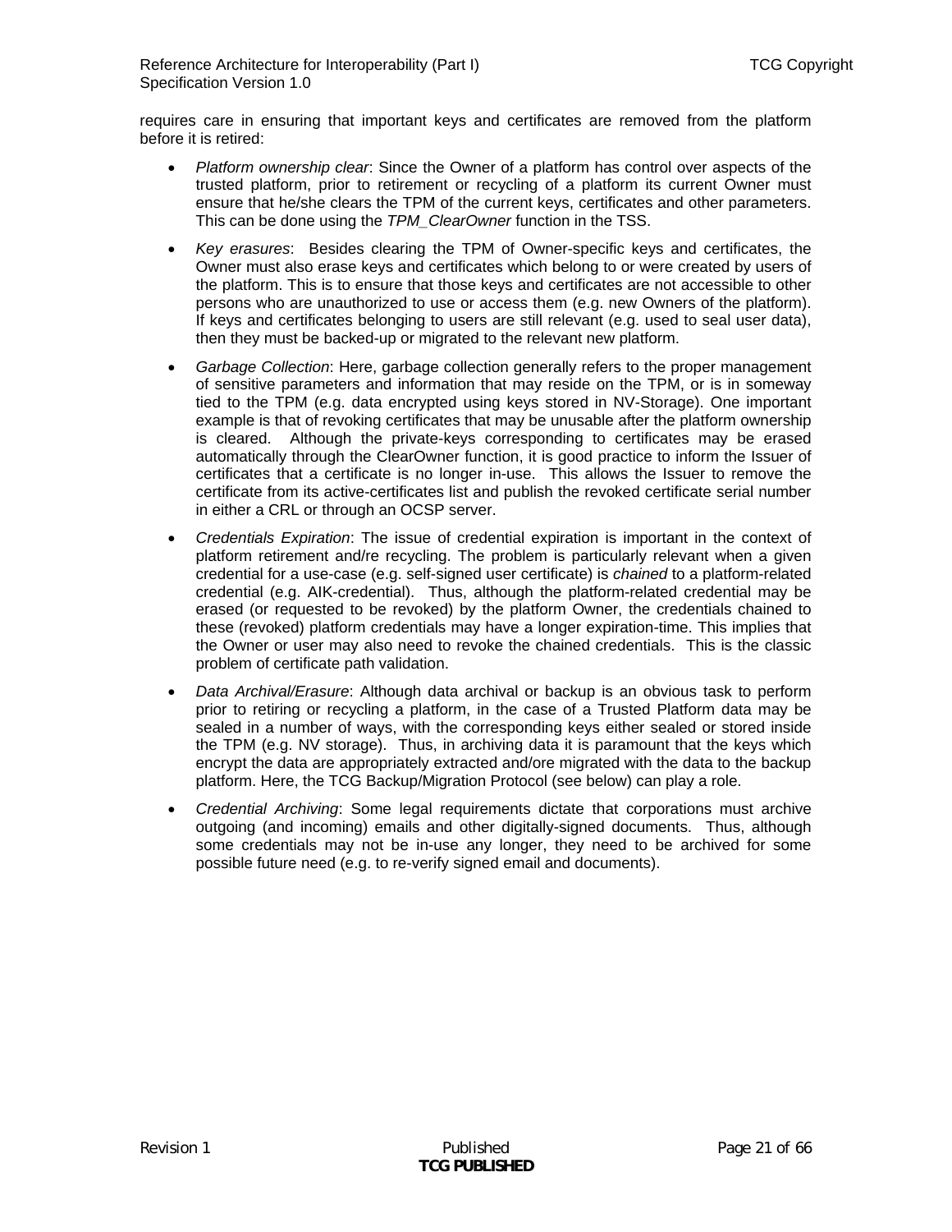requires care in ensuring that important keys and certificates are removed from the platform before it is retired:

- *Platform ownership clear*: Since the Owner of a platform has control over aspects of the trusted platform, prior to retirement or recycling of a platform its current Owner must ensure that he/she clears the TPM of the current keys, certificates and other parameters. This can be done using the *TPM_ClearOwner* function in the TSS.
- *Key erasures*: Besides clearing the TPM of Owner-specific keys and certificates, the Owner must also erase keys and certificates which belong to or were created by users of the platform. This is to ensure that those keys and certificates are not accessible to other persons who are unauthorized to use or access them (e.g. new Owners of the platform). If keys and certificates belonging to users are still relevant (e.g. used to seal user data), then they must be backed-up or migrated to the relevant new platform.
- *Garbage Collection*: Here, garbage collection generally refers to the proper management of sensitive parameters and information that may reside on the TPM, or is in someway tied to the TPM (e.g. data encrypted using keys stored in NV-Storage). One important example is that of revoking certificates that may be unusable after the platform ownership is cleared. Although the private-keys corresponding to certificates may be erased automatically through the ClearOwner function, it is good practice to inform the Issuer of certificates that a certificate is no longer in-use. This allows the Issuer to remove the certificate from its active-certificates list and publish the revoked certificate serial number in either a CRL or through an OCSP server.
- *Credentials Expiration*: The issue of credential expiration is important in the context of platform retirement and/re recycling. The problem is particularly relevant when a given credential for a use-case (e.g. self-signed user certificate) is *chained* to a platform-related credential (e.g. AIK-credential). Thus, although the platform-related credential may be erased (or requested to be revoked) by the platform Owner, the credentials chained to these (revoked) platform credentials may have a longer expiration-time. This implies that the Owner or user may also need to revoke the chained credentials. This is the classic problem of certificate path validation.
- *Data Archival/Erasure*: Although data archival or backup is an obvious task to perform prior to retiring or recycling a platform, in the case of a Trusted Platform data may be sealed in a number of ways, with the corresponding keys either sealed or stored inside the TPM (e.g. NV storage). Thus, in archiving data it is paramount that the keys which encrypt the data are appropriately extracted and/ore migrated with the data to the backup platform. Here, the TCG Backup/Migration Protocol (see below) can play a role.
- *Credential Archiving*: Some legal requirements dictate that corporations must archive outgoing (and incoming) emails and other digitally-signed documents. Thus, although some credentials may not be in-use any longer, they need to be archived for some possible future need (e.g. to re-verify signed email and documents).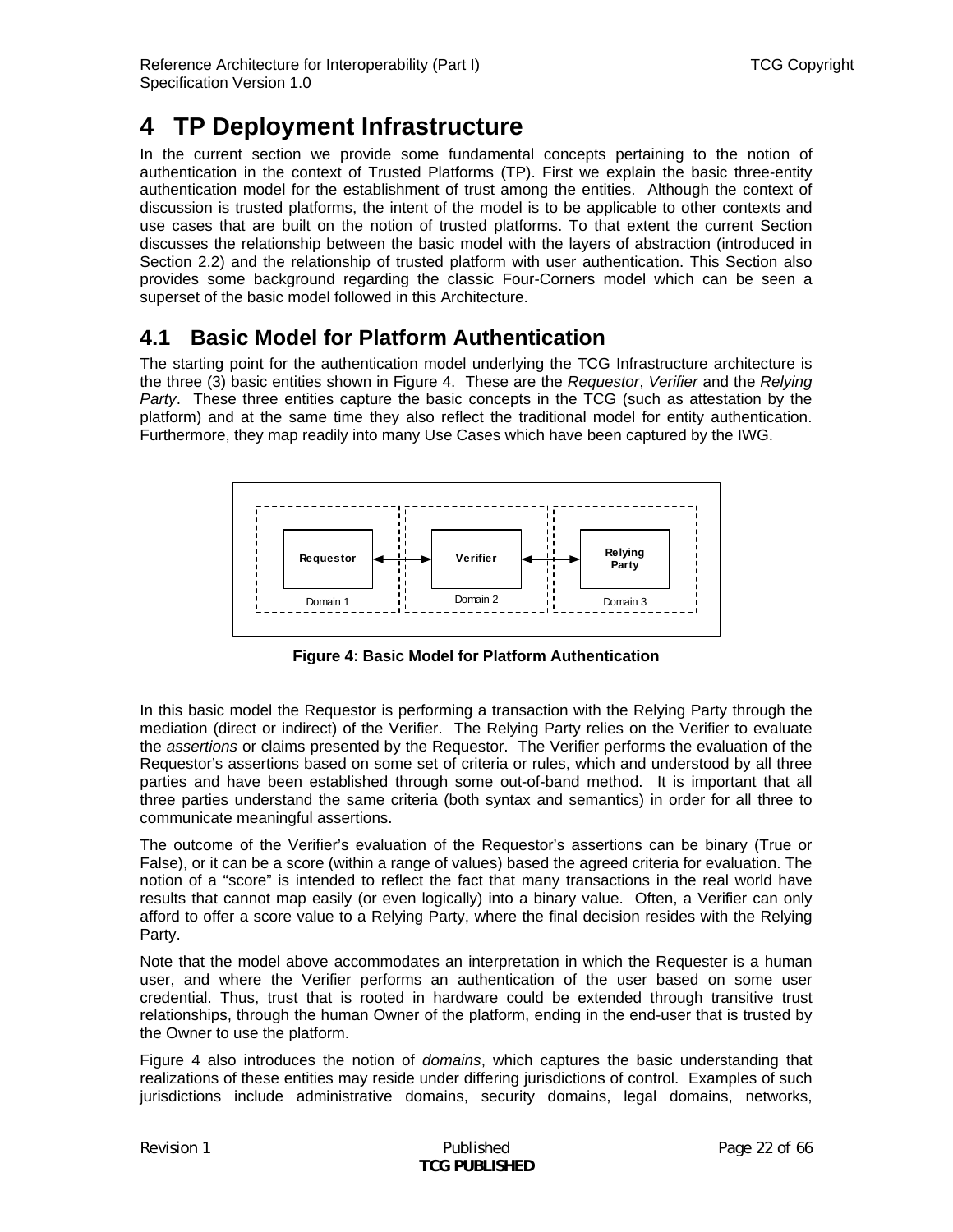# 4 TP Deployment Infrastructure

In the current section we provide some fundamental concepts pertaining to the notion of authentication in the context of Trusted Platforms (TP). First we explain the basic three-entity authentication model for the establishment of trust among the entities. Although the context of discussion is trusted platforms, the intent of the model is to be applicable to other contexts and use cases that are built on the notion of trusted platforms. To that extent the current Section discusses the relationship between the basic model with the layers of abstraction (introduced in Section 2.2) and the relationship of trusted platform with user authentication. This Section also provides some background regarding the classic Four-Corners model which can be seen a superset of the basic model followed in this Architecture.

## 4.1 Basic Model for Platform Authentication

The starting point for the authentication model underlying the TCG Infrastructure architecture is the three (3) basic entities shown in Figure 4. These are the *Requestor*, *Verifier* and the *Relying Party*. These three entities capture the basic concepts in the TCG (such as attestation by the platform) and at the same time they also reflect the traditional model for entity authentication. Furthermore, they map readily into many Use Cases which have been captured by the IWG.

Requestor | Verifier | Relying Party

Domain 1 | Domain 2 | Domain 3

**Figure 4: Basic Model for Platform Authentication**

In this basic model the Requestor is performing a transaction with the Relying Party through the mediation (direct or indirect) of the Verifier. The Relying Party relies on the Verifier to evaluate the *assertions* or claims presented by the Requestor. The Verifier performs the evaluation of the Requestor's assertions based on some set of criteria or rules, which and understood by all three parties and have been established through some out-of-band method. It is important that all three parties understand the same criteria (both syntax and semantics) in order for all three to communicate meaningful assertions.

The outcome of the Verifier's evaluation of the Requestor's assertions can be binary (True or False), or it can be a score (within a range of values) based the agreed criteria for evaluation. The notion of a "score" is intended to reflect the fact that many transactions in the real world have results that cannot map easily (or even logically) into a binary value. Often, a Verifier can only afford to offer a score value to a Relying Party, where the final decision resides with the Relying Party.

Note that the model above accommodates an interpretation in which the Requester is a human user, and where the Verifier performs an authentication of the user based on some user credential. Thus, trust that is rooted in hardware could be extended through transitive trust relationships, through the human Owner of the platform, ending in the end-user that is trusted by the Owner to use the platform.

Figure 4 also introduces the notion of *domains*, which captures the basic understanding that realizations of these entities may reside under differing jurisdictions of control. Examples of such jurisdictions include administrative domains, security domains, legal domains, networks,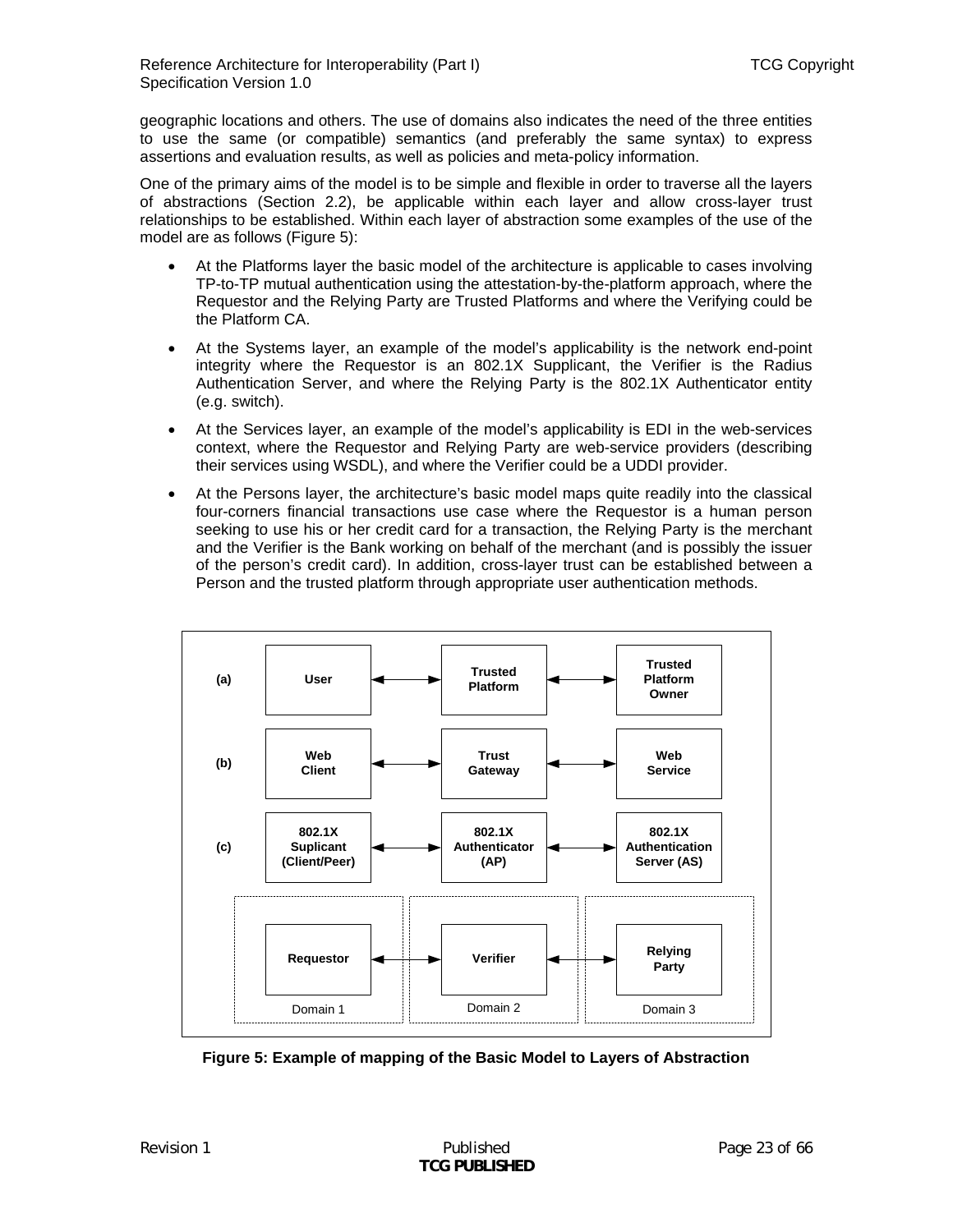geographic locations and others. The use of domains also indicates the need of the three entities to use the same (or compatible) semantics (and preferably the same syntax) to express assertions and evaluation results, as well as policies and meta-policy information.

One of the primary aims of the model is to be simple and flexible in order to traverse all the layers of abstractions (Section 2.2), be applicable within each layer and allow cross-layer trust relationships to be established. Within each layer of abstraction some examples of the use of the model are as follows (Figure 5):

- At the Platforms layer the basic model of the architecture is applicable to cases involving TP-to-TP mutual authentication using the attestation-by-the-platform approach, where the Requestor and the Relying Party are Trusted Platforms and where the Verifying could be the Platform CA.
- At the Systems layer, an example of the model's applicability is the network end-point integrity where the Requestor is an 802.1X Supplicant, the Verifier is the Radius Authentication Server, and where the Relying Party is the 802.1X Authenticator entity (e.g. switch).
- At the Services layer, an example of the model's applicability is EDI in the web-services context, where the Requestor and Relying Party are web-service providers (describing their services using WSDL), and where the Verifier could be a UDDI provider.
- At the Persons layer, the architecture's basic model maps quite readily into the classical four-corners financial transactions use case where the Requestor is a human person seeking to use his or her credit card for a transaction, the Relying Party is the merchant and the Verifier is the Bank working on behalf of the merchant (and is possibly the issuer of the person's credit card). In addition, cross-layer trust can be established between a Person and the trusted platform through appropriate user authentication methods.

(a) User ↔ Trusted Platform ↔ Trusted Platform Owner

(b) Web Client ↔ Trust Gateway ↔ Web Service

(c) 802.1X Suplicant (Client/Peer) ↔ 802.1X Authenticator (AP) ↔ 802.1X Authentication Server (AS)

Requestor (Domain 1) ↔ Verifier (Domain 2) ↔ Relying Party (Domain 3)

**Figure 5: Example of mapping of the Basic Model to Layers of Abstraction**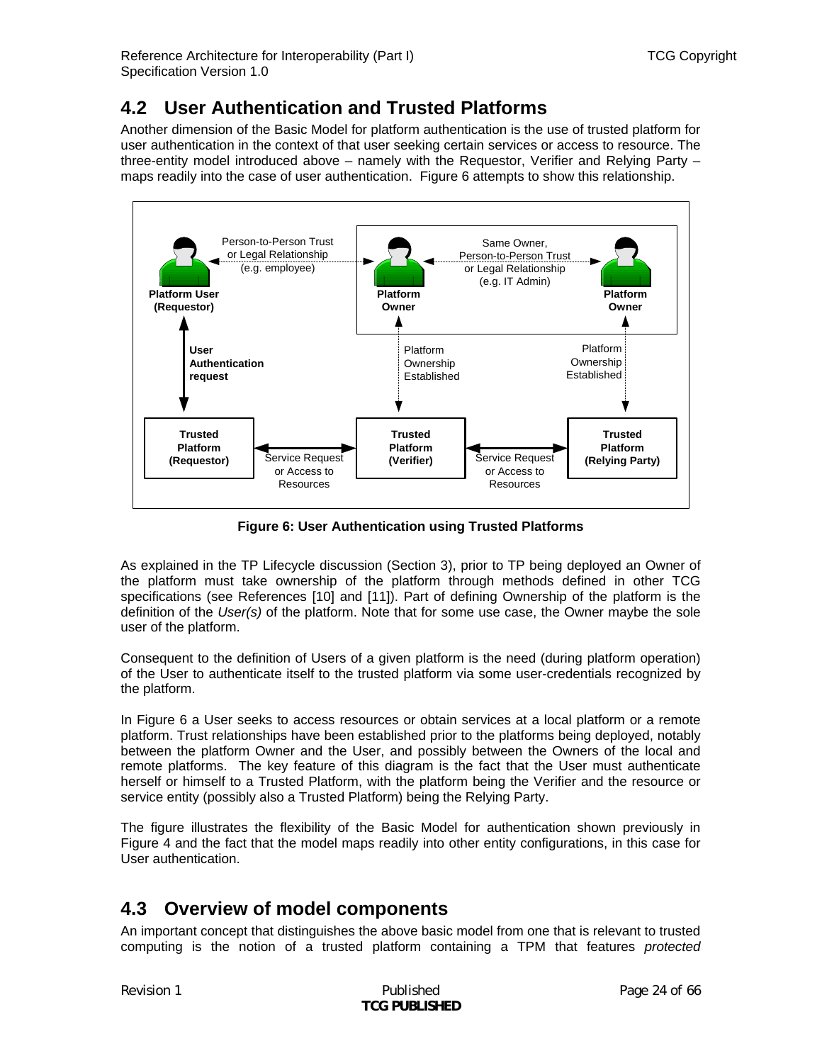## 4.2 User Authentication and Trusted Platforms

Another dimension of the Basic Model for platform authentication is the use of trusted platform for user authentication in the context of that user seeking certain services or access to resource. The three-entity model introduced above – namely with the Requestor, Verifier and Relying Party – maps readily into the case of user authentication. Figure 6 attempts to show this relationship.

**Figure 6: User Authentication using Trusted Platforms**

As explained in the TP Lifecycle discussion (Section 3), prior to TP being deployed an Owner of the platform must take ownership of the platform through methods defined in other TCG specifications (see References [10] and [11]). Part of defining Ownership of the platform is the definition of the *User(s)* of the platform. Note that for some use case, the Owner maybe the sole user of the platform.

Consequent to the definition of Users of a given platform is the need (during platform operation) of the User to authenticate itself to the trusted platform via some user-credentials recognized by the platform.

In Figure 6 a User seeks to access resources or obtain services at a local platform or a remote platform. Trust relationships have been established prior to the platforms being deployed, notably between the platform Owner and the User, and possibly between the Owners of the local and remote platforms. The key feature of this diagram is the fact that the User must authenticate herself or himself to a Trusted Platform, with the platform being the Verifier and the resource or service entity (possibly also a Trusted Platform) being the Relying Party.

The figure illustrates the flexibility of the Basic Model for authentication shown previously in Figure 4 and the fact that the model maps readily into other entity configurations, in this case for User authentication.

## 4.3 Overview of model components

An important concept that distinguishes the above basic model from one that is relevant to trusted computing is the notion of a trusted platform containing a TPM that features *protected*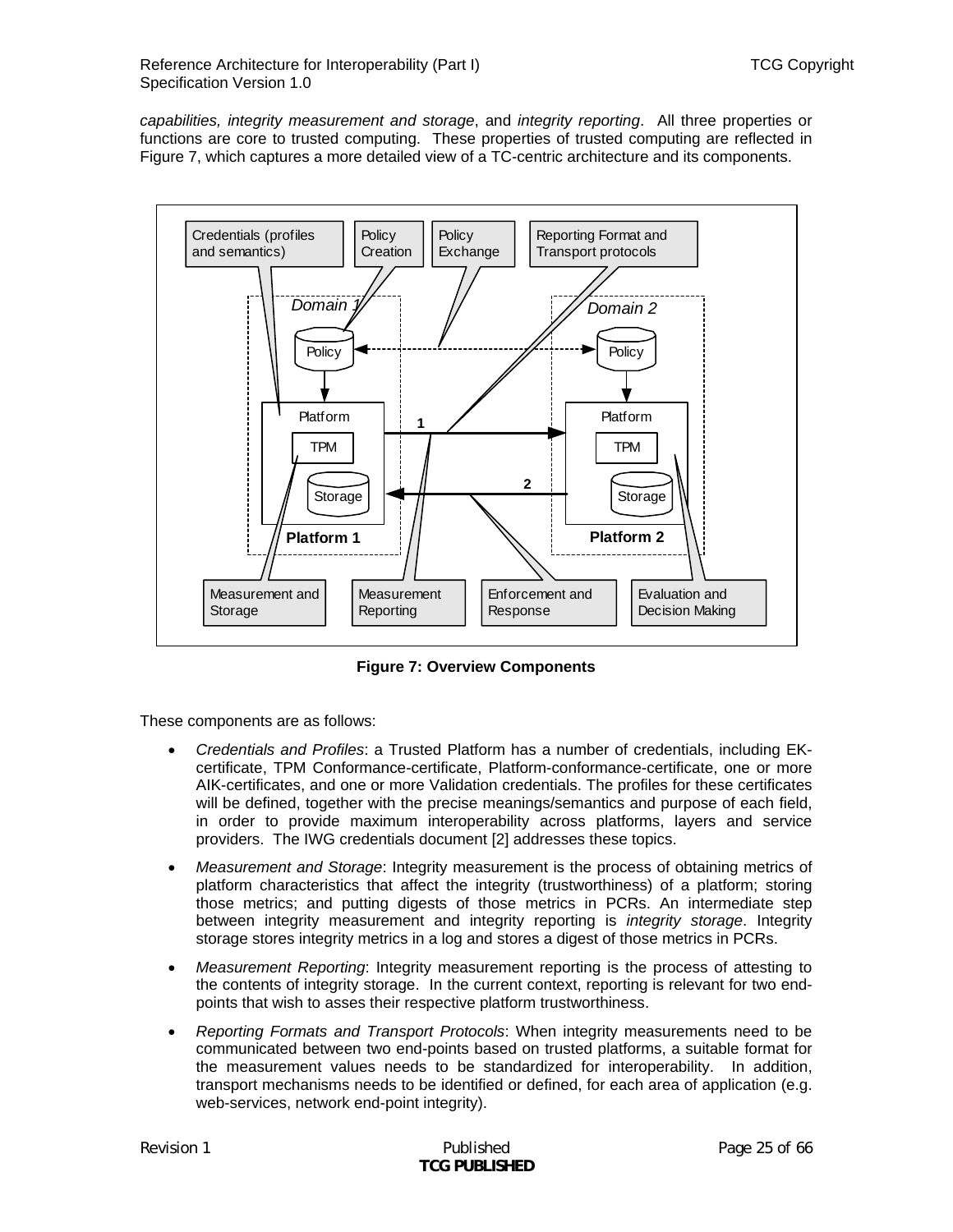*capabilities, integrity measurement and storage*, and *integrity reporting*. All three properties or functions are core to trusted computing. These properties of trusted computing are reflected in Figure 7, which captures a more detailed view of a TC-centric architecture and its components.

**Figure 7: Overview Components**

These components are as follows:

- *Credentials and Profiles*: a Trusted Platform has a number of credentials, including EK-certificate, TPM Conformance-certificate, Platform-conformance-certificate, one or more AIK-certificates, and one or more Validation credentials. The profiles for these certificates will be defined, together with the precise meanings/semantics and purpose of each field, in order to provide maximum interoperability across platforms, layers and service providers. The IWG credentials document [2] addresses these topics.
- *Measurement and Storage*: Integrity measurement is the process of obtaining metrics of platform characteristics that affect the integrity (trustworthiness) of a platform; storing those metrics; and putting digests of those metrics in PCRs. An intermediate step between integrity measurement and integrity reporting is *integrity storage*. Integrity storage stores integrity metrics in a log and stores a digest of those metrics in PCRs.
- *Measurement Reporting*: Integrity measurement reporting is the process of attesting to the contents of integrity storage. In the current context, reporting is relevant for two end-points that wish to asses their respective platform trustworthiness.
- *Reporting Formats and Transport Protocols*: When integrity measurements need to be communicated between two end-points based on trusted platforms, a suitable format for the measurement values needs to be standardized for interoperability. In addition, transport mechanisms needs to be identified or defined, for each area of application (e.g. web-services, network end-point integrity).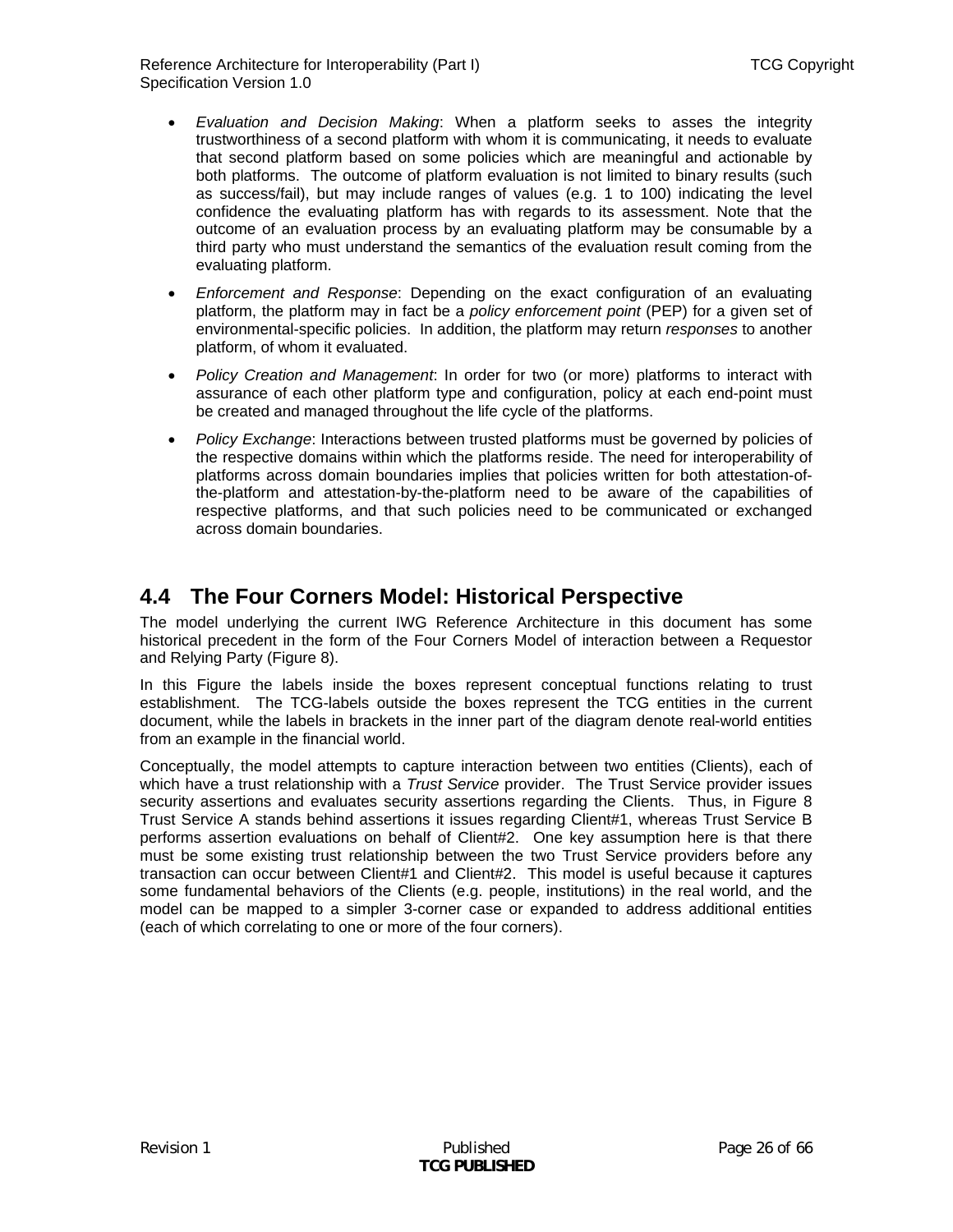- *Evaluation and Decision Making*: When a platform seeks to asses the integrity trustworthiness of a second platform with whom it is communicating, it needs to evaluate that second platform based on some policies which are meaningful and actionable by both platforms. The outcome of platform evaluation is not limited to binary results (such as success/fail), but may include ranges of values (e.g. 1 to 100) indicating the level confidence the evaluating platform has with regards to its assessment. Note that the outcome of an evaluation process by an evaluating platform may be consumable by a third party who must understand the semantics of the evaluation result coming from the evaluating platform.

- *Enforcement and Response*: Depending on the exact configuration of an evaluating platform, the platform may in fact be a *policy enforcement point* (PEP) for a given set of environmental-specific policies. In addition, the platform may return *responses* to another platform, of whom it evaluated.

- *Policy Creation and Management*: In order for two (or more) platforms to interact with assurance of each other platform type and configuration, policy at each end-point must be created and managed throughout the life cycle of the platforms.

- *Policy Exchange*: Interactions between trusted platforms must be governed by policies of the respective domains within which the platforms reside. The need for interoperability of platforms across domain boundaries implies that policies written for both attestation-of-the-platform and attestation-by-the-platform need to be aware of the capabilities of respective platforms, and that such policies need to be communicated or exchanged across domain boundaries.

## 4.4 The Four Corners Model: Historical Perspective

The model underlying the current IWG Reference Architecture in this document has some historical precedent in the form of the Four Corners Model of interaction between a Requestor and Relying Party (Figure 8).

In this Figure the labels inside the boxes represent conceptual functions relating to trust establishment. The TCG-labels outside the boxes represent the TCG entities in the current document, while the labels in brackets in the inner part of the diagram denote real-world entities from an example in the financial world.

Conceptually, the model attempts to capture interaction between two entities (Clients), each of which have a trust relationship with a *Trust Service* provider. The Trust Service provider issues security assertions and evaluates security assertions regarding the Clients. Thus, in Figure 8 Trust Service A stands behind assertions it issues regarding Client#1, whereas Trust Service B performs assertion evaluations on behalf of Client#2. One key assumption here is that there must be some existing trust relationship between the two Trust Service providers before any transaction can occur between Client#1 and Client#2. This model is useful because it captures some fundamental behaviors of the Clients (e.g. people, institutions) in the real world, and the model can be mapped to a simpler 3-corner case or expanded to address additional entities (each of which correlating to one or more of the four corners).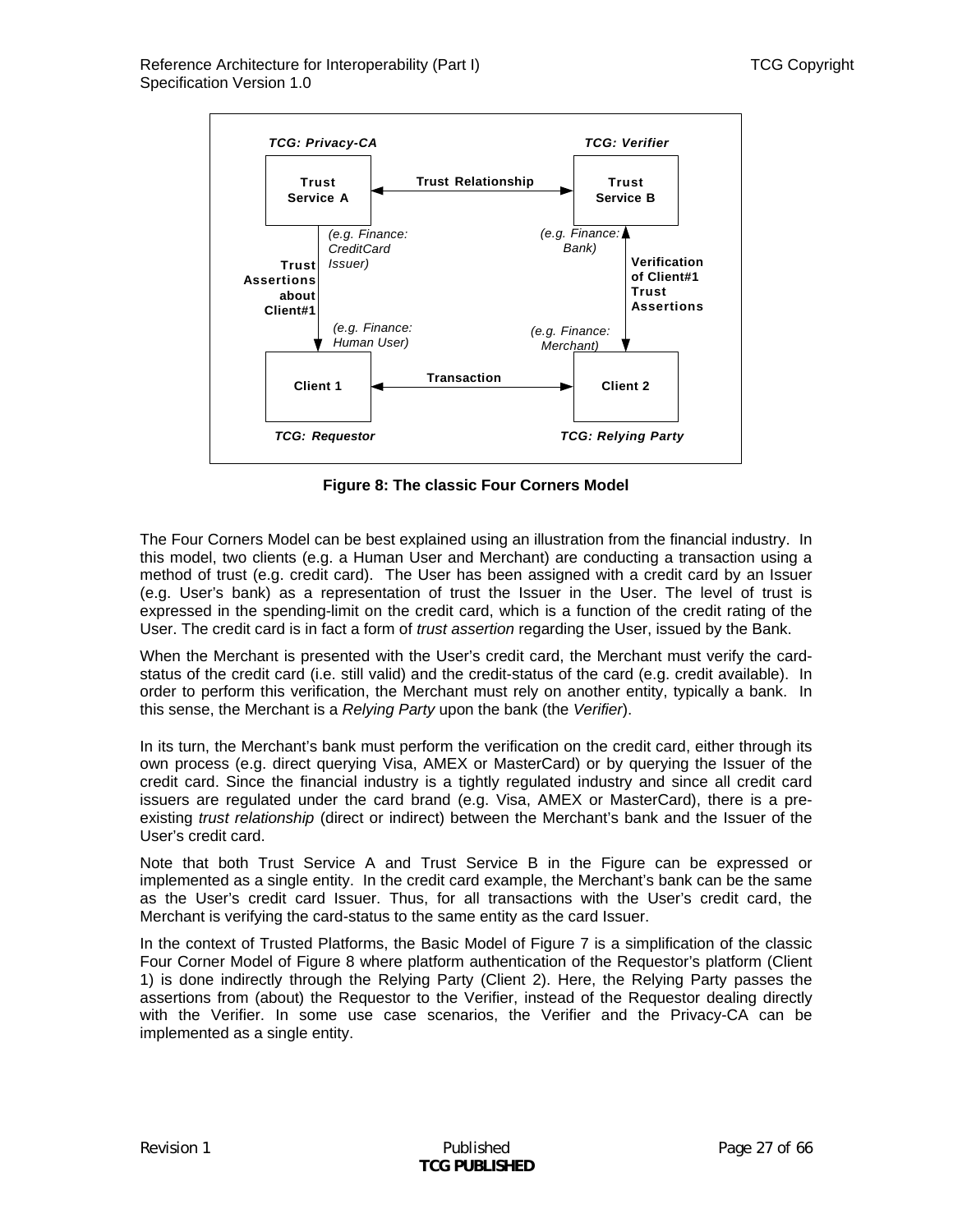TCG: Privacy-CA

Trust Service A

Trust Relationship

TCG: Verifier

Trust Service B

(e.g. Finance: CreditCard Issuer)

Trust Assertions about Client#1

(e.g. Finance: Bank)

Verification of Client#1 Trust Assertions

(e.g. Finance: Human User)

(e.g. Finance: Merchant)

Client 1

Transaction

Client 2

TCG: Requestor

TCG: Relying Party

**Figure 8: The classic Four Corners Model**

The Four Corners Model can be best explained using an illustration from the financial industry. In this model, two clients (e.g. a Human User and Merchant) are conducting a transaction using a method of trust (e.g. credit card). The User has been assigned with a credit card by an Issuer (e.g. User's bank) as a representation of trust the Issuer in the User. The level of trust is expressed in the spending-limit on the credit card, which is a function of the credit rating of the User. The credit card is in fact a form of *trust assertion* regarding the User, issued by the Bank.

When the Merchant is presented with the User's credit card, the Merchant must verify the card-status of the credit card (i.e. still valid) and the credit-status of the card (e.g. credit available). In order to perform this verification, the Merchant must rely on another entity, typically a bank. In this sense, the Merchant is a *Relying Party* upon the bank (the *Verifier*).

In its turn, the Merchant's bank must perform the verification on the credit card, either through its own process (e.g. direct querying Visa, AMEX or MasterCard) or by querying the Issuer of the credit card. Since the financial industry is a tightly regulated industry and since all credit card issuers are regulated under the card brand (e.g. Visa, AMEX or MasterCard), there is a pre-existing *trust relationship* (direct or indirect) between the Merchant's bank and the Issuer of the User's credit card.

Note that both Trust Service A and Trust Service B in the Figure can be expressed or implemented as a single entity. In the credit card example, the Merchant's bank can be the same as the User's credit card Issuer. Thus, for all transactions with the User's credit card, the Merchant is verifying the card-status to the same entity as the card Issuer.

In the context of Trusted Platforms, the Basic Model of Figure 7 is a simplification of the classic Four Corner Model of Figure 8 where platform authentication of the Requestor's platform (Client 1) is done indirectly through the Relying Party (Client 2). Here, the Relying Party passes the assertions from (about) the Requestor to the Verifier, instead of the Requestor dealing directly with the Verifier. In some use case scenarios, the Verifier and the Privacy-CA can be implemented as a single entity.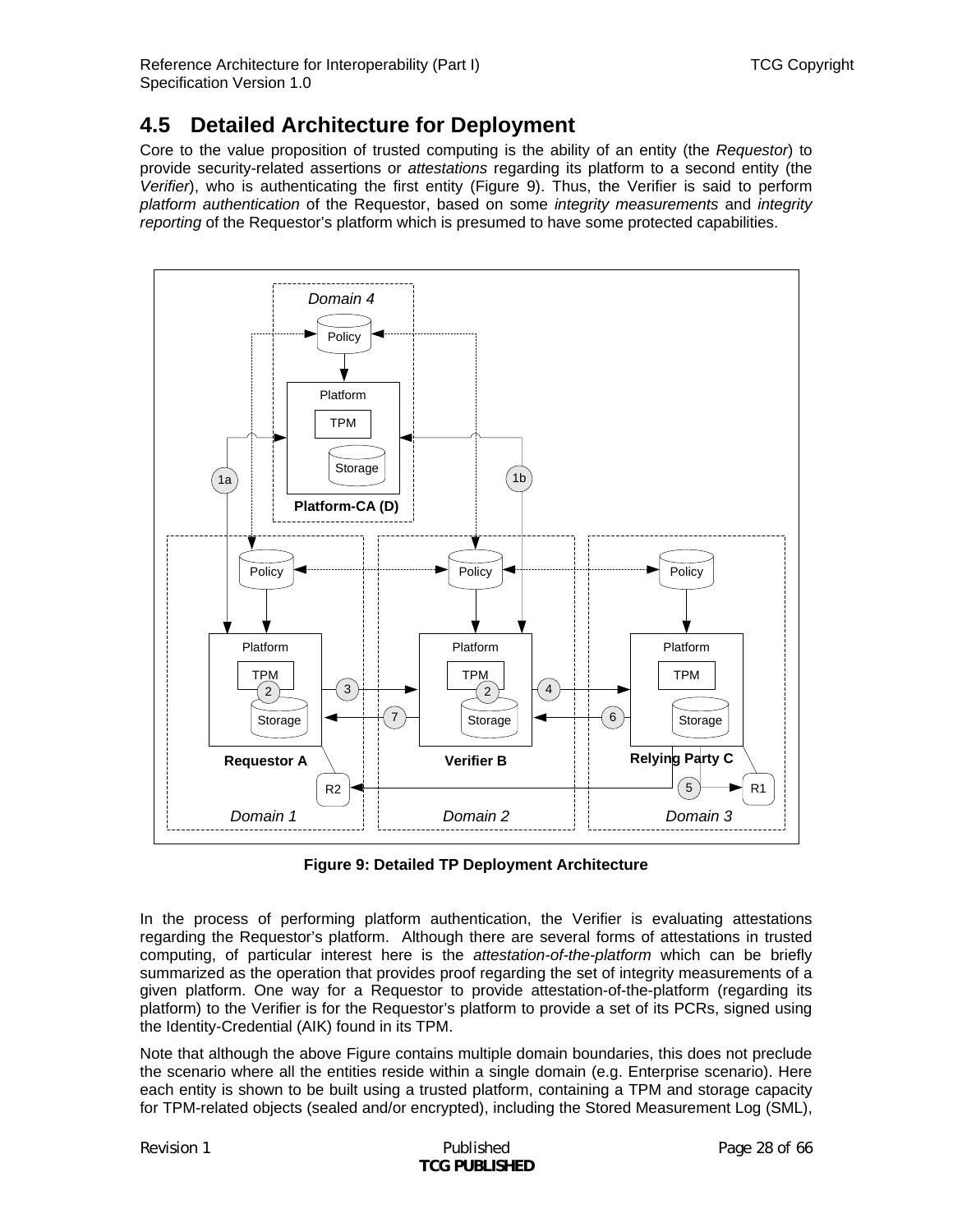## 4.5 Detailed Architecture for Deployment

Core to the value proposition of trusted computing is the ability of an entity (the *Requestor*) to provide security-related assertions or *attestations* regarding its platform to a second entity (the *Verifier*), who is authenticating the first entity (Figure 9). Thus, the Verifier is said to perform *platform authentication* of the Requestor, based on some *integrity measurements* and *integrity reporting* of the Requestor's platform which is presumed to have some protected capabilities.

**Figure 9: Detailed TP Deployment Architecture**

In the process of performing platform authentication, the Verifier is evaluating attestations regarding the Requestor's platform. Although there are several forms of attestations in trusted computing, of particular interest here is the *attestation-of-the-platform* which can be briefly summarized as the operation that provides proof regarding the set of integrity measurements of a given platform. One way for a Requestor to provide attestation-of-the-platform (regarding its platform) to the Verifier is for the Requestor's platform to provide a set of its PCRs, signed using the Identity-Credential (AIK) found in its TPM.

Note that although the above Figure contains multiple domain boundaries, this does not preclude the scenario where all the entities reside within a single domain (e.g. Enterprise scenario). Here each entity is shown to be built using a trusted platform, containing a TPM and storage capacity for TPM-related objects (sealed and/or encrypted), including the Stored Measurement Log (SML),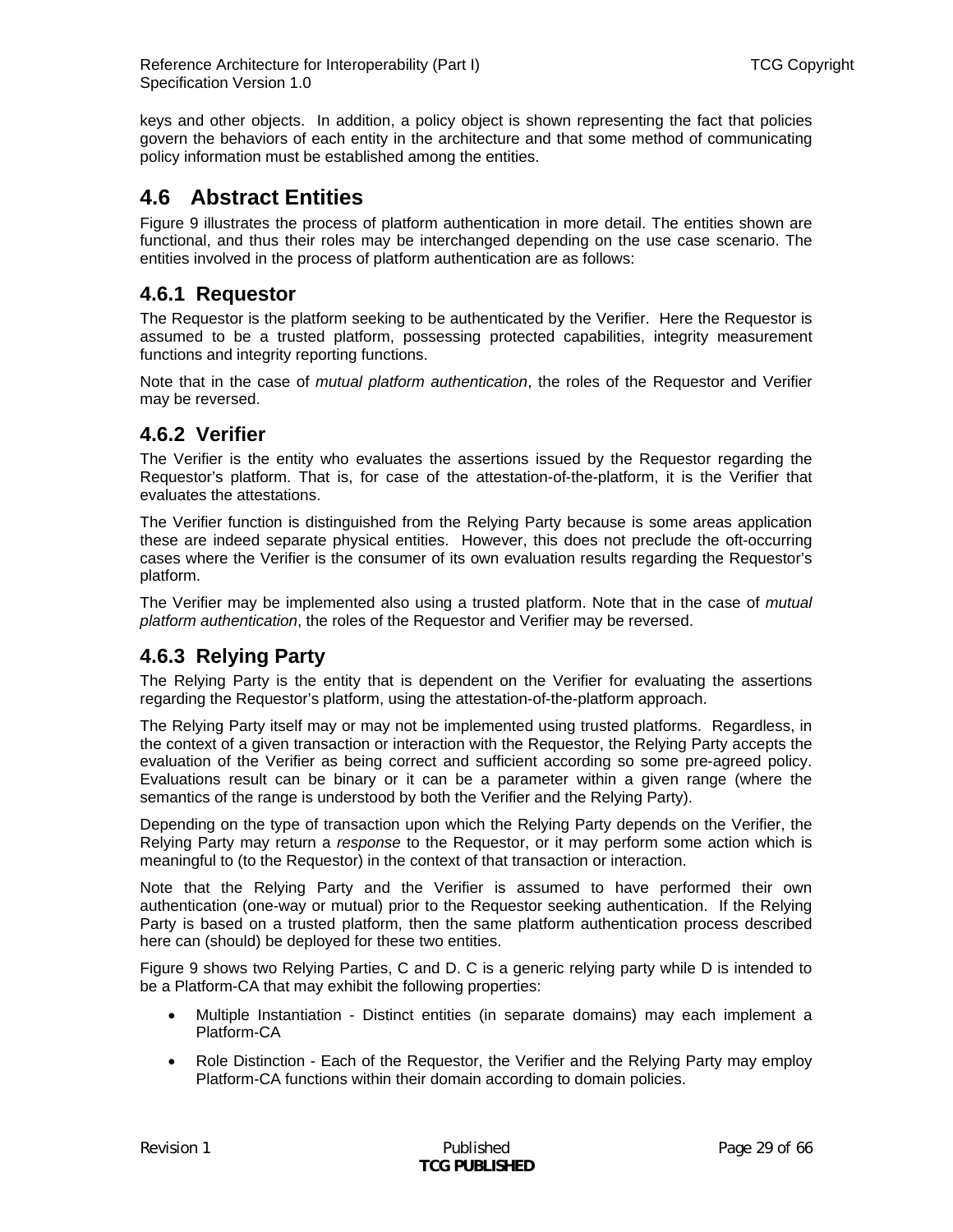keys and other objects. In addition, a policy object is shown representing the fact that policies govern the behaviors of each entity in the architecture and that some method of communicating policy information must be established among the entities.

## 4.6 Abstract Entities

Figure 9 illustrates the process of platform authentication in more detail. The entities shown are functional, and thus their roles may be interchanged depending on the use case scenario. The entities involved in the process of platform authentication are as follows:

### 4.6.1 Requestor

The Requestor is the platform seeking to be authenticated by the Verifier. Here the Requestor is assumed to be a trusted platform, possessing protected capabilities, integrity measurement functions and integrity reporting functions.

Note that in the case of *mutual platform authentication*, the roles of the Requestor and Verifier may be reversed.

### 4.6.2 Verifier

The Verifier is the entity who evaluates the assertions issued by the Requestor regarding the Requestor's platform. That is, for case of the attestation-of-the-platform, it is the Verifier that evaluates the attestations.

The Verifier function is distinguished from the Relying Party because is some areas application these are indeed separate physical entities. However, this does not preclude the oft-occurring cases where the Verifier is the consumer of its own evaluation results regarding the Requestor's platform.

The Verifier may be implemented also using a trusted platform. Note that in the case of *mutual platform authentication*, the roles of the Requestor and Verifier may be reversed.

### 4.6.3 Relying Party

The Relying Party is the entity that is dependent on the Verifier for evaluating the assertions regarding the Requestor's platform, using the attestation-of-the-platform approach.

The Relying Party itself may or may not be implemented using trusted platforms. Regardless, in the context of a given transaction or interaction with the Requestor, the Relying Party accepts the evaluation of the Verifier as being correct and sufficient according so some pre-agreed policy. Evaluations result can be binary or it can be a parameter within a given range (where the semantics of the range is understood by both the Verifier and the Relying Party).

Depending on the type of transaction upon which the Relying Party depends on the Verifier, the Relying Party may return a *response* to the Requestor, or it may perform some action which is meaningful to (to the Requestor) in the context of that transaction or interaction.

Note that the Relying Party and the Verifier is assumed to have performed their own authentication (one-way or mutual) prior to the Requestor seeking authentication. If the Relying Party is based on a trusted platform, then the same platform authentication process described here can (should) be deployed for these two entities.

Figure 9 shows two Relying Parties, C and D. C is a generic relying party while D is intended to be a Platform-CA that may exhibit the following properties:

- Multiple Instantiation - Distinct entities (in separate domains) may each implement a Platform-CA
- Role Distinction - Each of the Requestor, the Verifier and the Relying Party may employ Platform-CA functions within their domain according to domain policies.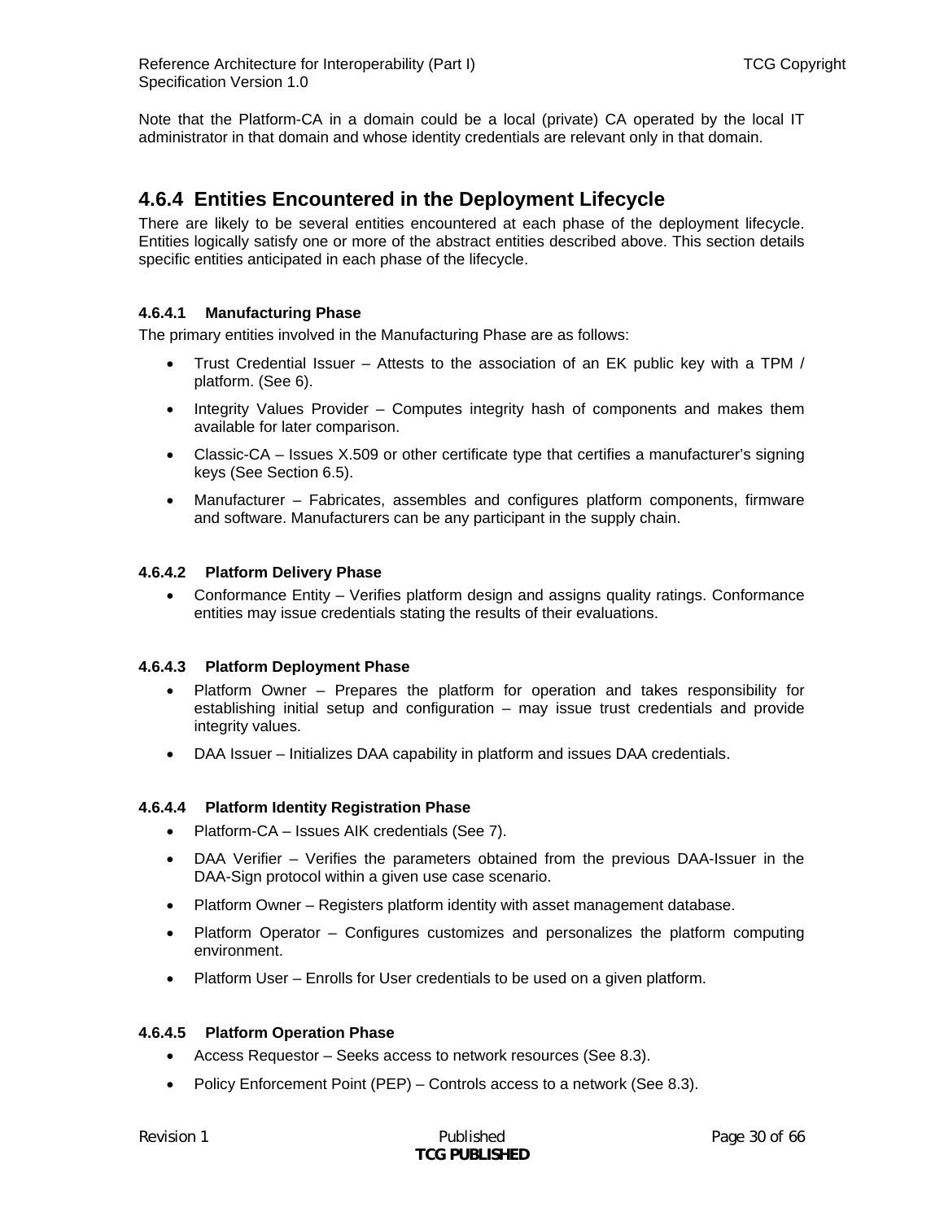Note that the Platform-CA in a domain could be a local (private) CA operated by the local IT administrator in that domain and whose identity credentials are relevant only in that domain.

## 4.6.4 Entities Encountered in the Deployment Lifecycle

There are likely to be several entities encountered at each phase of the deployment lifecycle. Entities logically satisfy one or more of the abstract entities described above. This section details specific entities anticipated in each phase of the lifecycle.

### 4.6.4.1 Manufacturing Phase

The primary entities involved in the Manufacturing Phase are as follows:

- Trust Credential Issuer – Attests to the association of an EK public key with a TPM / platform. (See 6).
- Integrity Values Provider – Computes integrity hash of components and makes them available for later comparison.
- Classic-CA – Issues X.509 or other certificate type that certifies a manufacturer's signing keys (See Section 6.5).
- Manufacturer – Fabricates, assembles and configures platform components, firmware and software. Manufacturers can be any participant in the supply chain.

### 4.6.4.2 Platform Delivery Phase

- Conformance Entity – Verifies platform design and assigns quality ratings. Conformance entities may issue credentials stating the results of their evaluations.

### 4.6.4.3 Platform Deployment Phase

- Platform Owner – Prepares the platform for operation and takes responsibility for establishing initial setup and configuration – may issue trust credentials and provide integrity values.
- DAA Issuer – Initializes DAA capability in platform and issues DAA credentials.

### 4.6.4.4 Platform Identity Registration Phase

- Platform-CA – Issues AIK credentials (See 7).
- DAA Verifier – Verifies the parameters obtained from the previous DAA-Issuer in the DAA-Sign protocol within a given use case scenario.
- Platform Owner – Registers platform identity with asset management database.
- Platform Operator – Configures customizes and personalizes the platform computing environment.
- Platform User – Enrolls for User credentials to be used on a given platform.

### 4.6.4.5 Platform Operation Phase

- Access Requestor – Seeks access to network resources (See 8.3).
- Policy Enforcement Point (PEP) – Controls access to a network (See 8.3).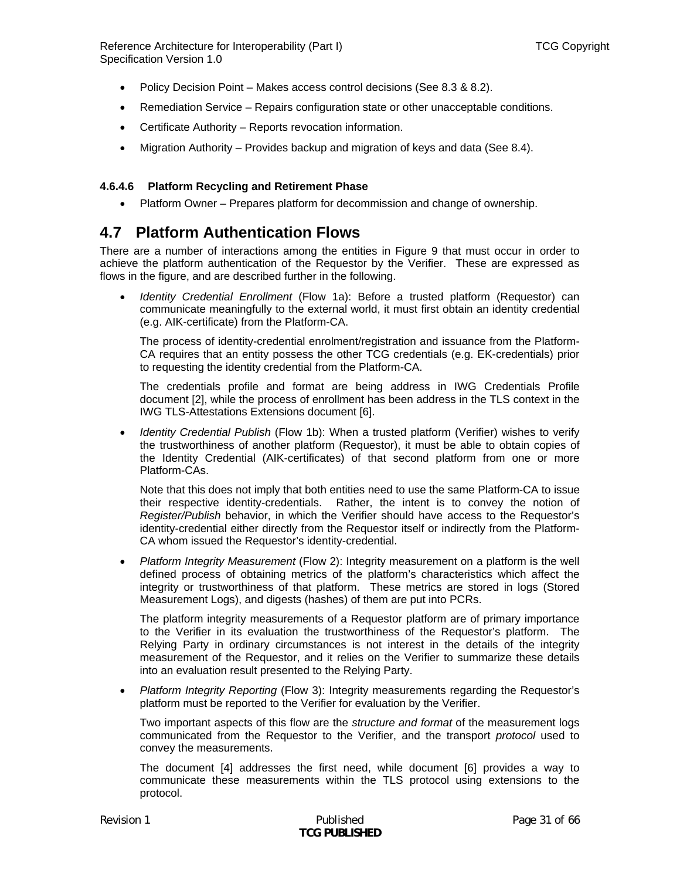- Policy Decision Point – Makes access control decisions (See 8.3 & 8.2).
- Remediation Service – Repairs configuration state or other unacceptable conditions.
- Certificate Authority – Reports revocation information.
- Migration Authority – Provides backup and migration of keys and data (See 8.4).

#### 4.6.4.6 Platform Recycling and Retirement Phase

- Platform Owner – Prepares platform for decommission and change of ownership.

## 4.7 Platform Authentication Flows

There are a number of interactions among the entities in Figure 9 that must occur in order to achieve the platform authentication of the Requestor by the Verifier. These are expressed as flows in the figure, and are described further in the following.

- *Identity Credential Enrollment* (Flow 1a): Before a trusted platform (Requestor) can communicate meaningfully to the external world, it must first obtain an identity credential (e.g. AIK-certificate) from the Platform-CA.

  The process of identity-credential enrolment/registration and issuance from the Platform-CA requires that an entity possess the other TCG credentials (e.g. EK-credentials) prior to requesting the identity credential from the Platform-CA.

  The credentials profile and format are being address in IWG Credentials Profile document [2], while the process of enrollment has been address in the TLS context in the IWG TLS-Attestations Extensions document [6].

- *Identity Credential Publish* (Flow 1b): When a trusted platform (Verifier) wishes to verify the trustworthiness of another platform (Requestor), it must be able to obtain copies of the Identity Credential (AIK-certificates) of that second platform from one or more Platform-CAs.

  Note that this does not imply that both entities need to use the same Platform-CA to issue their respective identity-credentials. Rather, the intent is to convey the notion of *Register/Publish* behavior, in which the Verifier should have access to the Requestor's identity-credential either directly from the Requestor itself or indirectly from the Platform-CA whom issued the Requestor's identity-credential.

- *Platform Integrity Measurement* (Flow 2): Integrity measurement on a platform is the well defined process of obtaining metrics of the platform's characteristics which affect the integrity or trustworthiness of that platform. These metrics are stored in logs (Stored Measurement Logs), and digests (hashes) of them are put into PCRs.

  The platform integrity measurements of a Requestor platform are of primary importance to the Verifier in its evaluation the trustworthiness of the Requestor's platform. The Relying Party in ordinary circumstances is not interest in the details of the integrity measurement of the Requestor, and it relies on the Verifier to summarize these details into an evaluation result presented to the Relying Party.

- *Platform Integrity Reporting* (Flow 3): Integrity measurements regarding the Requestor's platform must be reported to the Verifier for evaluation by the Verifier.

  Two important aspects of this flow are the *structure and format* of the measurement logs communicated from the Requestor to the Verifier, and the transport *protocol* used to convey the measurements.

  The document [4] addresses the first need, while document [6] provides a way to communicate these measurements within the TLS protocol using extensions to the protocol.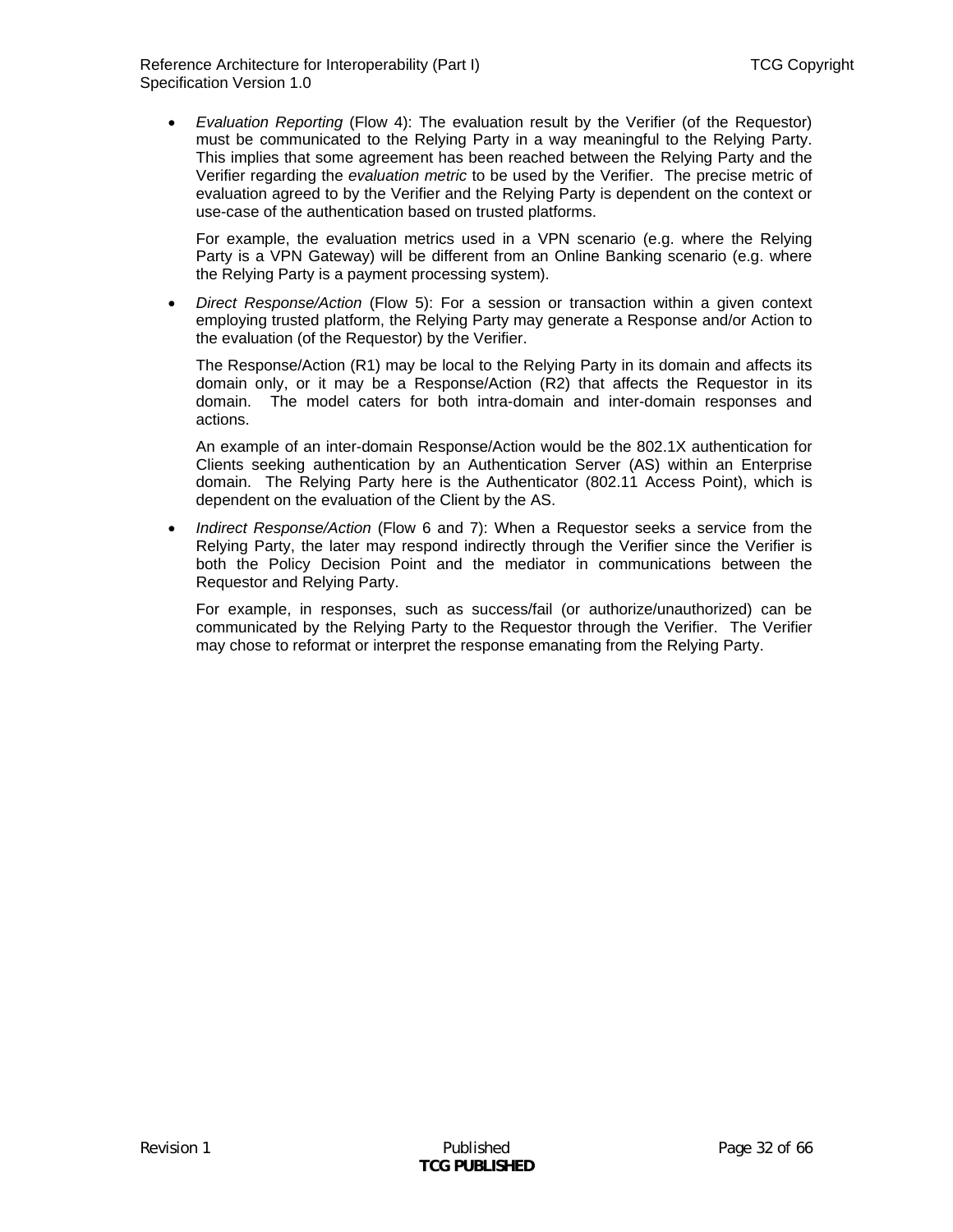- *Evaluation Reporting* (Flow 4): The evaluation result by the Verifier (of the Requestor) must be communicated to the Relying Party in a way meaningful to the Relying Party. This implies that some agreement has been reached between the Relying Party and the Verifier regarding the *evaluation metric* to be used by the Verifier. The precise metric of evaluation agreed to by the Verifier and the Relying Party is dependent on the context or use-case of the authentication based on trusted platforms.

  For example, the evaluation metrics used in a VPN scenario (e.g. where the Relying Party is a VPN Gateway) will be different from an Online Banking scenario (e.g. where the Relying Party is a payment processing system).

- *Direct Response/Action* (Flow 5): For a session or transaction within a given context employing trusted platform, the Relying Party may generate a Response and/or Action to the evaluation (of the Requestor) by the Verifier.

  The Response/Action (R1) may be local to the Relying Party in its domain and affects its domain only, or it may be a Response/Action (R2) that affects the Requestor in its domain. The model caters for both intra-domain and inter-domain responses and actions.

  An example of an inter-domain Response/Action would be the 802.1X authentication for Clients seeking authentication by an Authentication Server (AS) within an Enterprise domain. The Relying Party here is the Authenticator (802.11 Access Point), which is dependent on the evaluation of the Client by the AS.

- *Indirect Response/Action* (Flow 6 and 7): When a Requestor seeks a service from the Relying Party, the later may respond indirectly through the Verifier since the Verifier is both the Policy Decision Point and the mediator in communications between the Requestor and Relying Party.

  For example, in responses, such as success/fail (or authorize/unauthorized) can be communicated by the Relying Party to the Requestor through the Verifier. The Verifier may chose to reformat or interpret the response emanating from the Relying Party.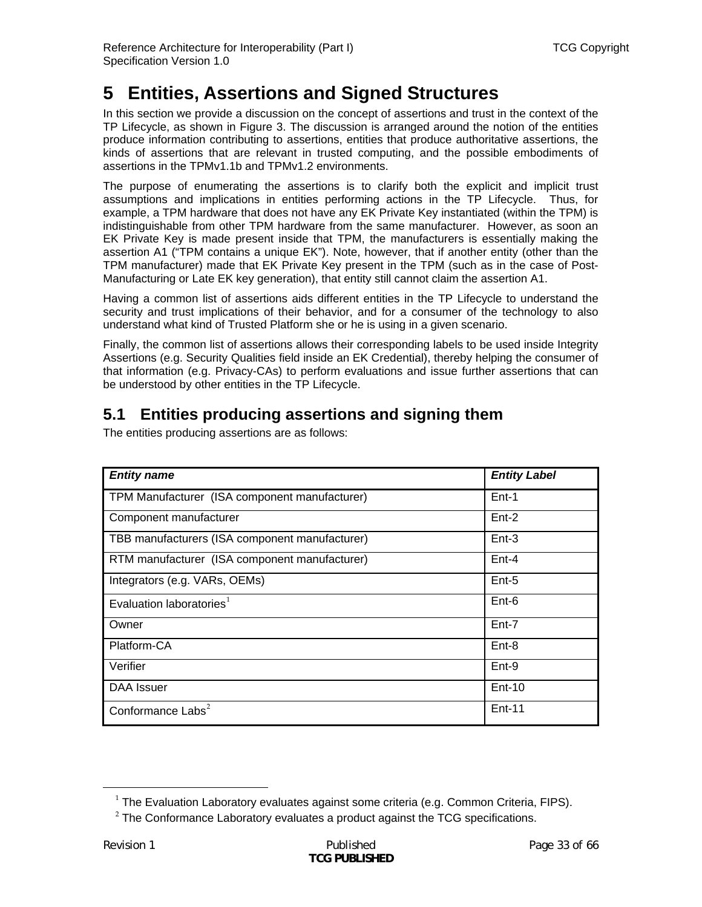# 5 Entities, Assertions and Signed Structures

In this section we provide a discussion on the concept of assertions and trust in the context of the TP Lifecycle, as shown in Figure 3. The discussion is arranged around the notion of the entities produce information contributing to assertions, entities that produce authoritative assertions, the kinds of assertions that are relevant in trusted computing, and the possible embodiments of assertions in the TPMv1.1b and TPMv1.2 environments.

The purpose of enumerating the assertions is to clarify both the explicit and implicit trust assumptions and implications in entities performing actions in the TP Lifecycle. Thus, for example, a TPM hardware that does not have any EK Private Key instantiated (within the TPM) is indistinguishable from other TPM hardware from the same manufacturer. However, as soon an EK Private Key is made present inside that TPM, the manufacturers is essentially making the assertion A1 ("TPM contains a unique EK"). Note, however, that if another entity (other than the TPM manufacturer) made that EK Private Key present in the TPM (such as in the case of Post-Manufacturing or Late EK key generation), that entity still cannot claim the assertion A1.

Having a common list of assertions aids different entities in the TP Lifecycle to understand the security and trust implications of their behavior, and for a consumer of the technology to also understand what kind of Trusted Platform she or he is using in a given scenario.

Finally, the common list of assertions allows their corresponding labels to be used inside Integrity Assertions (e.g. Security Qualities field inside an EK Credential), thereby helping the consumer of that information (e.g. Privacy-CAs) to perform evaluations and issue further assertions that can be understood by other entities in the TP Lifecycle.

## 5.1 Entities producing assertions and signing them

The entities producing assertions are as follows:

| ***Entity name*** | ***Entity Label*** |
|---|---|
| TPM Manufacturer (ISA component manufacturer) | Ent-1 |
| Component manufacturer | Ent-2 |
| TBB manufacturers (ISA component manufacturer) | Ent-3 |
| RTM manufacturer (ISA component manufacturer) | Ent-4 |
| Integrators (e.g. VARs, OEMs) | Ent-5 |
| Evaluation laboratories[1] | Ent-6 |
| Owner | Ent-7 |
| Platform-CA | Ent-8 |
| Verifier | Ent-9 |
| DAA Issuer | Ent-10 |
| Conformance Labs[2] | Ent-11 |

[1] The Evaluation Laboratory evaluates against some criteria (e.g. Common Criteria, FIPS).

[2] The Conformance Laboratory evaluates a product against the TCG specifications.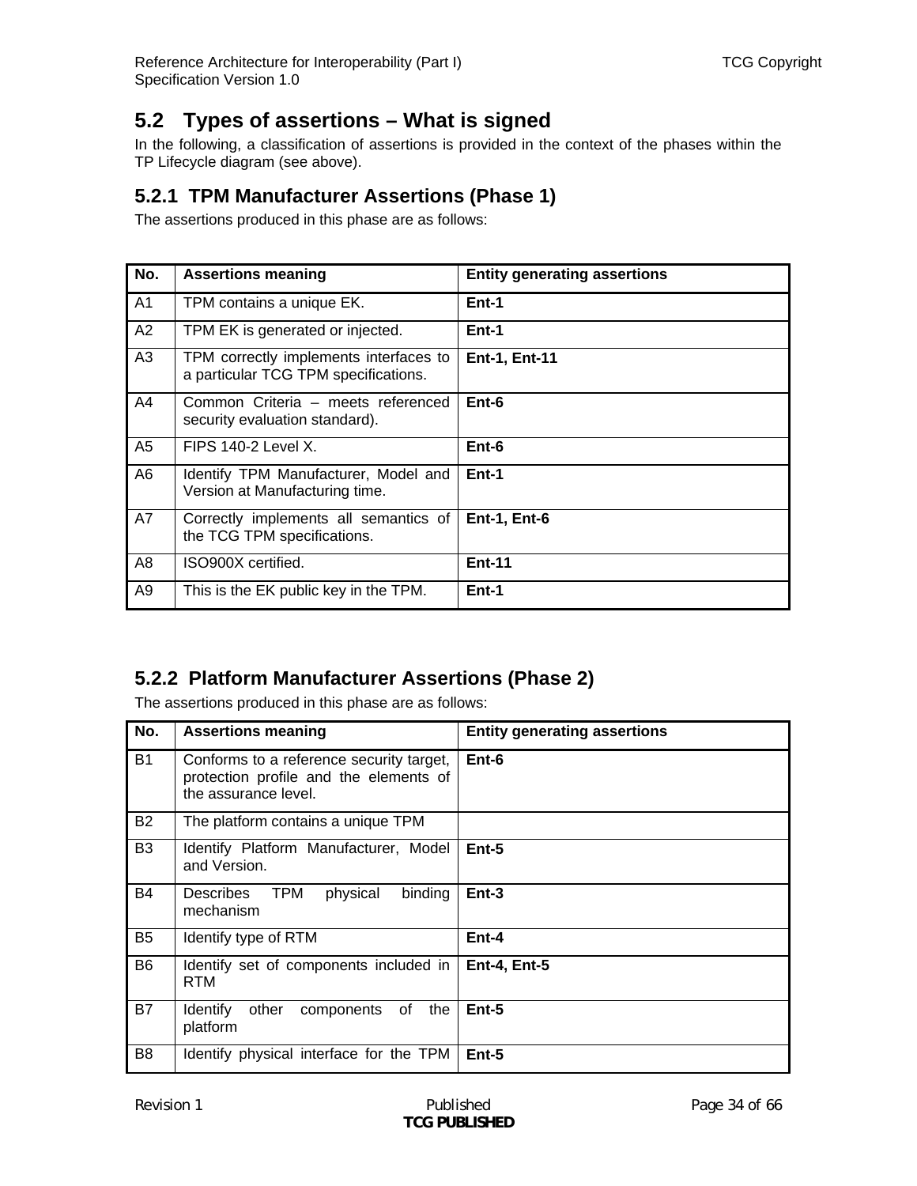## 5.2 Types of assertions – What is signed

In the following, a classification of assertions is provided in the context of the phases within the TP Lifecycle diagram (see above).

### 5.2.1 TPM Manufacturer Assertions (Phase 1)

The assertions produced in this phase are as follows:

| No. | Assertions meaning | Entity generating assertions |
|---|---|---|
| A1 | TPM contains a unique EK. | **Ent-1** |
| A2 | TPM EK is generated or injected. | **Ent-1** |
| A3 | TPM correctly implements interfaces to a particular TCG TPM specifications. | **Ent-1, Ent-11** |
| A4 | Common Criteria – meets referenced security evaluation standard). | **Ent-6** |
| A5 | FIPS 140-2 Level X. | **Ent-6** |
| A6 | Identify TPM Manufacturer, Model and Version at Manufacturing time. | **Ent-1** |
| A7 | Correctly implements all semantics of the TCG TPM specifications. | **Ent-1, Ent-6** |
| A8 | ISO900X certified. | **Ent-11** |
| A9 | This is the EK public key in the TPM. | **Ent-1** |

### 5.2.2 Platform Manufacturer Assertions (Phase 2)

The assertions produced in this phase are as follows:

| No. | Assertions meaning | Entity generating assertions |
|---|---|---|
| B1 | Conforms to a reference security target, protection profile and the elements of the assurance level. | **Ent-6** |
| B2 | The platform contains a unique TPM | |
| B3 | Identify Platform Manufacturer, Model and Version. | **Ent-5** |
| B4 | Describes TPM physical binding mechanism | **Ent-3** |
| B5 | Identify type of RTM | **Ent-4** |
| B6 | Identify set of components included in RTM | **Ent-4, Ent-5** |
| B7 | Identify other components of the platform | **Ent-5** |
| B8 | Identify physical interface for the TPM | **Ent-5** |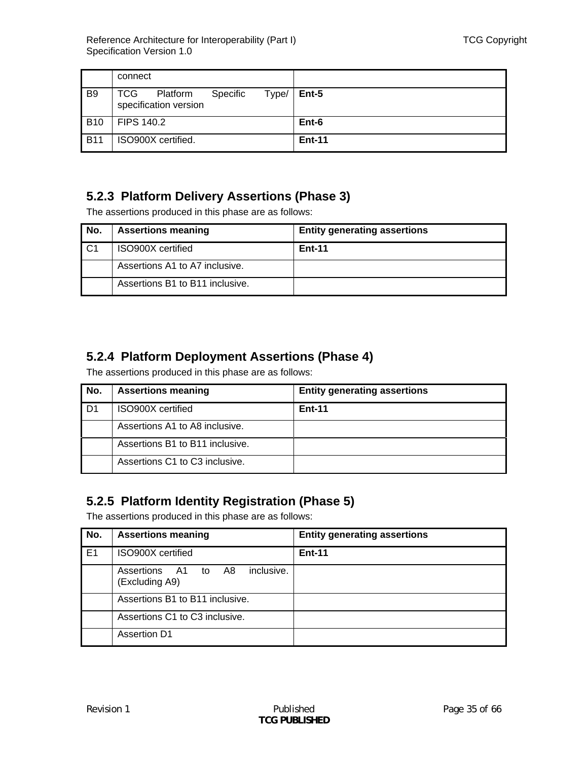|  | connect |  |
|---|---|---|
| B9 | TCG Platform Specific Type/ specification version | **Ent-5** |
| B10 | FIPS 140.2 | **Ent-6** |
| B11 | ISO900X certified. | **Ent-11** |

### 5.2.3 Platform Delivery Assertions (Phase 3)

The assertions produced in this phase are as follows:

| No. | Assertions meaning | Entity generating assertions |
|---|---|---|
| C1 | ISO900X certified | **Ent-11** |
|  | Assertions A1 to A7 inclusive. |  |
|  | Assertions B1 to B11 inclusive. |  |

### 5.2.4 Platform Deployment Assertions (Phase 4)

The assertions produced in this phase are as follows:

| No. | Assertions meaning | Entity generating assertions |
|---|---|---|
| D1 | ISO900X certified | **Ent-11** |
|  | Assertions A1 to A8 inclusive. |  |
|  | Assertions B1 to B11 inclusive. |  |
|  | Assertions C1 to C3 inclusive. |  |

### 5.2.5 Platform Identity Registration (Phase 5)

The assertions produced in this phase are as follows:

| No. | Assertions meaning | Entity generating assertions |
|---|---|---|
| E1 | ISO900X certified | **Ent-11** |
|  | Assertions A1 to A8 inclusive. (Excluding A9) |  |
|  | Assertions B1 to B11 inclusive. |  |
|  | Assertions C1 to C3 inclusive. |  |
|  | Assertion D1 |  |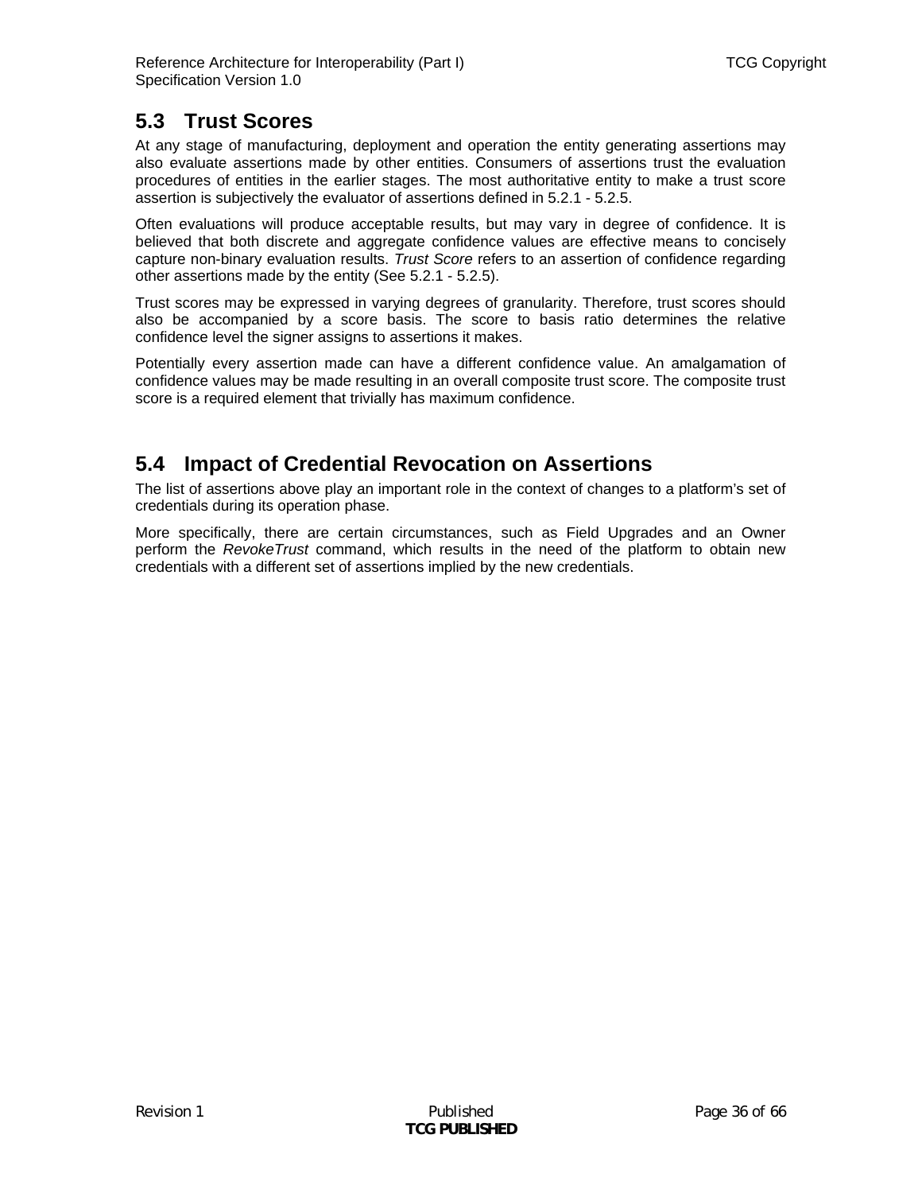## 5.3 Trust Scores

At any stage of manufacturing, deployment and operation the entity generating assertions may also evaluate assertions made by other entities. Consumers of assertions trust the evaluation procedures of entities in the earlier stages. The most authoritative entity to make a trust score assertion is subjectively the evaluator of assertions defined in 5.2.1 - 5.2.5.

Often evaluations will produce acceptable results, but may vary in degree of confidence. It is believed that both discrete and aggregate confidence values are effective means to concisely capture non-binary evaluation results. *Trust Score* refers to an assertion of confidence regarding other assertions made by the entity (See 5.2.1 - 5.2.5).

Trust scores may be expressed in varying degrees of granularity. Therefore, trust scores should also be accompanied by a score basis. The score to basis ratio determines the relative confidence level the signer assigns to assertions it makes.

Potentially every assertion made can have a different confidence value. An amalgamation of confidence values may be made resulting in an overall composite trust score. The composite trust score is a required element that trivially has maximum confidence.

## 5.4 Impact of Credential Revocation on Assertions

The list of assertions above play an important role in the context of changes to a platform's set of credentials during its operation phase.

More specifically, there are certain circumstances, such as Field Upgrades and an Owner perform the *RevokeTrust* command, which results in the need of the platform to obtain new credentials with a different set of assertions implied by the new credentials.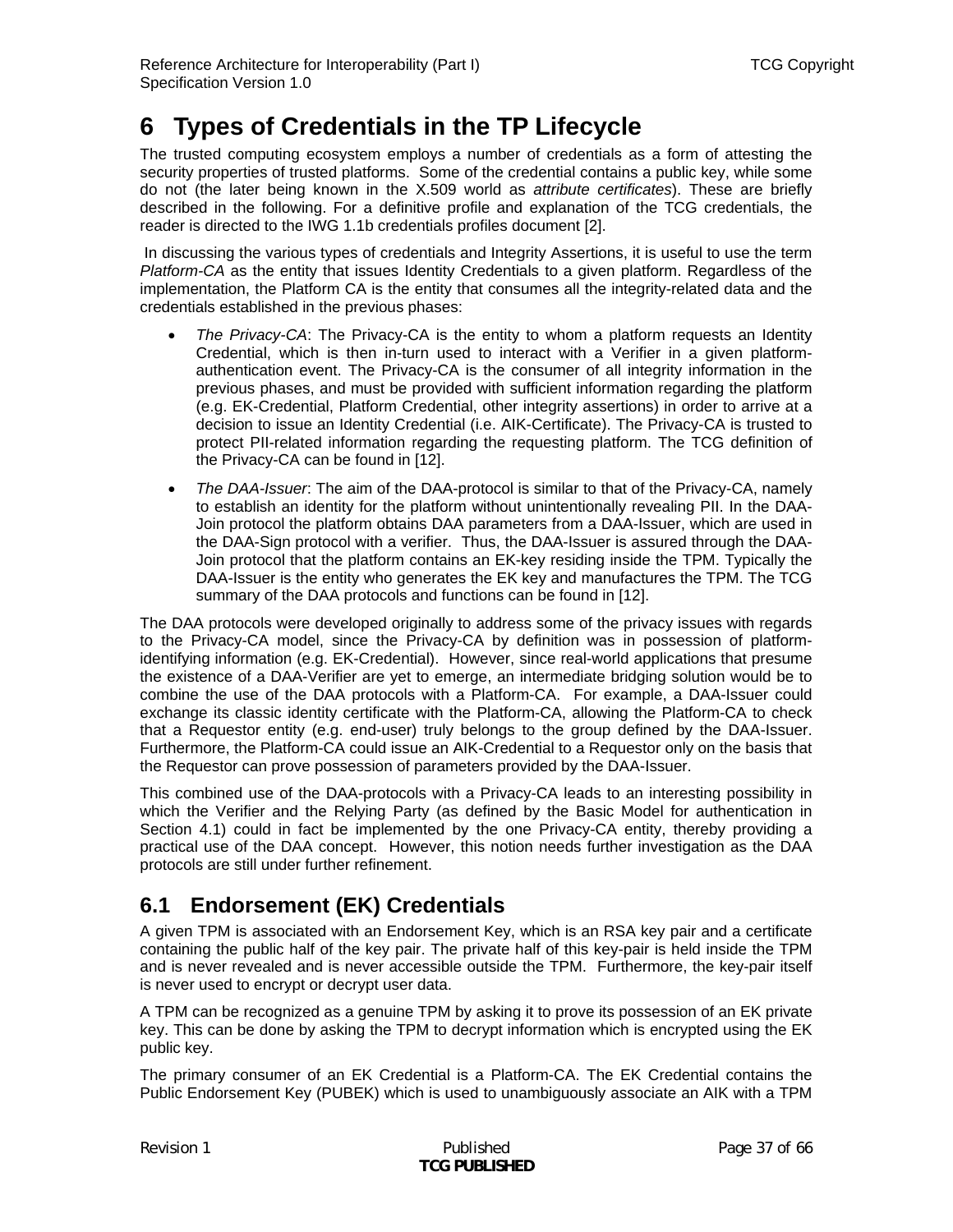# 6 Types of Credentials in the TP Lifecycle

The trusted computing ecosystem employs a number of credentials as a form of attesting the security properties of trusted platforms. Some of the credential contains a public key, while some do not (the later being known in the X.509 world as *attribute certificates*). These are briefly described in the following. For a definitive profile and explanation of the TCG credentials, the reader is directed to the IWG 1.1b credentials profiles document [2].

In discussing the various types of credentials and Integrity Assertions, it is useful to use the term *Platform-CA* as the entity that issues Identity Credentials to a given platform. Regardless of the implementation, the Platform CA is the entity that consumes all the integrity-related data and the credentials established in the previous phases:

- *The Privacy-CA*: The Privacy-CA is the entity to whom a platform requests an Identity Credential, which is then in-turn used to interact with a Verifier in a given platform-authentication event. The Privacy-CA is the consumer of all integrity information in the previous phases, and must be provided with sufficient information regarding the platform (e.g. EK-Credential, Platform Credential, other integrity assertions) in order to arrive at a decision to issue an Identity Credential (i.e. AIK-Certificate). The Privacy-CA is trusted to protect PII-related information regarding the requesting platform. The TCG definition of the Privacy-CA can be found in [12].
- *The DAA-Issuer*: The aim of the DAA-protocol is similar to that of the Privacy-CA, namely to establish an identity for the platform without unintentionally revealing PII. In the DAA-Join protocol the platform obtains DAA parameters from a DAA-Issuer, which are used in the DAA-Sign protocol with a verifier. Thus, the DAA-Issuer is assured through the DAA-Join protocol that the platform contains an EK-key residing inside the TPM. Typically the DAA-Issuer is the entity who generates the EK key and manufactures the TPM. The TCG summary of the DAA protocols and functions can be found in [12].

The DAA protocols were developed originally to address some of the privacy issues with regards to the Privacy-CA model, since the Privacy-CA by definition was in possession of platform-identifying information (e.g. EK-Credential). However, since real-world applications that presume the existence of a DAA-Verifier are yet to emerge, an intermediate bridging solution would be to combine the use of the DAA protocols with a Platform-CA. For example, a DAA-Issuer could exchange its classic identity certificate with the Platform-CA, allowing the Platform-CA to check that a Requestor entity (e.g. end-user) truly belongs to the group defined by the DAA-Issuer. Furthermore, the Platform-CA could issue an AIK-Credential to a Requestor only on the basis that the Requestor can prove possession of parameters provided by the DAA-Issuer.

This combined use of the DAA-protocols with a Privacy-CA leads to an interesting possibility in which the Verifier and the Relying Party (as defined by the Basic Model for authentication in Section 4.1) could in fact be implemented by the one Privacy-CA entity, thereby providing a practical use of the DAA concept. However, this notion needs further investigation as the DAA protocols are still under further refinement.

## 6.1 Endorsement (EK) Credentials

A given TPM is associated with an Endorsement Key, which is an RSA key pair and a certificate containing the public half of the key pair. The private half of this key-pair is held inside the TPM and is never revealed and is never accessible outside the TPM. Furthermore, the key-pair itself is never used to encrypt or decrypt user data.

A TPM can be recognized as a genuine TPM by asking it to prove its possession of an EK private key. This can be done by asking the TPM to decrypt information which is encrypted using the EK public key.

The primary consumer of an EK Credential is a Platform-CA. The EK Credential contains the Public Endorsement Key (PUBEK) which is used to unambiguously associate an AIK with a TPM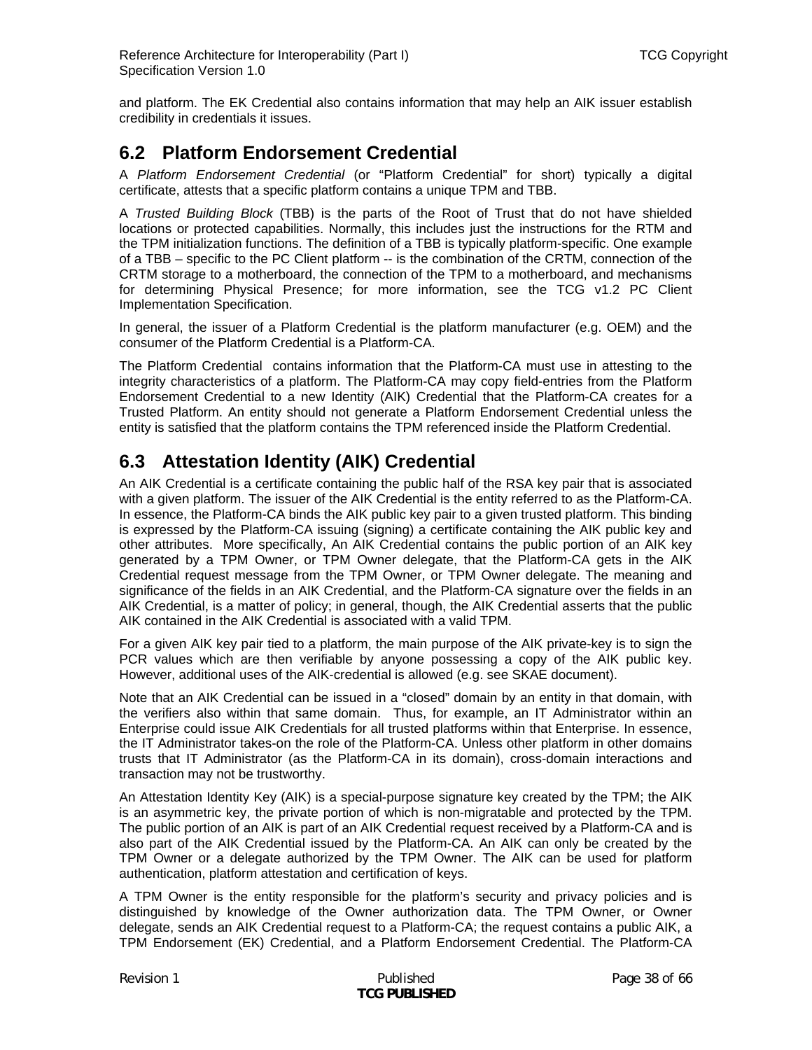and platform. The EK Credential also contains information that may help an AIK issuer establish credibility in credentials it issues.

## 6.2 Platform Endorsement Credential

A *Platform Endorsement Credential* (or "Platform Credential" for short) typically a digital certificate, attests that a specific platform contains a unique TPM and TBB.

A *Trusted Building Block* (TBB) is the parts of the Root of Trust that do not have shielded locations or protected capabilities. Normally, this includes just the instructions for the RTM and the TPM initialization functions. The definition of a TBB is typically platform-specific. One example of a TBB – specific to the PC Client platform -- is the combination of the CRTM, connection of the CRTM storage to a motherboard, the connection of the TPM to a motherboard, and mechanisms for determining Physical Presence; for more information, see the TCG v1.2 PC Client Implementation Specification.

In general, the issuer of a Platform Credential is the platform manufacturer (e.g. OEM) and the consumer of the Platform Credential is a Platform-CA.

The Platform Credential contains information that the Platform-CA must use in attesting to the integrity characteristics of a platform. The Platform-CA may copy field-entries from the Platform Endorsement Credential to a new Identity (AIK) Credential that the Platform-CA creates for a Trusted Platform. An entity should not generate a Platform Endorsement Credential unless the entity is satisfied that the platform contains the TPM referenced inside the Platform Credential.

## 6.3 Attestation Identity (AIK) Credential

An AIK Credential is a certificate containing the public half of the RSA key pair that is associated with a given platform. The issuer of the AIK Credential is the entity referred to as the Platform-CA. In essence, the Platform-CA binds the AIK public key pair to a given trusted platform. This binding is expressed by the Platform-CA issuing (signing) a certificate containing the AIK public key and other attributes. More specifically, An AIK Credential contains the public portion of an AIK key generated by a TPM Owner, or TPM Owner delegate, that the Platform-CA gets in the AIK Credential request message from the TPM Owner, or TPM Owner delegate. The meaning and significance of the fields in an AIK Credential, and the Platform-CA signature over the fields in an AIK Credential, is a matter of policy; in general, though, the AIK Credential asserts that the public AIK contained in the AIK Credential is associated with a valid TPM.

For a given AIK key pair tied to a platform, the main purpose of the AIK private-key is to sign the PCR values which are then verifiable by anyone possessing a copy of the AIK public key. However, additional uses of the AIK-credential is allowed (e.g. see SKAE document).

Note that an AIK Credential can be issued in a "closed" domain by an entity in that domain, with the verifiers also within that same domain. Thus, for example, an IT Administrator within an Enterprise could issue AIK Credentials for all trusted platforms within that Enterprise. In essence, the IT Administrator takes-on the role of the Platform-CA. Unless other platform in other domains trusts that IT Administrator (as the Platform-CA in its domain), cross-domain interactions and transaction may not be trustworthy.

An Attestation Identity Key (AIK) is a special-purpose signature key created by the TPM; the AIK is an asymmetric key, the private portion of which is non-migratable and protected by the TPM. The public portion of an AIK is part of an AIK Credential request received by a Platform-CA and is also part of the AIK Credential issued by the Platform-CA. An AIK can only be created by the TPM Owner or a delegate authorized by the TPM Owner. The AIK can be used for platform authentication, platform attestation and certification of keys.

A TPM Owner is the entity responsible for the platform's security and privacy policies and is distinguished by knowledge of the Owner authorization data. The TPM Owner, or Owner delegate, sends an AIK Credential request to a Platform-CA; the request contains a public AIK, a TPM Endorsement (EK) Credential, and a Platform Endorsement Credential. The Platform-CA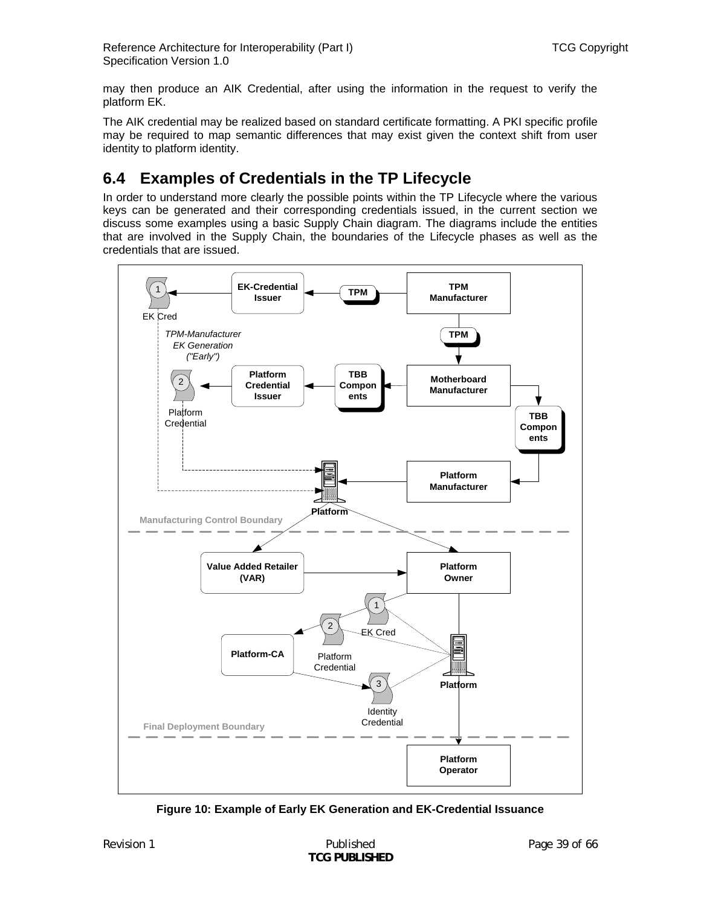may then produce an AIK Credential, after using the information in the request to verify the platform EK.

The AIK credential may be realized based on standard certificate formatting. A PKI specific profile may be required to map semantic differences that may exist given the context shift from user identity to platform identity.

## 6.4 Examples of Credentials in the TP Lifecycle

In order to understand more clearly the possible points within the TP Lifecycle where the various keys can be generated and their corresponding credentials issued, in the current section we discuss some examples using a basic Supply Chain diagram. The diagrams include the entities that are involved in the Supply Chain, the boundaries of the Lifecycle phases as well as the credentials that are issued.

**Figure 10: Example of Early EK Generation and EK-Credential Issuance**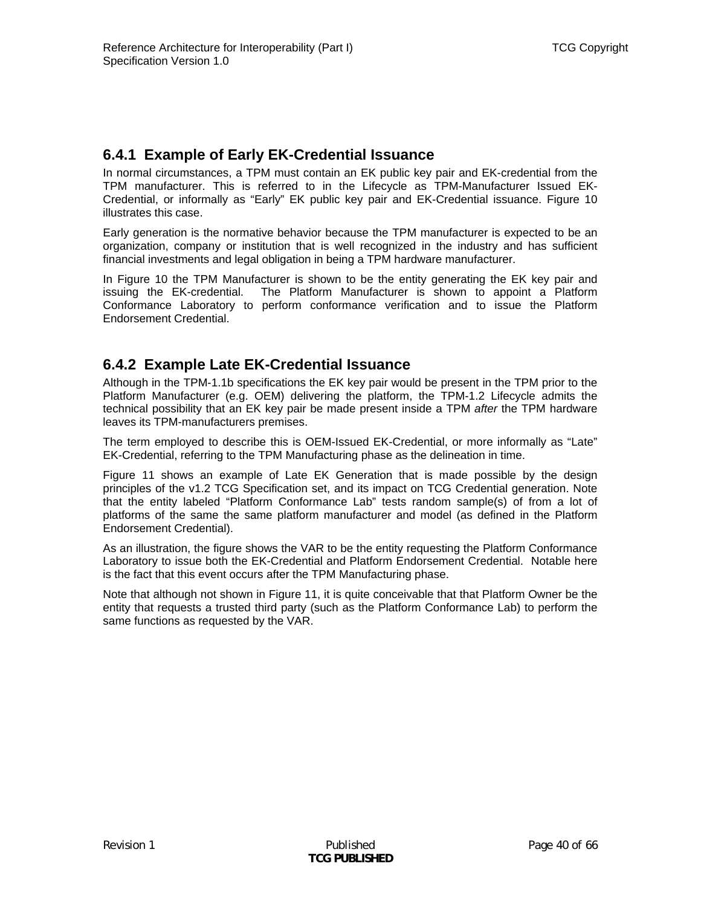### 6.4.1 Example of Early EK-Credential Issuance

In normal circumstances, a TPM must contain an EK public key pair and EK-credential from the TPM manufacturer. This is referred to in the Lifecycle as TPM-Manufacturer Issued EK-Credential, or informally as "Early" EK public key pair and EK-Credential issuance. Figure 10 illustrates this case.

Early generation is the normative behavior because the TPM manufacturer is expected to be an organization, company or institution that is well recognized in the industry and has sufficient financial investments and legal obligation in being a TPM hardware manufacturer.

In Figure 10 the TPM Manufacturer is shown to be the entity generating the EK key pair and issuing the EK-credential. The Platform Manufacturer is shown to appoint a Platform Conformance Laboratory to perform conformance verification and to issue the Platform Endorsement Credential.

### 6.4.2 Example Late EK-Credential Issuance

Although in the TPM-1.1b specifications the EK key pair would be present in the TPM prior to the Platform Manufacturer (e.g. OEM) delivering the platform, the TPM-1.2 Lifecycle admits the technical possibility that an EK key pair be made present inside a TPM *after* the TPM hardware leaves its TPM-manufacturers premises.

The term employed to describe this is OEM-Issued EK-Credential, or more informally as "Late" EK-Credential, referring to the TPM Manufacturing phase as the delineation in time.

Figure 11 shows an example of Late EK Generation that is made possible by the design principles of the v1.2 TCG Specification set, and its impact on TCG Credential generation. Note that the entity labeled "Platform Conformance Lab" tests random sample(s) of from a lot of platforms of the same the same platform manufacturer and model (as defined in the Platform Endorsement Credential).

As an illustration, the figure shows the VAR to be the entity requesting the Platform Conformance Laboratory to issue both the EK-Credential and Platform Endorsement Credential. Notable here is the fact that this event occurs after the TPM Manufacturing phase.

Note that although not shown in Figure 11, it is quite conceivable that that Platform Owner be the entity that requests a trusted third party (such as the Platform Conformance Lab) to perform the same functions as requested by the VAR.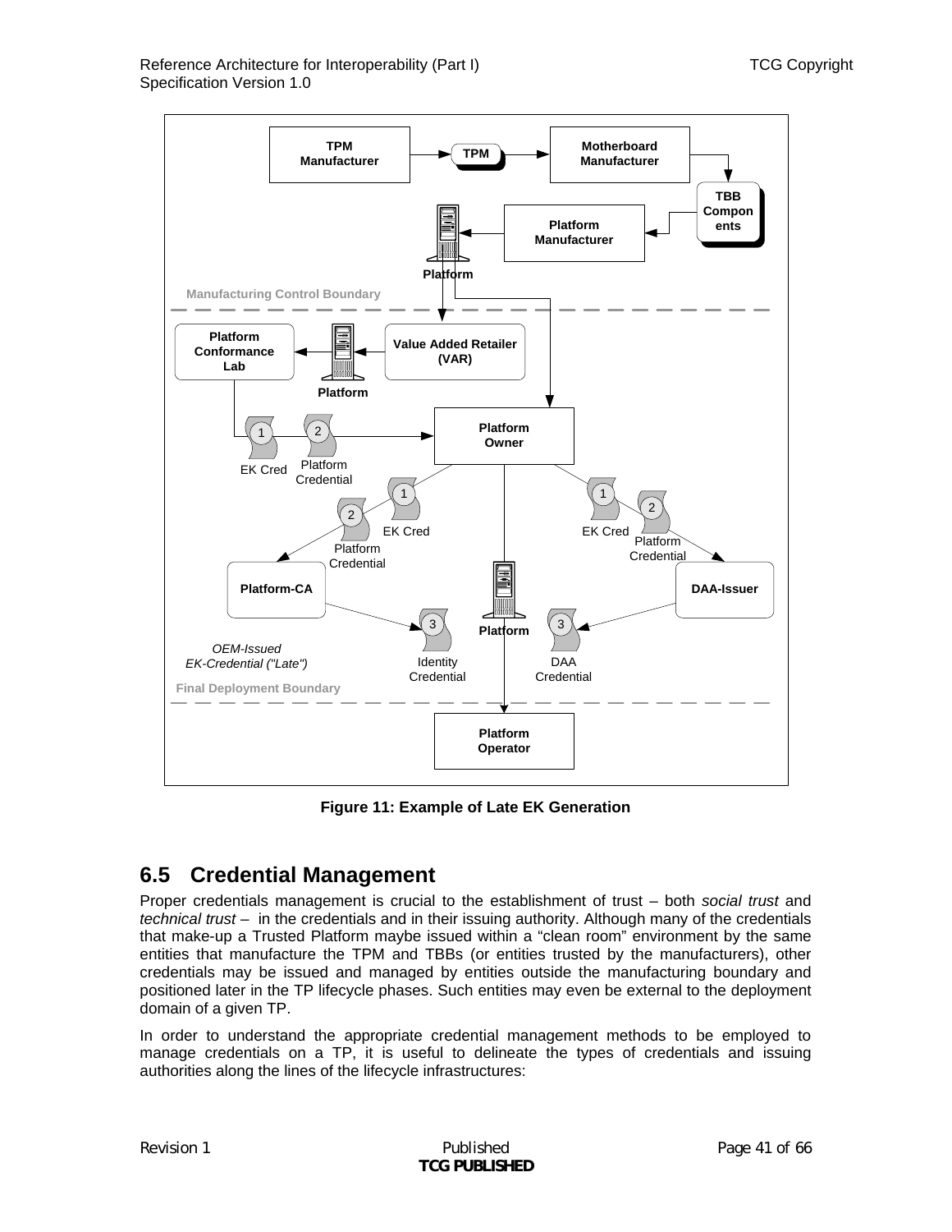Figure 11: Example of Late EK Generation

## 6.5 Credential Management

Proper credentials management is crucial to the establishment of trust – both *social trust* and *technical trust* – in the credentials and in their issuing authority. Although many of the credentials that make-up a Trusted Platform maybe issued within a "clean room" environment by the same entities that manufacture the TPM and TBBs (or entities trusted by the manufacturers), other credentials may be issued and managed by entities outside the manufacturing boundary and positioned later in the TP lifecycle phases. Such entities may even be external to the deployment domain of a given TP.

In order to understand the appropriate credential management methods to be employed to manage credentials on a TP, it is useful to delineate the types of credentials and issuing authorities along the lines of the lifecycle infrastructures: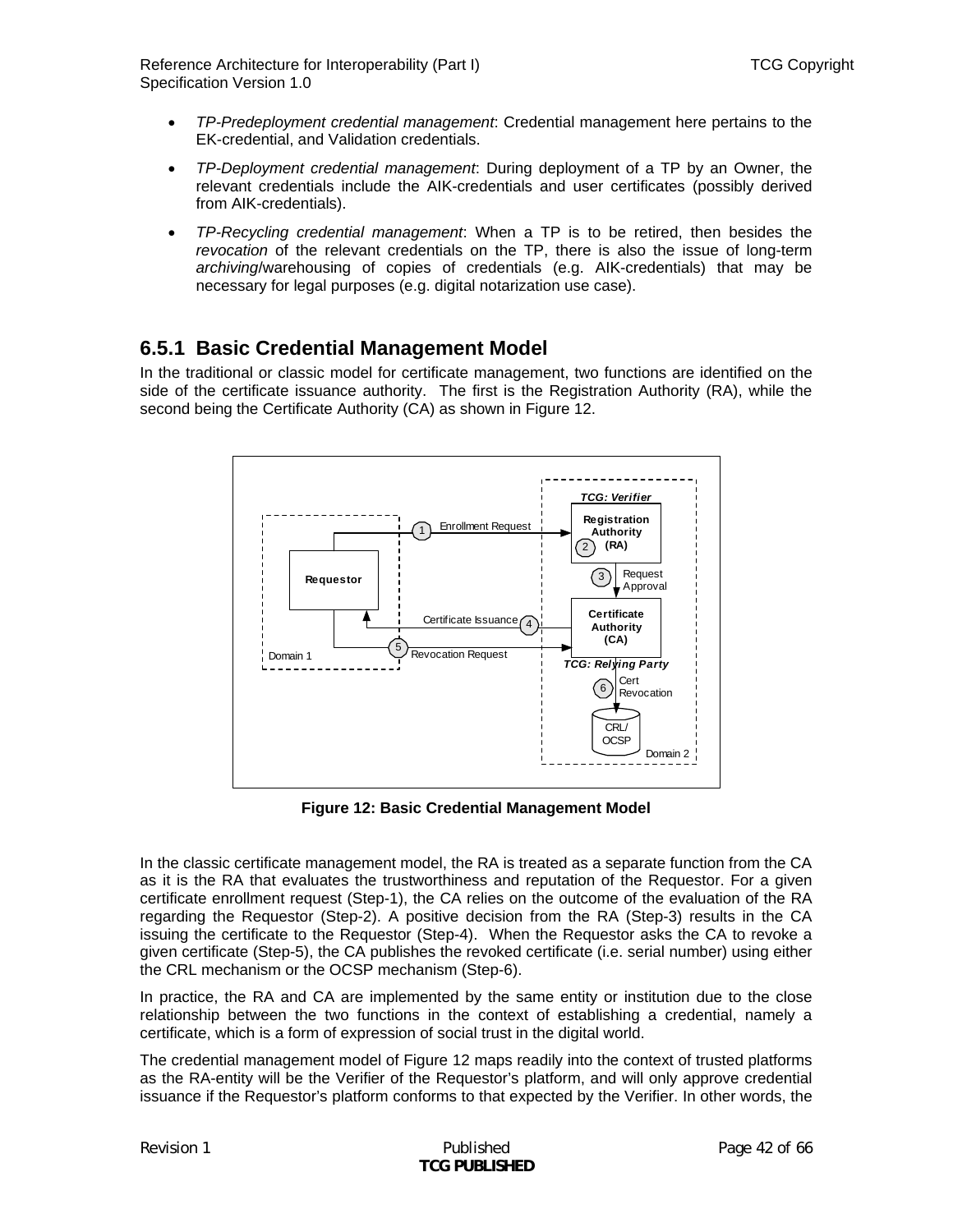- *TP-Predeployment credential management*: Credential management here pertains to the EK-credential, and Validation credentials.
- *TP-Deployment credential management*: During deployment of a TP by an Owner, the relevant credentials include the AIK-credentials and user certificates (possibly derived from AIK-credentials).
- *TP-Recycling credential management*: When a TP is to be retired, then besides the *revocation* of the relevant credentials on the TP, there is also the issue of long-term *archiving*/warehousing of copies of credentials (e.g. AIK-credentials) that may be necessary for legal purposes (e.g. digital notarization use case).

### 6.5.1 Basic Credential Management Model

In the traditional or classic model for certificate management, two functions are identified on the side of the certificate issuance authority. The first is the Registration Authority (RA), while the second being the Certificate Authority (CA) as shown in Figure 12.

**Figure 12: Basic Credential Management Model**

In the classic certificate management model, the RA is treated as a separate function from the CA as it is the RA that evaluates the trustworthiness and reputation of the Requestor. For a given certificate enrollment request (Step-1), the CA relies on the outcome of the evaluation of the RA regarding the Requestor (Step-2). A positive decision from the RA (Step-3) results in the CA issuing the certificate to the Requestor (Step-4). When the Requestor asks the CA to revoke a given certificate (Step-5), the CA publishes the revoked certificate (i.e. serial number) using either the CRL mechanism or the OCSP mechanism (Step-6).

In practice, the RA and CA are implemented by the same entity or institution due to the close relationship between the two functions in the context of establishing a credential, namely a certificate, which is a form of expression of social trust in the digital world.

The credential management model of Figure 12 maps readily into the context of trusted platforms as the RA-entity will be the Verifier of the Requestor's platform, and will only approve credential issuance if the Requestor's platform conforms to that expected by the Verifier. In other words, the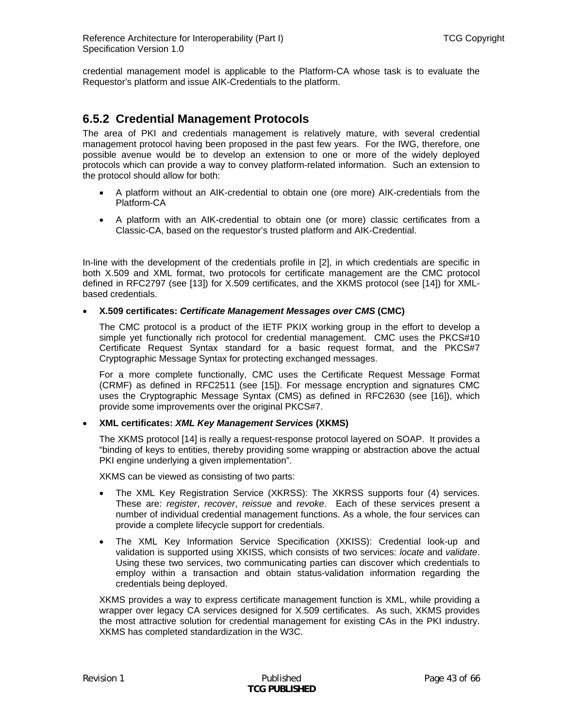credential management model is applicable to the Platform-CA whose task is to evaluate the Requestor's platform and issue AIK-Credentials to the platform.

### 6.5.2 Credential Management Protocols

The area of PKI and credentials management is relatively mature, with several credential management protocol having been proposed in the past few years. For the IWG, therefore, one possible avenue would be to develop an extension to one or more of the widely deployed protocols which can provide a way to convey platform-related information. Such an extension to the protocol should allow for both:

- A platform without an AIK-credential to obtain one (ore more) AIK-credentials from the Platform-CA
- A platform with an AIK-credential to obtain one (or more) classic certificates from a Classic-CA, based on the requestor's trusted platform and AIK-Credential.

In-line with the development of the credentials profile in [2], in which credentials are specific in both X.509 and XML format, two protocols for certificate management are the CMC protocol defined in RFC2797 (see [13]) for X.509 certificates, and the XKMS protocol (see [14]) for XML-based credentials.

- **X.509 certificates: *Certificate Management Messages over CMS* (CMC)**

  The CMC protocol is a product of the IETF PKIX working group in the effort to develop a simple yet functionally rich protocol for credential management. CMC uses the PKCS#10 Certificate Request Syntax standard for a basic request format, and the PKCS#7 Cryptographic Message Syntax for protecting exchanged messages.

  For a more complete functionally, CMC uses the Certificate Request Message Format (CRMF) as defined in RFC2511 (see [15]). For message encryption and signatures CMC uses the Cryptographic Message Syntax (CMS) as defined in RFC2630 (see [16]), which provide some improvements over the original PKCS#7.

- **XML certificates: *XML Key Management Services* (XKMS)**

  The XKMS protocol [14] is really a request-response protocol layered on SOAP. It provides a "binding of keys to entities, thereby providing some wrapping or abstraction above the actual PKI engine underlying a given implementation".

  XKMS can be viewed as consisting of two parts:

  - The XML Key Registration Service (XKRSS): The XKRSS supports four (4) services. These are: *register*, *recover*, *reissue* and *revoke*. Each of these services present a number of individual credential management functions. As a whole, the four services can provide a complete lifecycle support for credentials.
  - The XML Key Information Service Specification (XKISS): Credential look-up and validation is supported using XKISS, which consists of two services: *locate* and *validate*. Using these two services, two communicating parties can discover which credentials to employ within a transaction and obtain status-validation information regarding the credentials being deployed.

  XKMS provides a way to express certificate management function is XML, while providing a wrapper over legacy CA services designed for X.509 certificates. As such, XKMS provides the most attractive solution for credential management for existing CAs in the PKI industry. XKMS has completed standardization in the W3C.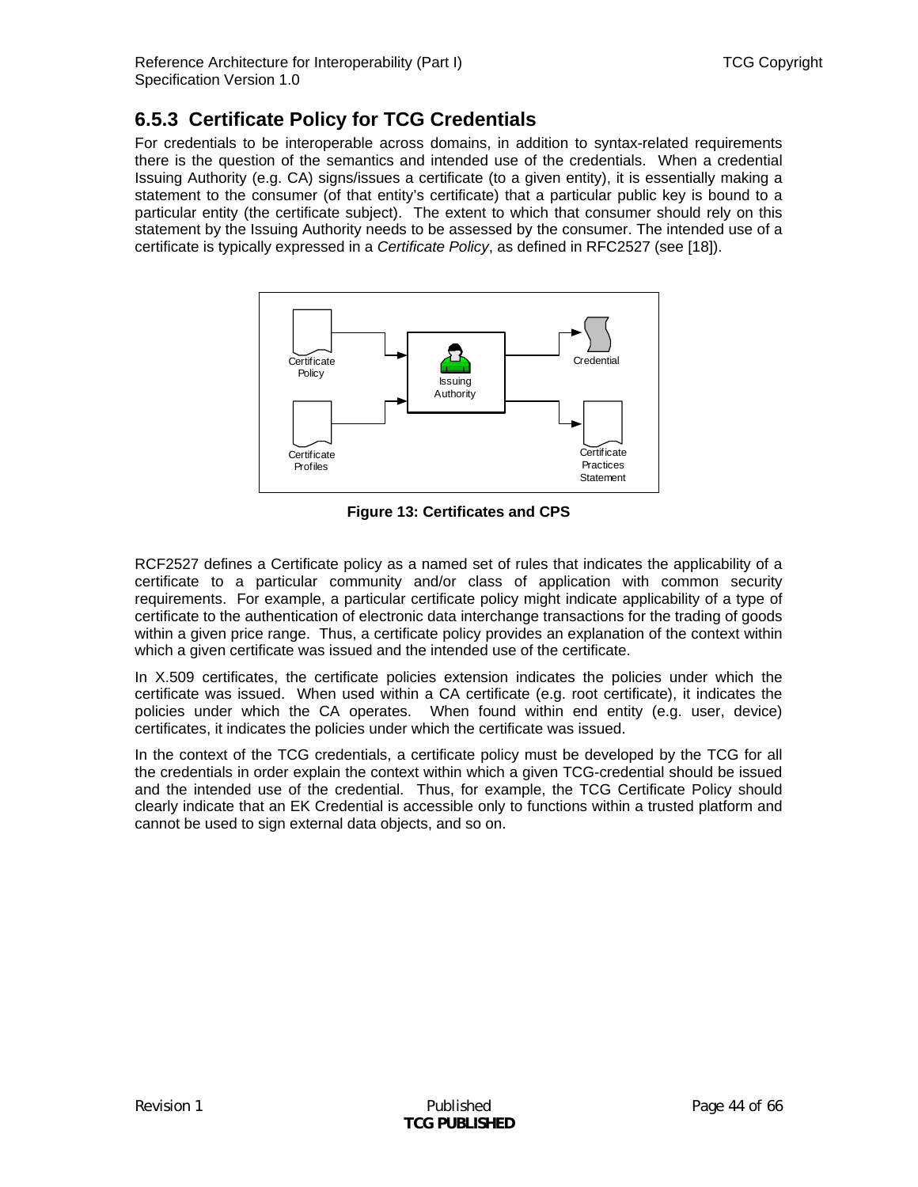### 6.5.3 Certificate Policy for TCG Credentials

For credentials to be interoperable across domains, in addition to syntax-related requirements there is the question of the semantics and intended use of the credentials. When a credential Issuing Authority (e.g. CA) signs/issues a certificate (to a given entity), it is essentially making a statement to the consumer (of that entity's certificate) that a particular public key is bound to a particular entity (the certificate subject). The extent to which that consumer should rely on this statement by the Issuing Authority needs to be assessed by the consumer. The intended use of a certificate is typically expressed in a *Certificate Policy*, as defined in RFC2527 (see [18]).

**Figure 13: Certificates and CPS**

RCF2527 defines a Certificate policy as a named set of rules that indicates the applicability of a certificate to a particular community and/or class of application with common security requirements. For example, a particular certificate policy might indicate applicability of a type of certificate to the authentication of electronic data interchange transactions for the trading of goods within a given price range. Thus, a certificate policy provides an explanation of the context within which a given certificate was issued and the intended use of the certificate.

In X.509 certificates, the certificate policies extension indicates the policies under which the certificate was issued. When used within a CA certificate (e.g. root certificate), it indicates the policies under which the CA operates. When found within end entity (e.g. user, device) certificates, it indicates the policies under which the certificate was issued.

In the context of the TCG credentials, a certificate policy must be developed by the TCG for all the credentials in order explain the context within which a given TCG-credential should be issued and the intended use of the credential. Thus, for example, the TCG Certificate Policy should clearly indicate that an EK Credential is accessible only to functions within a trusted platform and cannot be used to sign external data objects, and so on.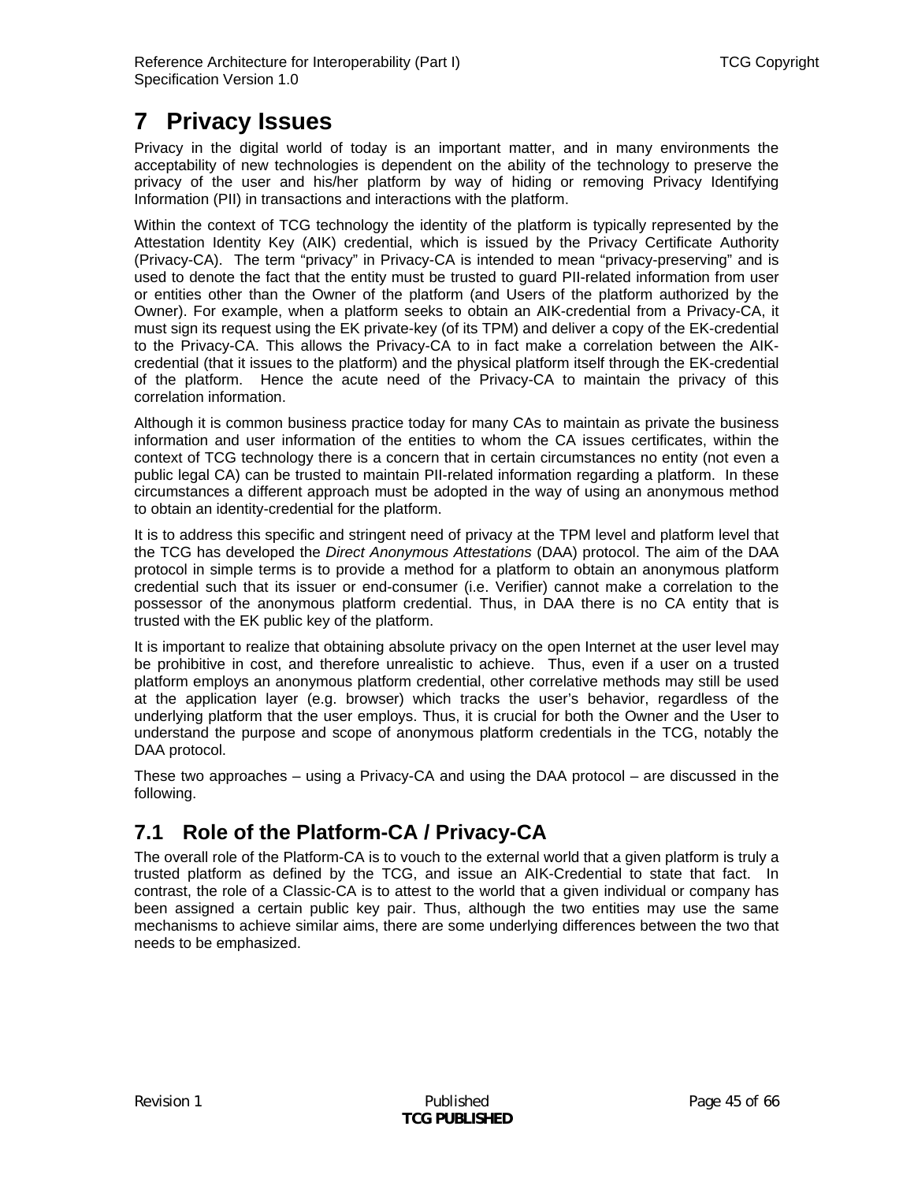# 7 Privacy Issues

Privacy in the digital world of today is an important matter, and in many environments the acceptability of new technologies is dependent on the ability of the technology to preserve the privacy of the user and his/her platform by way of hiding or removing Privacy Identifying Information (PII) in transactions and interactions with the platform.

Within the context of TCG technology the identity of the platform is typically represented by the Attestation Identity Key (AIK) credential, which is issued by the Privacy Certificate Authority (Privacy-CA). The term "privacy" in Privacy-CA is intended to mean "privacy-preserving" and is used to denote the fact that the entity must be trusted to guard PII-related information from user or entities other than the Owner of the platform (and Users of the platform authorized by the Owner). For example, when a platform seeks to obtain an AIK-credential from a Privacy-CA, it must sign its request using the EK private-key (of its TPM) and deliver a copy of the EK-credential to the Privacy-CA. This allows the Privacy-CA to in fact make a correlation between the AIK-credential (that it issues to the platform) and the physical platform itself through the EK-credential of the platform. Hence the acute need of the Privacy-CA to maintain the privacy of this correlation information.

Although it is common business practice today for many CAs to maintain as private the business information and user information of the entities to whom the CA issues certificates, within the context of TCG technology there is a concern that in certain circumstances no entity (not even a public legal CA) can be trusted to maintain PII-related information regarding a platform. In these circumstances a different approach must be adopted in the way of using an anonymous method to obtain an identity-credential for the platform.

It is to address this specific and stringent need of privacy at the TPM level and platform level that the TCG has developed the *Direct Anonymous Attestations* (DAA) protocol. The aim of the DAA protocol in simple terms is to provide a method for a platform to obtain an anonymous platform credential such that its issuer or end-consumer (i.e. Verifier) cannot make a correlation to the possessor of the anonymous platform credential. Thus, in DAA there is no CA entity that is trusted with the EK public key of the platform.

It is important to realize that obtaining absolute privacy on the open Internet at the user level may be prohibitive in cost, and therefore unrealistic to achieve. Thus, even if a user on a trusted platform employs an anonymous platform credential, other correlative methods may still be used at the application layer (e.g. browser) which tracks the user's behavior, regardless of the underlying platform that the user employs. Thus, it is crucial for both the Owner and the User to understand the purpose and scope of anonymous platform credentials in the TCG, notably the DAA protocol.

These two approaches – using a Privacy-CA and using the DAA protocol – are discussed in the following.

## 7.1 Role of the Platform-CA / Privacy-CA

The overall role of the Platform-CA is to vouch to the external world that a given platform is truly a trusted platform as defined by the TCG, and issue an AIK-Credential to state that fact. In contrast, the role of a Classic-CA is to attest to the world that a given individual or company has been assigned a certain public key pair. Thus, although the two entities may use the same mechanisms to achieve similar aims, there are some underlying differences between the two that needs to be emphasized.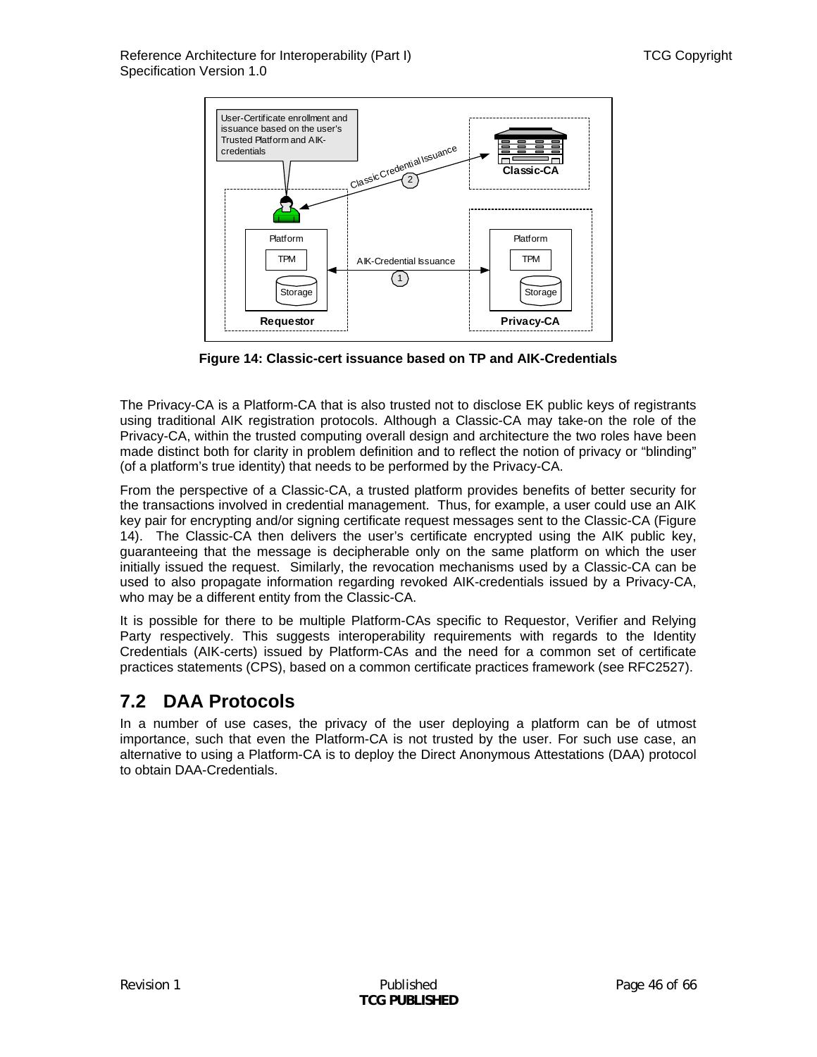Figure 14: Classic-cert issuance based on TP and AIK-Credentials

The Privacy-CA is a Platform-CA that is also trusted not to disclose EK public keys of registrants using traditional AIK registration protocols. Although a Classic-CA may take-on the role of the Privacy-CA, within the trusted computing overall design and architecture the two roles have been made distinct both for clarity in problem definition and to reflect the notion of privacy or "blinding" (of a platform's true identity) that needs to be performed by the Privacy-CA.

From the perspective of a Classic-CA, a trusted platform provides benefits of better security for the transactions involved in credential management. Thus, for example, a user could use an AIK key pair for encrypting and/or signing certificate request messages sent to the Classic-CA (Figure 14). The Classic-CA then delivers the user's certificate encrypted using the AIK public key, guaranteeing that the message is decipherable only on the same platform on which the user initially issued the request. Similarly, the revocation mechanisms used by a Classic-CA can be used to also propagate information regarding revoked AIK-credentials issued by a Privacy-CA, who may be a different entity from the Classic-CA.

It is possible for there to be multiple Platform-CAs specific to Requestor, Verifier and Relying Party respectively. This suggests interoperability requirements with regards to the Identity Credentials (AIK-certs) issued by Platform-CAs and the need for a common set of certificate practices statements (CPS), based on a common certificate practices framework (see RFC2527).

## 7.2 DAA Protocols

In a number of use cases, the privacy of the user deploying a platform can be of utmost importance, such that even the Platform-CA is not trusted by the user. For such use case, an alternative to using a Platform-CA is to deploy the Direct Anonymous Attestations (DAA) protocol to obtain DAA-Credentials.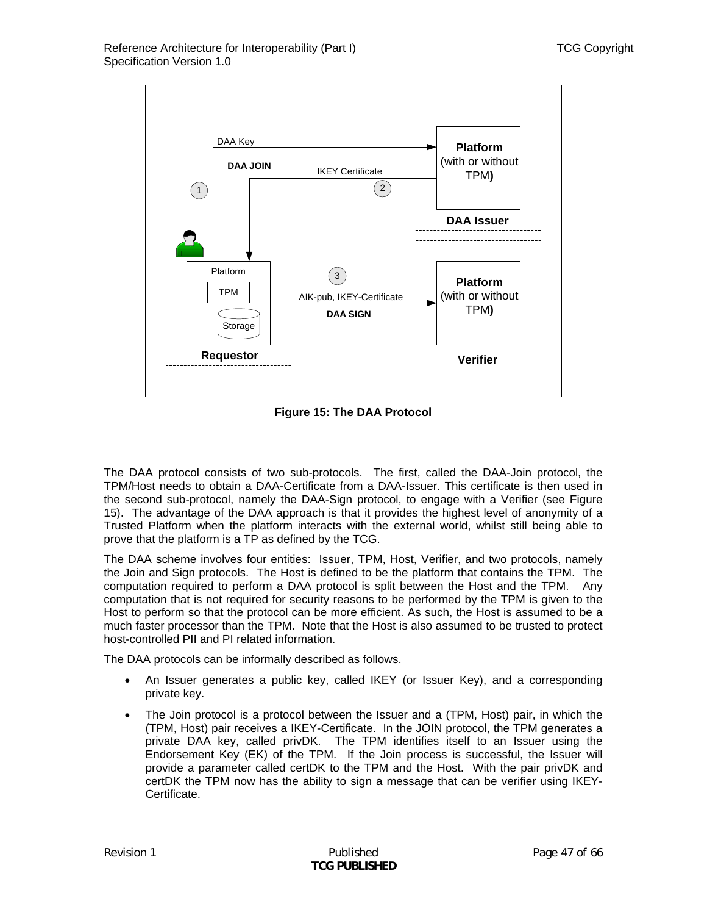Figure 15: The DAA Protocol

The DAA protocol consists of two sub-protocols. The first, called the DAA-Join protocol, the TPM/Host needs to obtain a DAA-Certificate from a DAA-Issuer. This certificate is then used in the second sub-protocol, namely the DAA-Sign protocol, to engage with a Verifier (see Figure 15). The advantage of the DAA approach is that it provides the highest level of anonymity of a Trusted Platform when the platform interacts with the external world, whilst still being able to prove that the platform is a TP as defined by the TCG.

The DAA scheme involves four entities: Issuer, TPM, Host, Verifier, and two protocols, namely the Join and Sign protocols. The Host is defined to be the platform that contains the TPM. The computation required to perform a DAA protocol is split between the Host and the TPM. Any computation that is not required for security reasons to be performed by the TPM is given to the Host to perform so that the protocol can be more efficient. As such, the Host is assumed to be a much faster processor than the TPM. Note that the Host is also assumed to be trusted to protect host-controlled PII and PI related information.

The DAA protocols can be informally described as follows.

- An Issuer generates a public key, called IKEY (or Issuer Key), and a corresponding private key.
- The Join protocol is a protocol between the Issuer and a (TPM, Host) pair, in which the (TPM, Host) pair receives a IKEY-Certificate. In the JOIN protocol, the TPM generates a private DAA key, called privDK. The TPM identifies itself to an Issuer using the Endorsement Key (EK) of the TPM. If the Join process is successful, the Issuer will provide a parameter called certDK to the TPM and the Host. With the pair privDK and certDK the TPM now has the ability to sign a message that can be verifier using IKEY-Certificate.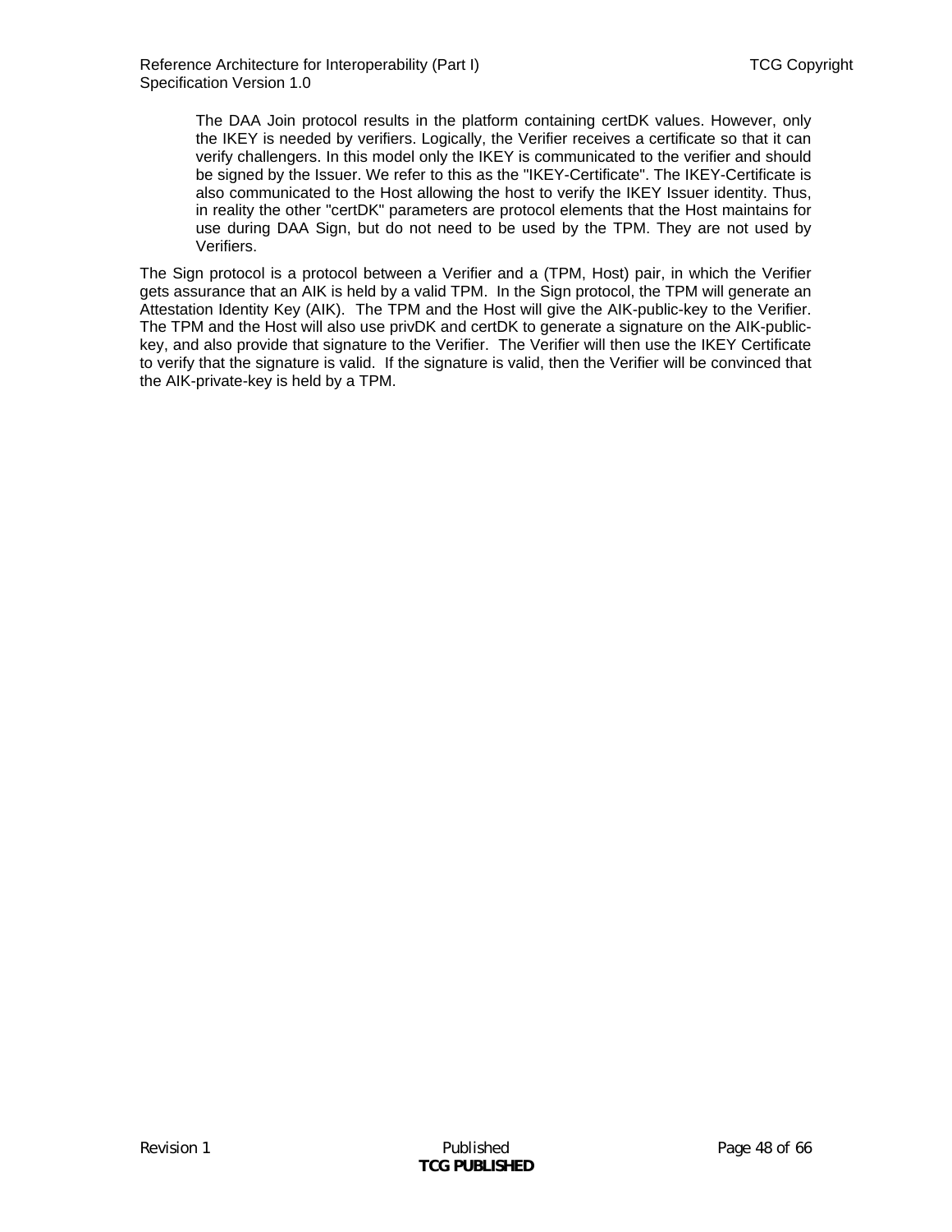> The DAA Join protocol results in the platform containing certDK values. However, only the IKEY is needed by verifiers. Logically, the Verifier receives a certificate so that it can verify challengers. In this model only the IKEY is communicated to the verifier and should be signed by the Issuer. We refer to this as the "IKEY-Certificate". The IKEY-Certificate is also communicated to the Host allowing the host to verify the IKEY Issuer identity. Thus, in reality the other "certDK" parameters are protocol elements that the Host maintains for use during DAA Sign, but do not need to be used by the TPM. They are not used by Verifiers.

The Sign protocol is a protocol between a Verifier and a (TPM, Host) pair, in which the Verifier gets assurance that an AIK is held by a valid TPM. In the Sign protocol, the TPM will generate an Attestation Identity Key (AIK). The TPM and the Host will give the AIK-public-key to the Verifier. The TPM and the Host will also use privDK and certDK to generate a signature on the AIK-public-key, and also provide that signature to the Verifier. The Verifier will then use the IKEY Certificate to verify that the signature is valid. If the signature is valid, then the Verifier will be convinced that the AIK-private-key is held by a TPM.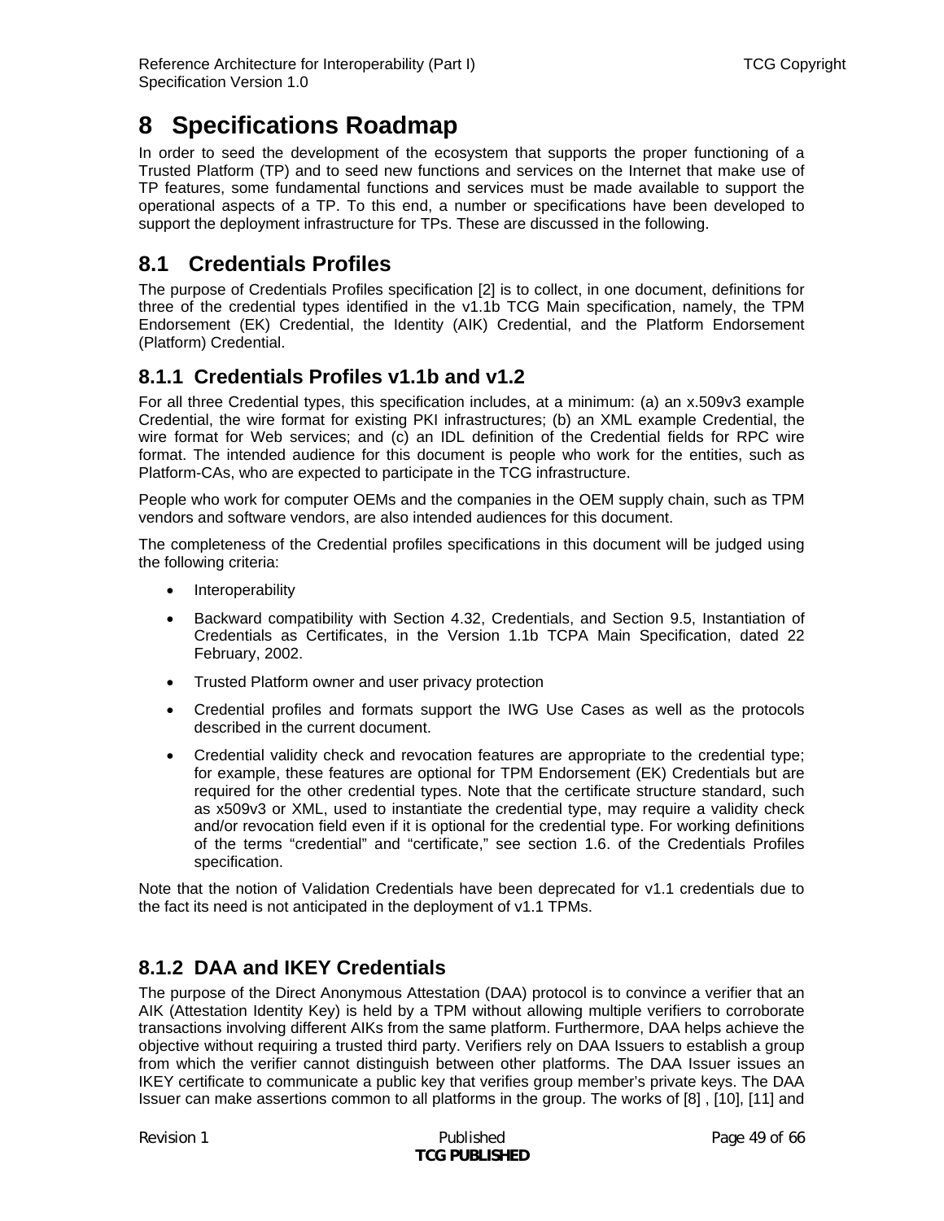# 8 Specifications Roadmap

In order to seed the development of the ecosystem that supports the proper functioning of a Trusted Platform (TP) and to seed new functions and services on the Internet that make use of TP features, some fundamental functions and services must be made available to support the operational aspects of a TP. To this end, a number or specifications have been developed to support the deployment infrastructure for TPs. These are discussed in the following.

## 8.1 Credentials Profiles

The purpose of Credentials Profiles specification [2] is to collect, in one document, definitions for three of the credential types identified in the v1.1b TCG Main specification, namely, the TPM Endorsement (EK) Credential, the Identity (AIK) Credential, and the Platform Endorsement (Platform) Credential.

### 8.1.1 Credentials Profiles v1.1b and v1.2

For all three Credential types, this specification includes, at a minimum: (a) an x.509v3 example Credential, the wire format for existing PKI infrastructures; (b) an XML example Credential, the wire format for Web services; and (c) an IDL definition of the Credential fields for RPC wire format. The intended audience for this document is people who work for the entities, such as Platform-CAs, who are expected to participate in the TCG infrastructure.

People who work for computer OEMs and the companies in the OEM supply chain, such as TPM vendors and software vendors, are also intended audiences for this document.

The completeness of the Credential profiles specifications in this document will be judged using the following criteria:

- Interoperability
- Backward compatibility with Section 4.32, Credentials, and Section 9.5, Instantiation of Credentials as Certificates, in the Version 1.1b TCPA Main Specification, dated 22 February, 2002.
- Trusted Platform owner and user privacy protection
- Credential profiles and formats support the IWG Use Cases as well as the protocols described in the current document.
- Credential validity check and revocation features are appropriate to the credential type; for example, these features are optional for TPM Endorsement (EK) Credentials but are required for the other credential types. Note that the certificate structure standard, such as x509v3 or XML, used to instantiate the credential type, may require a validity check and/or revocation field even if it is optional for the credential type. For working definitions of the terms “credential” and “certificate,” see section 1.6. of the Credentials Profiles specification.

Note that the notion of Validation Credentials have been deprecated for v1.1 credentials due to the fact its need is not anticipated in the deployment of v1.1 TPMs.

### 8.1.2 DAA and IKEY Credentials

The purpose of the Direct Anonymous Attestation (DAA) protocol is to convince a verifier that an AIK (Attestation Identity Key) is held by a TPM without allowing multiple verifiers to corroborate transactions involving different AIKs from the same platform. Furthermore, DAA helps achieve the objective without requiring a trusted third party. Verifiers rely on DAA Issuers to establish a group from which the verifier cannot distinguish between other platforms. The DAA Issuer issues an IKEY certificate to communicate a public key that verifies group member’s private keys. The DAA Issuer can make assertions common to all platforms in the group. The works of [8] , [10], [11] and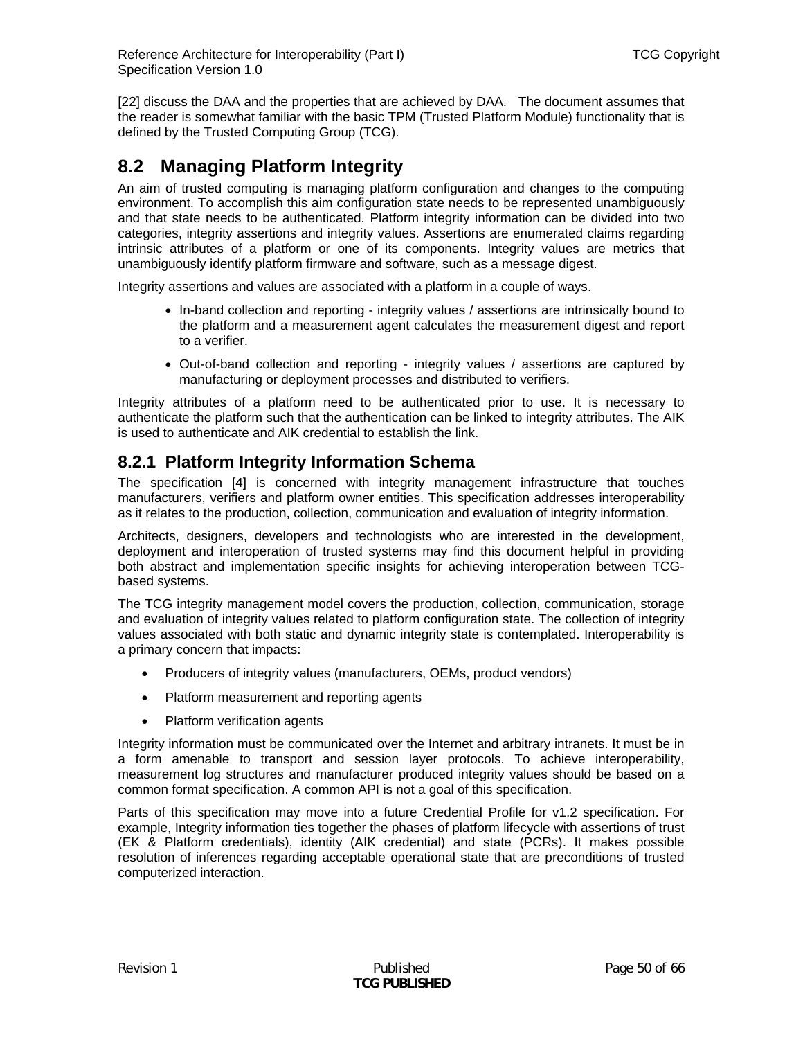[22] discuss the DAA and the properties that are achieved by DAA. The document assumes that the reader is somewhat familiar with the basic TPM (Trusted Platform Module) functionality that is defined by the Trusted Computing Group (TCG).

## 8.2 Managing Platform Integrity

An aim of trusted computing is managing platform configuration and changes to the computing environment. To accomplish this aim configuration state needs to be represented unambiguously and that state needs to be authenticated. Platform integrity information can be divided into two categories, integrity assertions and integrity values. Assertions are enumerated claims regarding intrinsic attributes of a platform or one of its components. Integrity values are metrics that unambiguously identify platform firmware and software, such as a message digest.

Integrity assertions and values are associated with a platform in a couple of ways.

- In-band collection and reporting - integrity values / assertions are intrinsically bound to the platform and a measurement agent calculates the measurement digest and report to a verifier.
- Out-of-band collection and reporting - integrity values / assertions are captured by manufacturing or deployment processes and distributed to verifiers.

Integrity attributes of a platform need to be authenticated prior to use. It is necessary to authenticate the platform such that the authentication can be linked to integrity attributes. The AIK is used to authenticate and AIK credential to establish the link.

### 8.2.1 Platform Integrity Information Schema

The specification [4] is concerned with integrity management infrastructure that touches manufacturers, verifiers and platform owner entities. This specification addresses interoperability as it relates to the production, collection, communication and evaluation of integrity information.

Architects, designers, developers and technologists who are interested in the development, deployment and interoperation of trusted systems may find this document helpful in providing both abstract and implementation specific insights for achieving interoperation between TCG-based systems.

The TCG integrity management model covers the production, collection, communication, storage and evaluation of integrity values related to platform configuration state. The collection of integrity values associated with both static and dynamic integrity state is contemplated. Interoperability is a primary concern that impacts:

- Producers of integrity values (manufacturers, OEMs, product vendors)
- Platform measurement and reporting agents
- Platform verification agents

Integrity information must be communicated over the Internet and arbitrary intranets. It must be in a form amenable to transport and session layer protocols. To achieve interoperability, measurement log structures and manufacturer produced integrity values should be based on a common format specification. A common API is not a goal of this specification.

Parts of this specification may move into a future Credential Profile for v1.2 specification. For example, Integrity information ties together the phases of platform lifecycle with assertions of trust (EK & Platform credentials), identity (AIK credential) and state (PCRs). It makes possible resolution of inferences regarding acceptable operational state that are preconditions of trusted computerized interaction.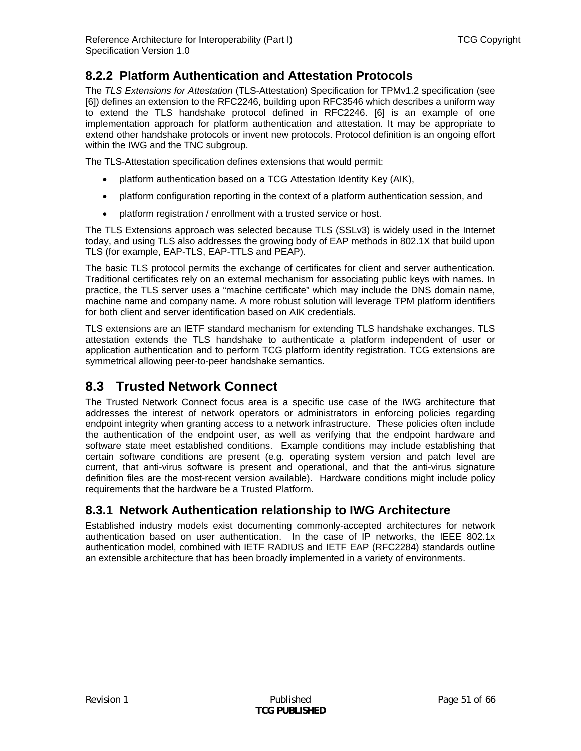### 8.2.2 Platform Authentication and Attestation Protocols

The *TLS Extensions for Attestation* (TLS-Attestation) Specification for TPMv1.2 specification (see [6]) defines an extension to the RFC2246, building upon RFC3546 which describes a uniform way to extend the TLS handshake protocol defined in RFC2246. [6] is an example of one implementation approach for platform authentication and attestation. It may be appropriate to extend other handshake protocols or invent new protocols. Protocol definition is an ongoing effort within the IWG and the TNC subgroup.

The TLS-Attestation specification defines extensions that would permit:

- platform authentication based on a TCG Attestation Identity Key (AIK),
- platform configuration reporting in the context of a platform authentication session, and
- platform registration / enrollment with a trusted service or host.

The TLS Extensions approach was selected because TLS (SSLv3) is widely used in the Internet today, and using TLS also addresses the growing body of EAP methods in 802.1X that build upon TLS (for example, EAP-TLS, EAP-TTLS and PEAP).

The basic TLS protocol permits the exchange of certificates for client and server authentication. Traditional certificates rely on an external mechanism for associating public keys with names. In practice, the TLS server uses a "machine certificate" which may include the DNS domain name, machine name and company name. A more robust solution will leverage TPM platform identifiers for both client and server identification based on AIK credentials.

TLS extensions are an IETF standard mechanism for extending TLS handshake exchanges. TLS attestation extends the TLS handshake to authenticate a platform independent of user or application authentication and to perform TCG platform identity registration. TCG extensions are symmetrical allowing peer-to-peer handshake semantics.

## 8.3 Trusted Network Connect

The Trusted Network Connect focus area is a specific use case of the IWG architecture that addresses the interest of network operators or administrators in enforcing policies regarding endpoint integrity when granting access to a network infrastructure. These policies often include the authentication of the endpoint user, as well as verifying that the endpoint hardware and software state meet established conditions. Example conditions may include establishing that certain software conditions are present (e.g. operating system version and patch level are current, that anti-virus software is present and operational, and that the anti-virus signature definition files are the most-recent version available). Hardware conditions might include policy requirements that the hardware be a Trusted Platform.

### 8.3.1 Network Authentication relationship to IWG Architecture

Established industry models exist documenting commonly-accepted architectures for network authentication based on user authentication. In the case of IP networks, the IEEE 802.1x authentication model, combined with IETF RADIUS and IETF EAP (RFC2284) standards outline an extensible architecture that has been broadly implemented in a variety of environments.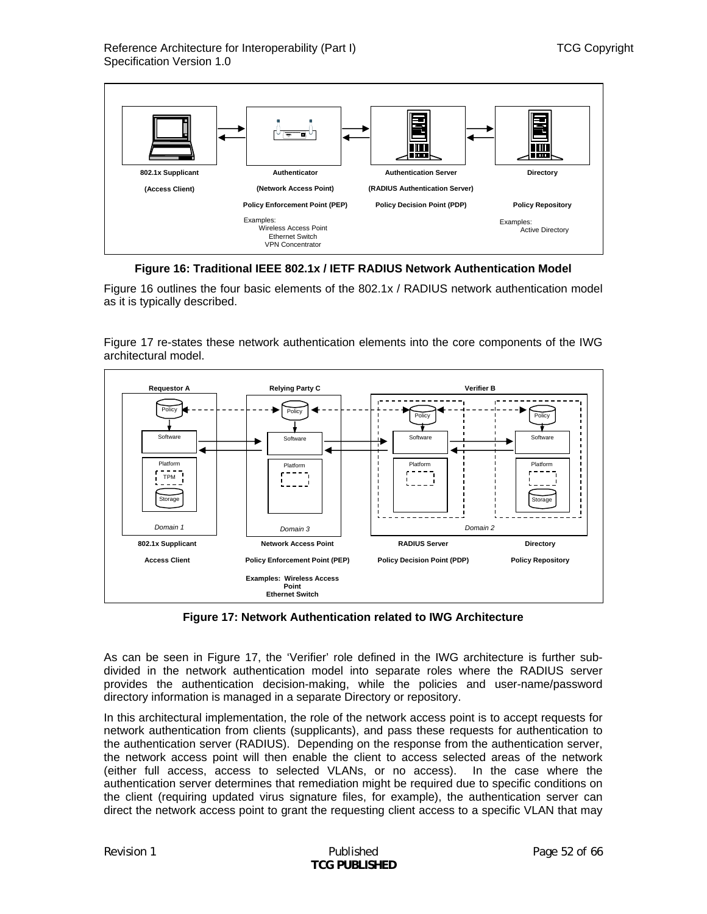802.1x Supplicant

(Access Client)

Authenticator

(Network Access Point)

Policy Enforcement Point (PEP)

Examples:
Wireless Access Point
Ethernet Switch
VPN Concentrator

Authentication Server

(RADIUS Authentication Server)

Policy Decision Point (PDP)

Directory

Policy Repository

Examples:
Active Directory

**Figure 16: Traditional IEEE 802.1x / IETF RADIUS Network Authentication Model**

Figure 16 outlines the four basic elements of the 802.1x / RADIUS network authentication model as it is typically described.

Figure 17 re-states these network authentication elements into the core components of the IWG architectural model.

Requestor A — Relying Party C — Verifier B

Policy, Software, Platform, TPM, Storage — Domain 1 — 802.1x Supplicant — Access Client

Policy, Software, Platform — Domain 3 — Network Access Point — Policy Enforcement Point (PEP)

Examples: Wireless Access Point, Ethernet Switch

Policy, Software, Platform — RADIUS Server — Policy Decision Point (PDP)

Policy, Software, Platform, Storage — Domain 2 — Directory — Policy Repository

**Figure 17: Network Authentication related to IWG Architecture**

As can be seen in Figure 17, the 'Verifier' role defined in the IWG architecture is further sub-divided in the network authentication model into separate roles where the RADIUS server provides the authentication decision-making, while the policies and user-name/password directory information is managed in a separate Directory or repository.

In this architectural implementation, the role of the network access point is to accept requests for network authentication from clients (supplicants), and pass these requests for authentication to the authentication server (RADIUS). Depending on the response from the authentication server, the network access point will then enable the client to access selected areas of the network (either full access, access to selected VLANs, or no access). In the case where the authentication server determines that remediation might be required due to specific conditions on the client (requiring updated virus signature files, for example), the authentication server can direct the network access point to grant the requesting client access to a specific VLAN that may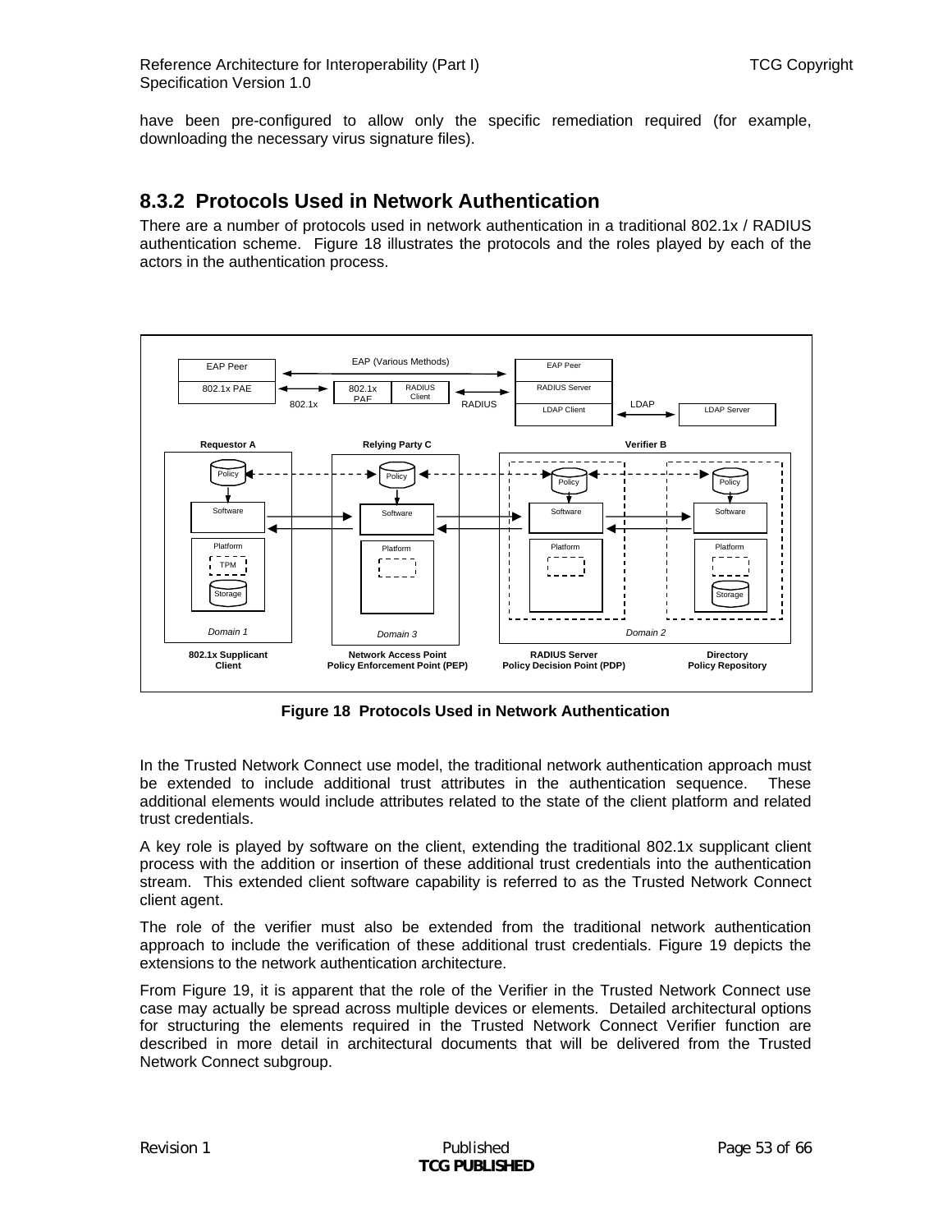have been pre-configured to allow only the specific remediation required (for example, downloading the necessary virus signature files).

## 8.3.2 Protocols Used in Network Authentication

There are a number of protocols used in network authentication in a traditional 802.1x / RADIUS authentication scheme. Figure 18 illustrates the protocols and the roles played by each of the actors in the authentication process.

**Figure 18 Protocols Used in Network Authentication**

In the Trusted Network Connect use model, the traditional network authentication approach must be extended to include additional trust attributes in the authentication sequence. These additional elements would include attributes related to the state of the client platform and related trust credentials.

A key role is played by software on the client, extending the traditional 802.1x supplicant client process with the addition or insertion of these additional trust credentials into the authentication stream. This extended client software capability is referred to as the Trusted Network Connect client agent.

The role of the verifier must also be extended from the traditional network authentication approach to include the verification of these additional trust credentials. Figure 19 depicts the extensions to the network authentication architecture.

From Figure 19, it is apparent that the role of the Verifier in the Trusted Network Connect use case may actually be spread across multiple devices or elements. Detailed architectural options for structuring the elements required in the Trusted Network Connect Verifier function are described in more detail in architectural documents that will be delivered from the Trusted Network Connect subgroup.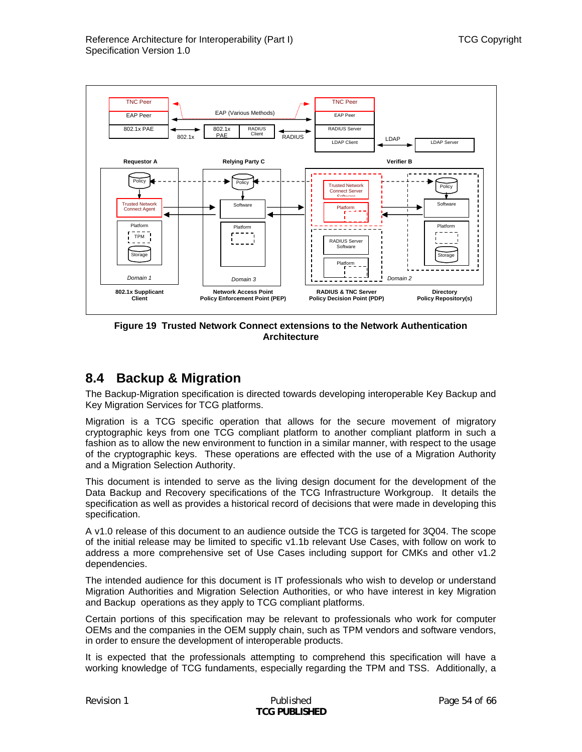Figure 19 Trusted Network Connect extensions to the Network Authentication Architecture

## 8.4 Backup & Migration

The Backup-Migration specification is directed towards developing interoperable Key Backup and Key Migration Services for TCG platforms.

Migration is a TCG specific operation that allows for the secure movement of migratory cryptographic keys from one TCG compliant platform to another compliant platform in such a fashion as to allow the new environment to function in a similar manner, with respect to the usage of the cryptographic keys. These operations are effected with the use of a Migration Authority and a Migration Selection Authority.

This document is intended to serve as the living design document for the development of the Data Backup and Recovery specifications of the TCG Infrastructure Workgroup. It details the specification as well as provides a historical record of decisions that were made in developing this specification.

A v1.0 release of this document to an audience outside the TCG is targeted for 3Q04. The scope of the initial release may be limited to specific v1.1b relevant Use Cases, with follow on work to address a more comprehensive set of Use Cases including support for CMKs and other v1.2 dependencies.

The intended audience for this document is IT professionals who wish to develop or understand Migration Authorities and Migration Selection Authorities, or who have interest in key Migration and Backup operations as they apply to TCG compliant platforms.

Certain portions of this specification may be relevant to professionals who work for computer OEMs and the companies in the OEM supply chain, such as TPM vendors and software vendors, in order to ensure the development of interoperable products.

It is expected that the professionals attempting to comprehend this specification will have a working knowledge of TCG fundaments, especially regarding the TPM and TSS. Additionally, a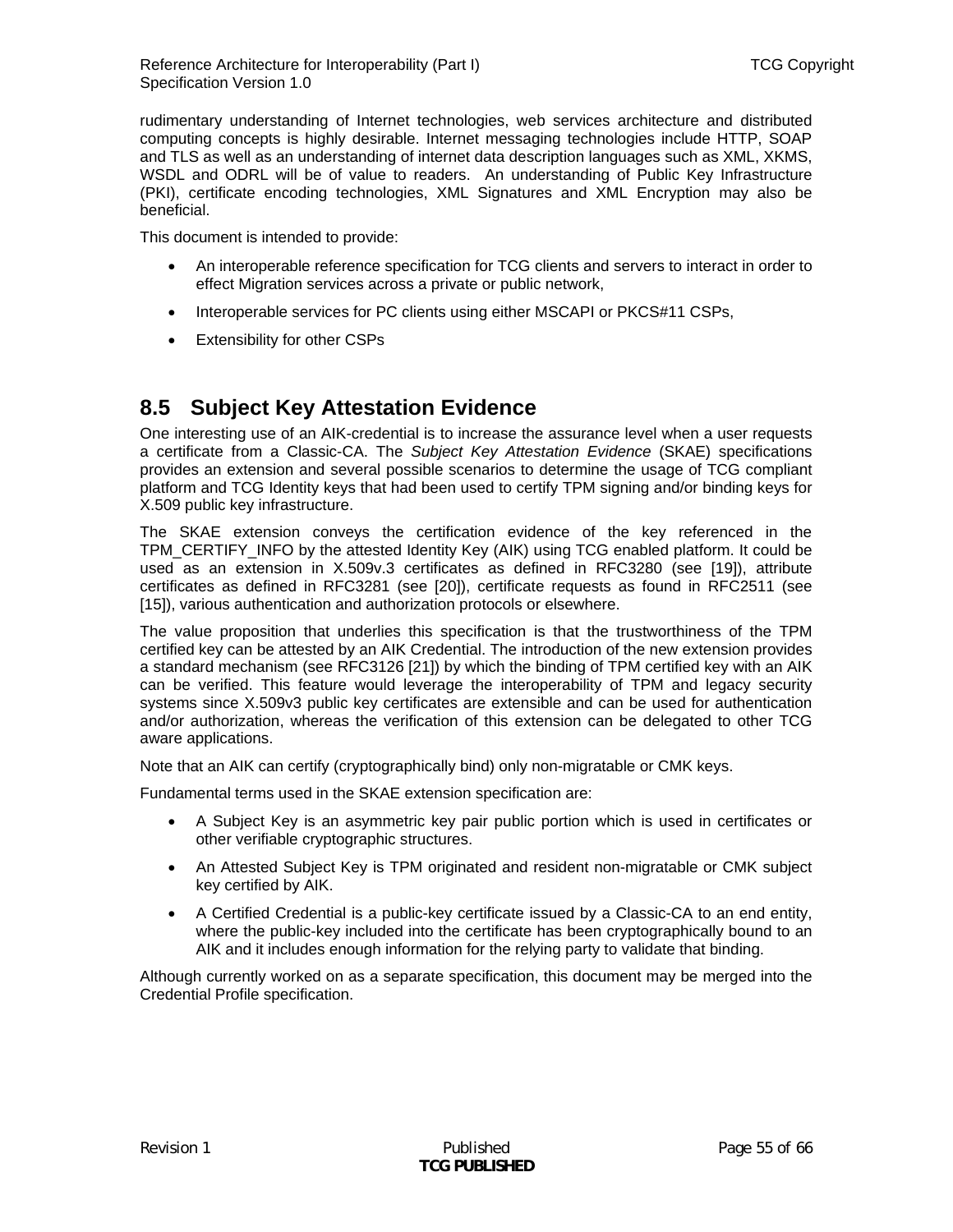rudimentary understanding of Internet technologies, web services architecture and distributed computing concepts is highly desirable. Internet messaging technologies include HTTP, SOAP and TLS as well as an understanding of internet data description languages such as XML, XKMS, WSDL and ODRL will be of value to readers. An understanding of Public Key Infrastructure (PKI), certificate encoding technologies, XML Signatures and XML Encryption may also be beneficial.

This document is intended to provide:

- An interoperable reference specification for TCG clients and servers to interact in order to effect Migration services across a private or public network,
- Interoperable services for PC clients using either MSCAPI or PKCS#11 CSPs,
- Extensibility for other CSPs

## 8.5 Subject Key Attestation Evidence

One interesting use of an AIK-credential is to increase the assurance level when a user requests a certificate from a Classic-CA. The *Subject Key Attestation Evidence* (SKAE) specifications provides an extension and several possible scenarios to determine the usage of TCG compliant platform and TCG Identity keys that had been used to certify TPM signing and/or binding keys for X.509 public key infrastructure.

The SKAE extension conveys the certification evidence of the key referenced in the TPM_CERTIFY_INFO by the attested Identity Key (AIK) using TCG enabled platform. It could be used as an extension in X.509v.3 certificates as defined in RFC3280 (see [19]), attribute certificates as defined in RFC3281 (see [20]), certificate requests as found in RFC2511 (see [15]), various authentication and authorization protocols or elsewhere.

The value proposition that underlies this specification is that the trustworthiness of the TPM certified key can be attested by an AIK Credential. The introduction of the new extension provides a standard mechanism (see RFC3126 [21]) by which the binding of TPM certified key with an AIK can be verified. This feature would leverage the interoperability of TPM and legacy security systems since X.509v3 public key certificates are extensible and can be used for authentication and/or authorization, whereas the verification of this extension can be delegated to other TCG aware applications.

Note that an AIK can certify (cryptographically bind) only non-migratable or CMK keys.

Fundamental terms used in the SKAE extension specification are:

- A Subject Key is an asymmetric key pair public portion which is used in certificates or other verifiable cryptographic structures.
- An Attested Subject Key is TPM originated and resident non-migratable or CMK subject key certified by AIK.
- A Certified Credential is a public-key certificate issued by a Classic-CA to an end entity, where the public-key included into the certificate has been cryptographically bound to an AIK and it includes enough information for the relying party to validate that binding.

Although currently worked on as a separate specification, this document may be merged into the Credential Profile specification.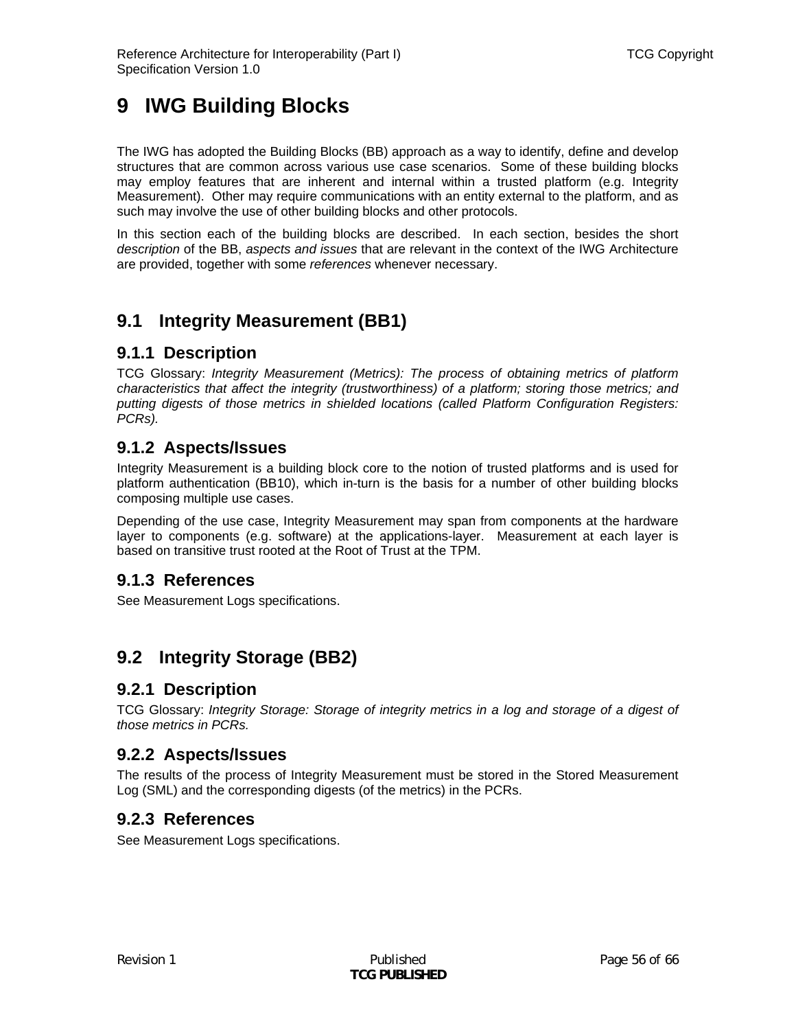# 9 IWG Building Blocks

The IWG has adopted the Building Blocks (BB) approach as a way to identify, define and develop structures that are common across various use case scenarios. Some of these building blocks may employ features that are inherent and internal within a trusted platform (e.g. Integrity Measurement). Other may require communications with an entity external to the platform, and as such may involve the use of other building blocks and other protocols.

In this section each of the building blocks are described. In each section, besides the short *description* of the BB, *aspects and issues* that are relevant in the context of the IWG Architecture are provided, together with some *references* whenever necessary.

## 9.1 Integrity Measurement (BB1)

### 9.1.1 Description

TCG Glossary: *Integrity Measurement (Metrics): The process of obtaining metrics of platform characteristics that affect the integrity (trustworthiness) of a platform; storing those metrics; and putting digests of those metrics in shielded locations (called Platform Configuration Registers: PCRs).*

### 9.1.2 Aspects/Issues

Integrity Measurement is a building block core to the notion of trusted platforms and is used for platform authentication (BB10), which in-turn is the basis for a number of other building blocks composing multiple use cases.

Depending of the use case, Integrity Measurement may span from components at the hardware layer to components (e.g. software) at the applications-layer. Measurement at each layer is based on transitive trust rooted at the Root of Trust at the TPM.

### 9.1.3 References

See Measurement Logs specifications.

## 9.2 Integrity Storage (BB2)

### 9.2.1 Description

TCG Glossary: *Integrity Storage: Storage of integrity metrics in a log and storage of a digest of those metrics in PCRs.*

### 9.2.2 Aspects/Issues

The results of the process of Integrity Measurement must be stored in the Stored Measurement Log (SML) and the corresponding digests (of the metrics) in the PCRs.

### 9.2.3 References

See Measurement Logs specifications.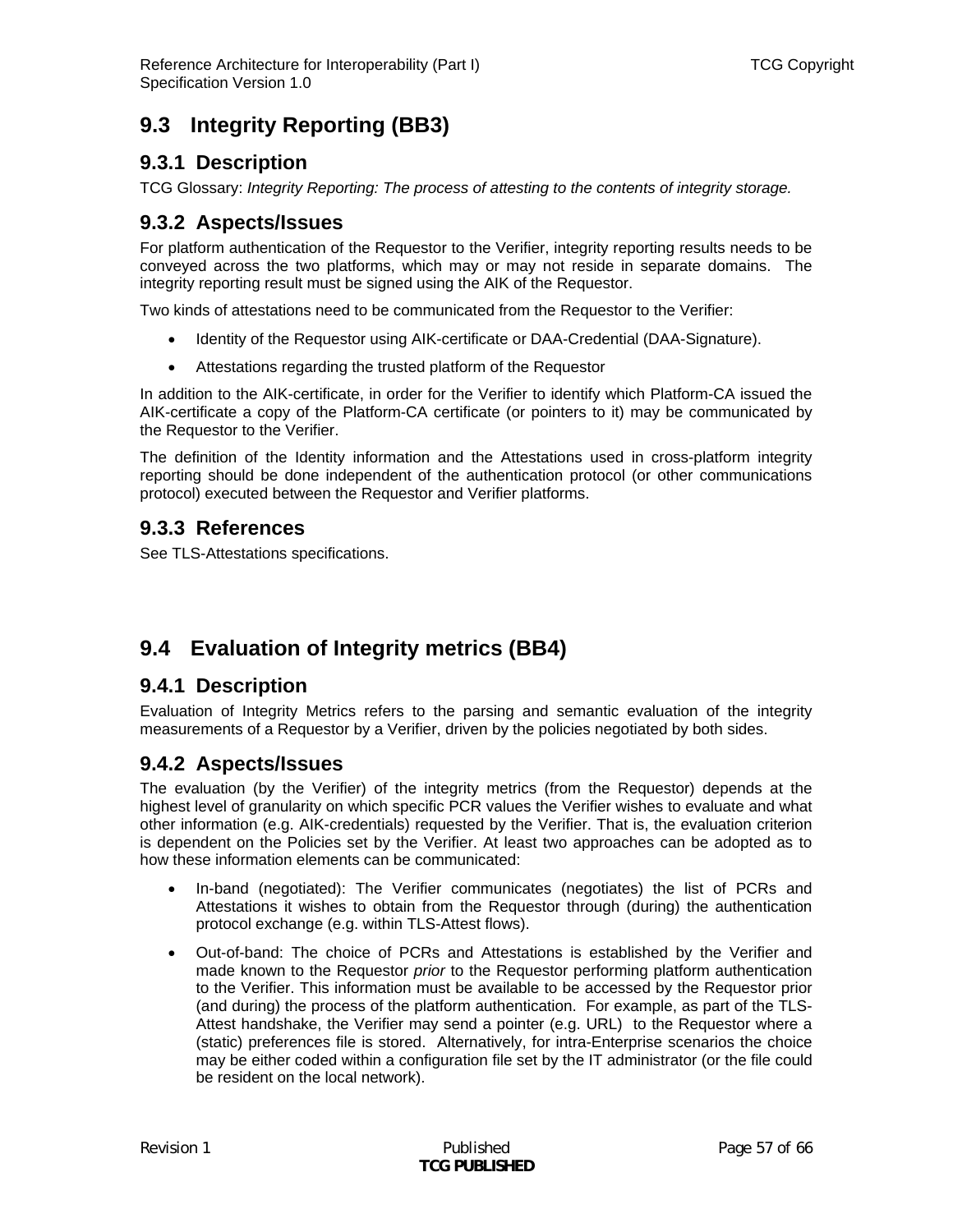## 9.3 Integrity Reporting (BB3)

### 9.3.1 Description

TCG Glossary: *Integrity Reporting: The process of attesting to the contents of integrity storage.*

### 9.3.2 Aspects/Issues

For platform authentication of the Requestor to the Verifier, integrity reporting results needs to be conveyed across the two platforms, which may or may not reside in separate domains. The integrity reporting result must be signed using the AIK of the Requestor.

Two kinds of attestations need to be communicated from the Requestor to the Verifier:

- Identity of the Requestor using AIK-certificate or DAA-Credential (DAA-Signature).
- Attestations regarding the trusted platform of the Requestor

In addition to the AIK-certificate, in order for the Verifier to identify which Platform-CA issued the AIK-certificate a copy of the Platform-CA certificate (or pointers to it) may be communicated by the Requestor to the Verifier.

The definition of the Identity information and the Attestations used in cross-platform integrity reporting should be done independent of the authentication protocol (or other communications protocol) executed between the Requestor and Verifier platforms.

### 9.3.3 References

See TLS-Attestations specifications.

## 9.4 Evaluation of Integrity metrics (BB4)

### 9.4.1 Description

Evaluation of Integrity Metrics refers to the parsing and semantic evaluation of the integrity measurements of a Requestor by a Verifier, driven by the policies negotiated by both sides.

### 9.4.2 Aspects/Issues

The evaluation (by the Verifier) of the integrity metrics (from the Requestor) depends at the highest level of granularity on which specific PCR values the Verifier wishes to evaluate and what other information (e.g. AIK-credentials) requested by the Verifier. That is, the evaluation criterion is dependent on the Policies set by the Verifier. At least two approaches can be adopted as to how these information elements can be communicated:

- In-band (negotiated): The Verifier communicates (negotiates) the list of PCRs and Attestations it wishes to obtain from the Requestor through (during) the authentication protocol exchange (e.g. within TLS-Attest flows).
- Out-of-band: The choice of PCRs and Attestations is established by the Verifier and made known to the Requestor *prior* to the Requestor performing platform authentication to the Verifier. This information must be available to be accessed by the Requestor prior (and during) the process of the platform authentication. For example, as part of the TLS-Attest handshake, the Verifier may send a pointer (e.g. URL) to the Requestor where a (static) preferences file is stored. Alternatively, for intra-Enterprise scenarios the choice may be either coded within a configuration file set by the IT administrator (or the file could be resident on the local network).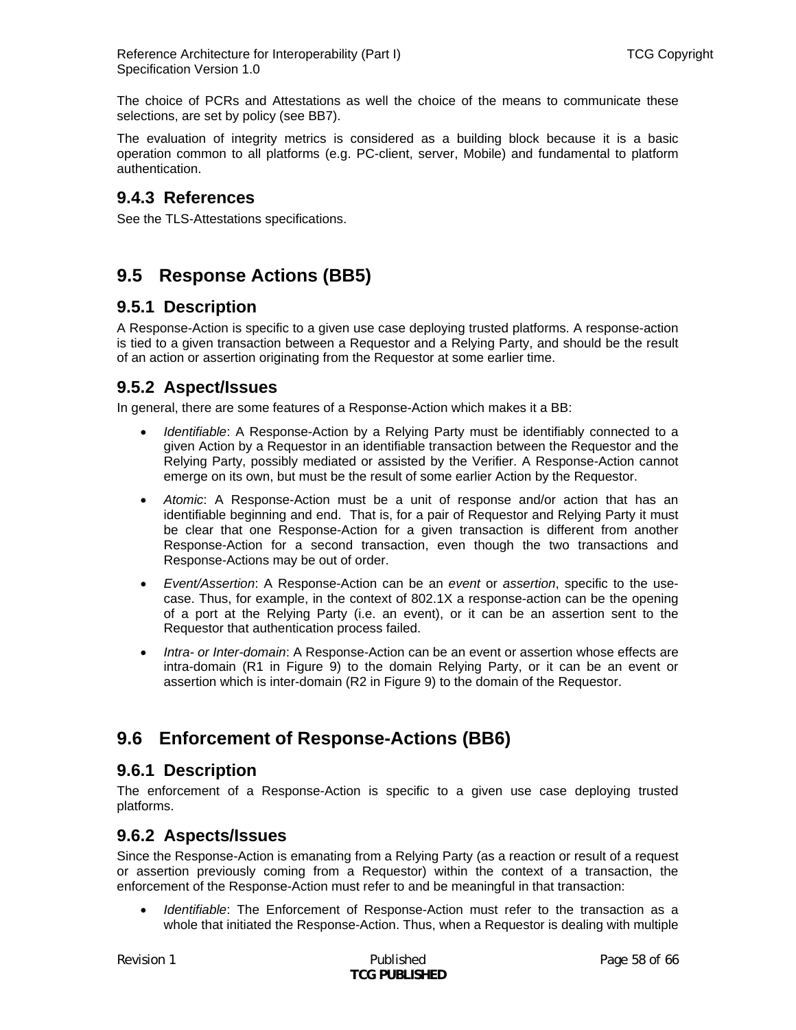The choice of PCRs and Attestations as well the choice of the means to communicate these selections, are set by policy (see BB7).

The evaluation of integrity metrics is considered as a building block because it is a basic operation common to all platforms (e.g. PC-client, server, Mobile) and fundamental to platform authentication.

### 9.4.3 References

See the TLS-Attestations specifications.

## 9.5 Response Actions (BB5)

### 9.5.1 Description

A Response-Action is specific to a given use case deploying trusted platforms. A response-action is tied to a given transaction between a Requestor and a Relying Party, and should be the result of an action or assertion originating from the Requestor at some earlier time.

### 9.5.2 Aspect/Issues

In general, there are some features of a Response-Action which makes it a BB:

- *Identifiable*: A Response-Action by a Relying Party must be identifiably connected to a given Action by a Requestor in an identifiable transaction between the Requestor and the Relying Party, possibly mediated or assisted by the Verifier. A Response-Action cannot emerge on its own, but must be the result of some earlier Action by the Requestor.
- *Atomic*: A Response-Action must be a unit of response and/or action that has an identifiable beginning and end. That is, for a pair of Requestor and Relying Party it must be clear that one Response-Action for a given transaction is different from another Response-Action for a second transaction, even though the two transactions and Response-Actions may be out of order.
- *Event/Assertion*: A Response-Action can be an *event* or *assertion*, specific to the use-case. Thus, for example, in the context of 802.1X a response-action can be the opening of a port at the Relying Party (i.e. an event), or it can be an assertion sent to the Requestor that authentication process failed.
- *Intra- or Inter-domain*: A Response-Action can be an event or assertion whose effects are intra-domain (R1 in Figure 9) to the domain Relying Party, or it can be an event or assertion which is inter-domain (R2 in Figure 9) to the domain of the Requestor.

## 9.6 Enforcement of Response-Actions (BB6)

### 9.6.1 Description

The enforcement of a Response-Action is specific to a given use case deploying trusted platforms.

### 9.6.2 Aspects/Issues

Since the Response-Action is emanating from a Relying Party (as a reaction or result of a request or assertion previously coming from a Requestor) within the context of a transaction, the enforcement of the Response-Action must refer to and be meaningful in that transaction:

- *Identifiable*: The Enforcement of Response-Action must refer to the transaction as a whole that initiated the Response-Action. Thus, when a Requestor is dealing with multiple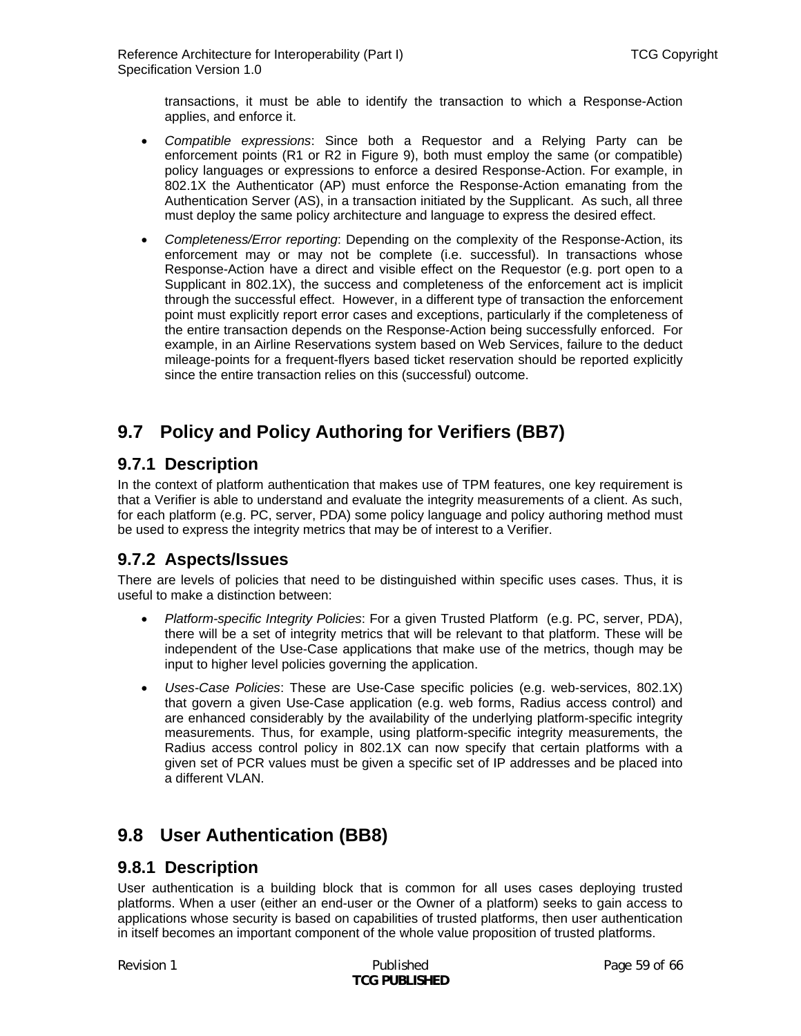transactions, it must be able to identify the transaction to which a Response-Action applies, and enforce it.

- *Compatible expressions*: Since both a Requestor and a Relying Party can be enforcement points (R1 or R2 in Figure 9), both must employ the same (or compatible) policy languages or expressions to enforce a desired Response-Action. For example, in 802.1X the Authenticator (AP) must enforce the Response-Action emanating from the Authentication Server (AS), in a transaction initiated by the Supplicant. As such, all three must deploy the same policy architecture and language to express the desired effect.

- *Completeness/Error reporting*: Depending on the complexity of the Response-Action, its enforcement may or may not be complete (i.e. successful). In transactions whose Response-Action have a direct and visible effect on the Requestor (e.g. port open to a Supplicant in 802.1X), the success and completeness of the enforcement act is implicit through the successful effect. However, in a different type of transaction the enforcement point must explicitly report error cases and exceptions, particularly if the completeness of the entire transaction depends on the Response-Action being successfully enforced. For example, in an Airline Reservations system based on Web Services, failure to the deduct mileage-points for a frequent-flyers based ticket reservation should be reported explicitly since the entire transaction relies on this (successful) outcome.

## 9.7 Policy and Policy Authoring for Verifiers (BB7)

### 9.7.1 Description

In the context of platform authentication that makes use of TPM features, one key requirement is that a Verifier is able to understand and evaluate the integrity measurements of a client. As such, for each platform (e.g. PC, server, PDA) some policy language and policy authoring method must be used to express the integrity metrics that may be of interest to a Verifier.

### 9.7.2 Aspects/Issues

There are levels of policies that need to be distinguished within specific uses cases. Thus, it is useful to make a distinction between:

- *Platform-specific Integrity Policies*: For a given Trusted Platform (e.g. PC, server, PDA), there will be a set of integrity metrics that will be relevant to that platform. These will be independent of the Use-Case applications that make use of the metrics, though may be input to higher level policies governing the application.

- *Uses-Case Policies*: These are Use-Case specific policies (e.g. web-services, 802.1X) that govern a given Use-Case application (e.g. web forms, Radius access control) and are enhanced considerably by the availability of the underlying platform-specific integrity measurements. Thus, for example, using platform-specific integrity measurements, the Radius access control policy in 802.1X can now specify that certain platforms with a given set of PCR values must be given a specific set of IP addresses and be placed into a different VLAN.

## 9.8 User Authentication (BB8)

### 9.8.1 Description

User authentication is a building block that is common for all uses cases deploying trusted platforms. When a user (either an end-user or the Owner of a platform) seeks to gain access to applications whose security is based on capabilities of trusted platforms, then user authentication in itself becomes an important component of the whole value proposition of trusted platforms.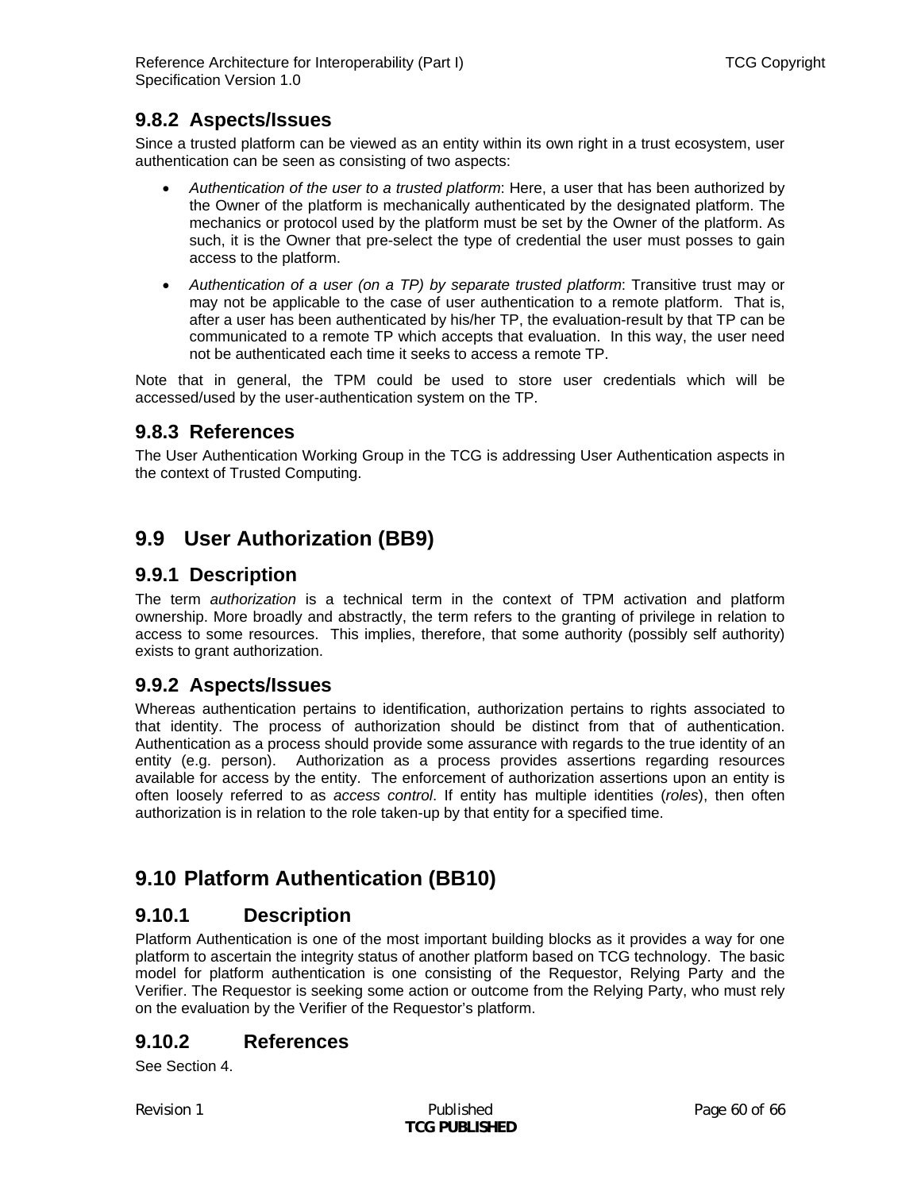### 9.8.2 Aspects/Issues

Since a trusted platform can be viewed as an entity within its own right in a trust ecosystem, user authentication can be seen as consisting of two aspects:

- *Authentication of the user to a trusted platform*: Here, a user that has been authorized by the Owner of the platform is mechanically authenticated by the designated platform. The mechanics or protocol used by the platform must be set by the Owner of the platform. As such, it is the Owner that pre-select the type of credential the user must posses to gain access to the platform.
- *Authentication of a user (on a TP) by separate trusted platform*: Transitive trust may or may not be applicable to the case of user authentication to a remote platform. That is, after a user has been authenticated by his/her TP, the evaluation-result by that TP can be communicated to a remote TP which accepts that evaluation. In this way, the user need not be authenticated each time it seeks to access a remote TP.

Note that in general, the TPM could be used to store user credentials which will be accessed/used by the user-authentication system on the TP.

### 9.8.3 References

The User Authentication Working Group in the TCG is addressing User Authentication aspects in the context of Trusted Computing.

## 9.9 User Authorization (BB9)

### 9.9.1 Description

The term *authorization* is a technical term in the context of TPM activation and platform ownership. More broadly and abstractly, the term refers to the granting of privilege in relation to access to some resources. This implies, therefore, that some authority (possibly self authority) exists to grant authorization.

### 9.9.2 Aspects/Issues

Whereas authentication pertains to identification, authorization pertains to rights associated to that identity. The process of authorization should be distinct from that of authentication. Authentication as a process should provide some assurance with regards to the true identity of an entity (e.g. person). Authorization as a process provides assertions regarding resources available for access by the entity. The enforcement of authorization assertions upon an entity is often loosely referred to as *access control*. If entity has multiple identities (*roles*), then often authorization is in relation to the role taken-up by that entity for a specified time.

## 9.10 Platform Authentication (BB10)

### 9.10.1 Description

Platform Authentication is one of the most important building blocks as it provides a way for one platform to ascertain the integrity status of another platform based on TCG technology. The basic model for platform authentication is one consisting of the Requestor, Relying Party and the Verifier. The Requestor is seeking some action or outcome from the Relying Party, who must rely on the evaluation by the Verifier of the Requestor's platform.

### 9.10.2 References

See Section 4.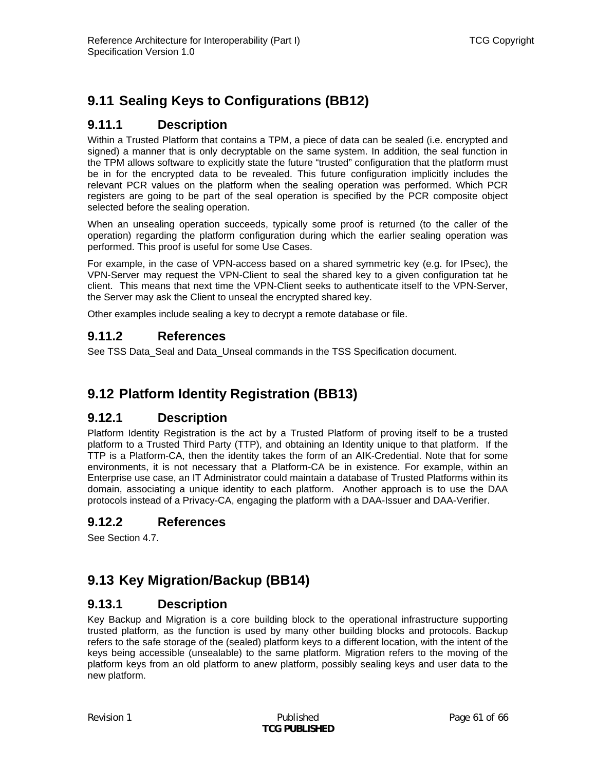## 9.11 Sealing Keys to Configurations (BB12)

### 9.11.1 Description

Within a Trusted Platform that contains a TPM, a piece of data can be sealed (i.e. encrypted and signed) a manner that is only decryptable on the same system. In addition, the seal function in the TPM allows software to explicitly state the future "trusted" configuration that the platform must be in for the encrypted data to be revealed. This future configuration implicitly includes the relevant PCR values on the platform when the sealing operation was performed. Which PCR registers are going to be part of the seal operation is specified by the PCR composite object selected before the sealing operation.

When an unsealing operation succeeds, typically some proof is returned (to the caller of the operation) regarding the platform configuration during which the earlier sealing operation was performed. This proof is useful for some Use Cases.

For example, in the case of VPN-access based on a shared symmetric key (e.g. for IPsec), the VPN-Server may request the VPN-Client to seal the shared key to a given configuration tat he client. This means that next time the VPN-Client seeks to authenticate itself to the VPN-Server, the Server may ask the Client to unseal the encrypted shared key.

Other examples include sealing a key to decrypt a remote database or file.

### 9.11.2 References

See TSS Data_Seal and Data_Unseal commands in the TSS Specification document.

## 9.12 Platform Identity Registration (BB13)

### 9.12.1 Description

Platform Identity Registration is the act by a Trusted Platform of proving itself to be a trusted platform to a Trusted Third Party (TTP), and obtaining an Identity unique to that platform. If the TTP is a Platform-CA, then the identity takes the form of an AIK-Credential. Note that for some environments, it is not necessary that a Platform-CA be in existence. For example, within an Enterprise use case, an IT Administrator could maintain a database of Trusted Platforms within its domain, associating a unique identity to each platform. Another approach is to use the DAA protocols instead of a Privacy-CA, engaging the platform with a DAA-Issuer and DAA-Verifier.

### 9.12.2 References

See Section 4.7.

## 9.13 Key Migration/Backup (BB14)

### 9.13.1 Description

Key Backup and Migration is a core building block to the operational infrastructure supporting trusted platform, as the function is used by many other building blocks and protocols. Backup refers to the safe storage of the (sealed) platform keys to a different location, with the intent of the keys being accessible (unsealable) to the same platform. Migration refers to the moving of the platform keys from an old platform to anew platform, possibly sealing keys and user data to the new platform.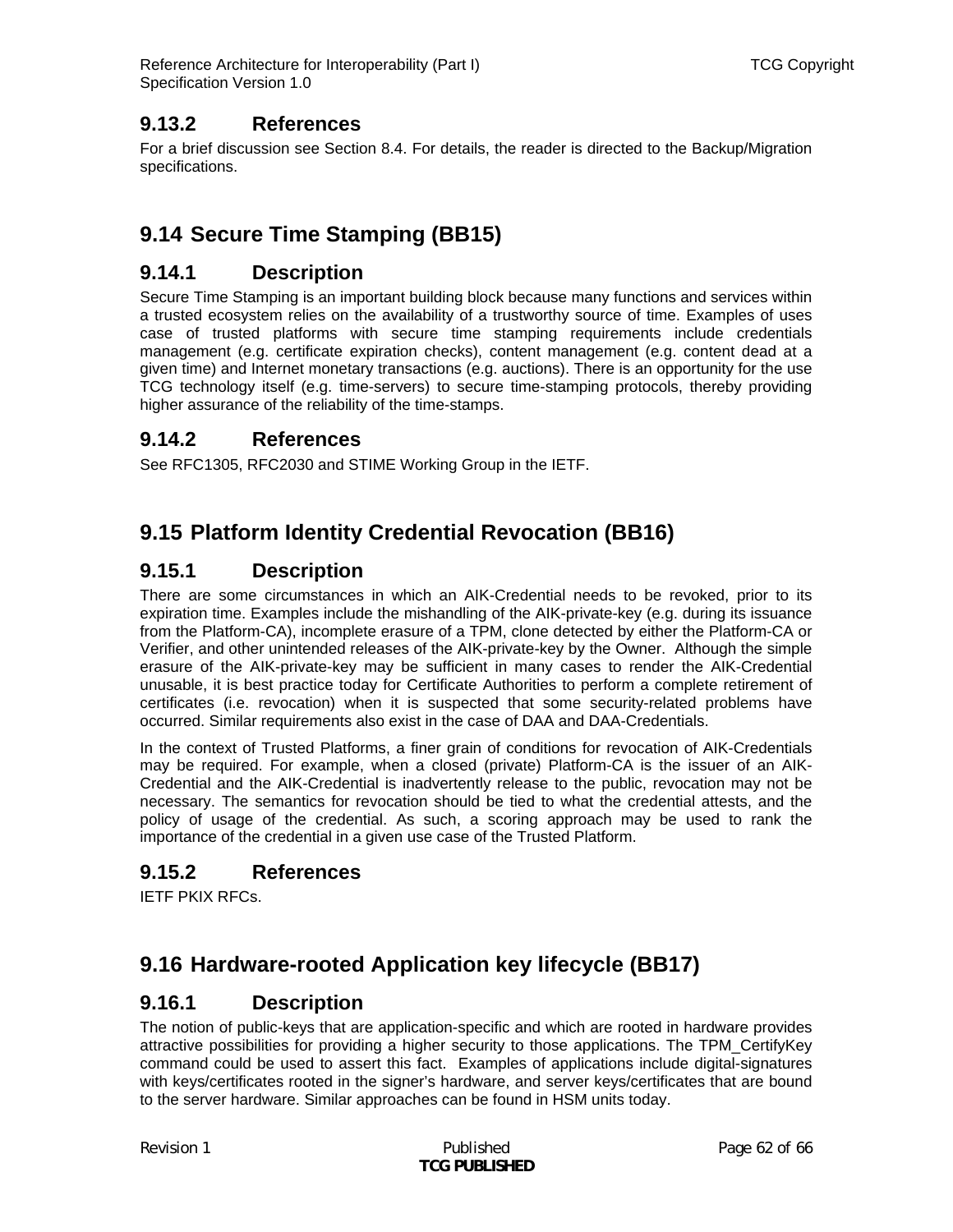### 9.13.2 References

For a brief discussion see Section 8.4. For details, the reader is directed to the Backup/Migration specifications.

## 9.14 Secure Time Stamping (BB15)

### 9.14.1 Description

Secure Time Stamping is an important building block because many functions and services within a trusted ecosystem relies on the availability of a trustworthy source of time. Examples of uses case of trusted platforms with secure time stamping requirements include credentials management (e.g. certificate expiration checks), content management (e.g. content dead at a given time) and Internet monetary transactions (e.g. auctions). There is an opportunity for the use TCG technology itself (e.g. time-servers) to secure time-stamping protocols, thereby providing higher assurance of the reliability of the time-stamps.

### 9.14.2 References

See RFC1305, RFC2030 and STIME Working Group in the IETF.

## 9.15 Platform Identity Credential Revocation (BB16)

### 9.15.1 Description

There are some circumstances in which an AIK-Credential needs to be revoked, prior to its expiration time. Examples include the mishandling of the AIK-private-key (e.g. during its issuance from the Platform-CA), incomplete erasure of a TPM, clone detected by either the Platform-CA or Verifier, and other unintended releases of the AIK-private-key by the Owner. Although the simple erasure of the AIK-private-key may be sufficient in many cases to render the AIK-Credential unusable, it is best practice today for Certificate Authorities to perform a complete retirement of certificates (i.e. revocation) when it is suspected that some security-related problems have occurred. Similar requirements also exist in the case of DAA and DAA-Credentials.

In the context of Trusted Platforms, a finer grain of conditions for revocation of AIK-Credentials may be required. For example, when a closed (private) Platform-CA is the issuer of an AIK-Credential and the AIK-Credential is inadvertently release to the public, revocation may not be necessary. The semantics for revocation should be tied to what the credential attests, and the policy of usage of the credential. As such, a scoring approach may be used to rank the importance of the credential in a given use case of the Trusted Platform.

### 9.15.2 References

IETF PKIX RFCs.

## 9.16 Hardware-rooted Application key lifecycle (BB17)

### 9.16.1 Description

The notion of public-keys that are application-specific and which are rooted in hardware provides attractive possibilities for providing a higher security to those applications. The TPM_CertifyKey command could be used to assert this fact. Examples of applications include digital-signatures with keys/certificates rooted in the signer's hardware, and server keys/certificates that are bound to the server hardware. Similar approaches can be found in HSM units today.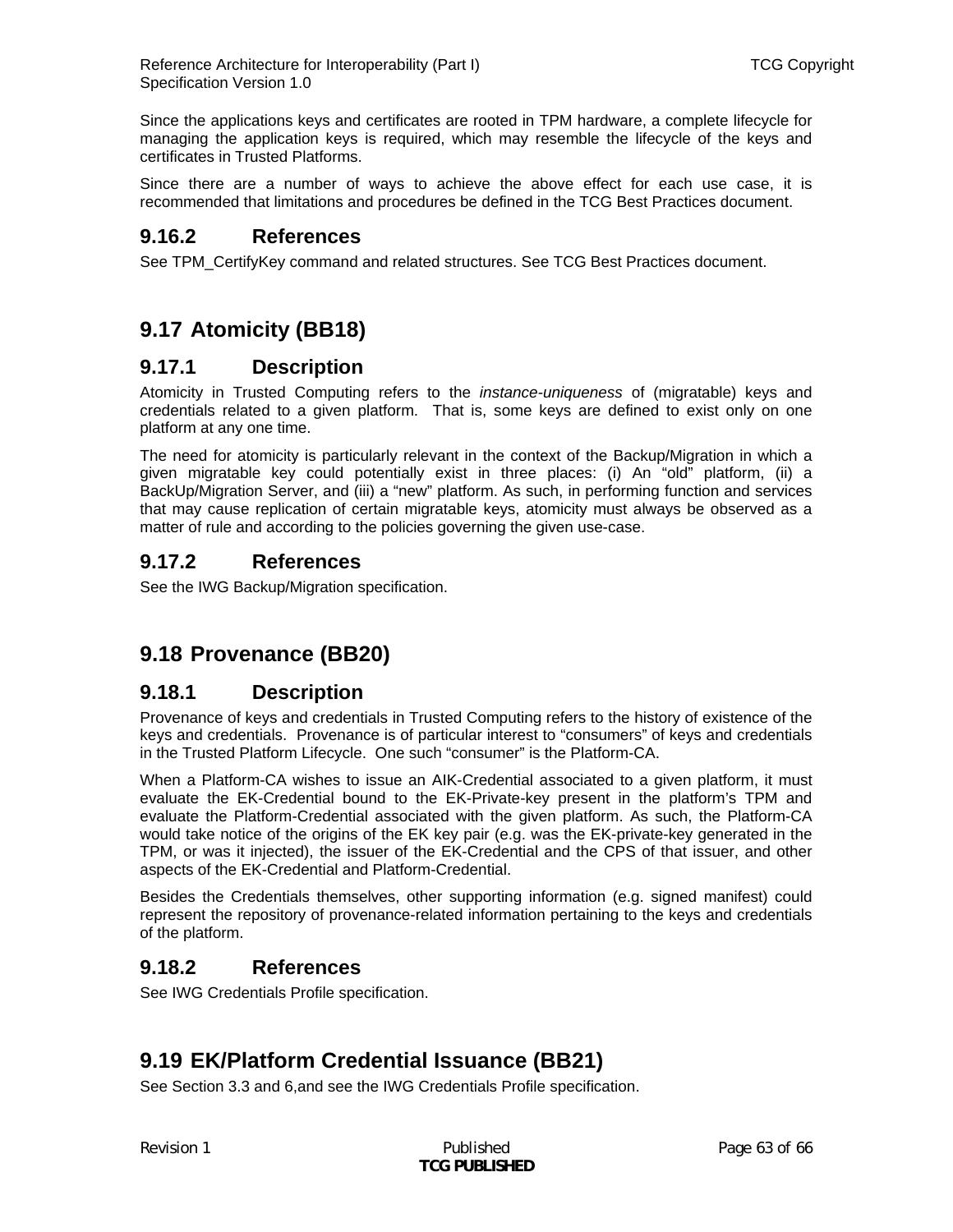Since the applications keys and certificates are rooted in TPM hardware, a complete lifecycle for managing the application keys is required, which may resemble the lifecycle of the keys and certificates in Trusted Platforms.

Since there are a number of ways to achieve the above effect for each use case, it is recommended that limitations and procedures be defined in the TCG Best Practices document.

### 9.16.2 References

See TPM_CertifyKey command and related structures. See TCG Best Practices document.

## 9.17 Atomicity (BB18)

### 9.17.1 Description

Atomicity in Trusted Computing refers to the *instance-uniqueness* of (migratable) keys and credentials related to a given platform. That is, some keys are defined to exist only on one platform at any one time.

The need for atomicity is particularly relevant in the context of the Backup/Migration in which a given migratable key could potentially exist in three places: (i) An "old" platform, (ii) a BackUp/Migration Server, and (iii) a "new" platform. As such, in performing function and services that may cause replication of certain migratable keys, atomicity must always be observed as a matter of rule and according to the policies governing the given use-case.

### 9.17.2 References

See the IWG Backup/Migration specification.

## 9.18 Provenance (BB20)

### 9.18.1 Description

Provenance of keys and credentials in Trusted Computing refers to the history of existence of the keys and credentials. Provenance is of particular interest to "consumers" of keys and credentials in the Trusted Platform Lifecycle. One such "consumer" is the Platform-CA.

When a Platform-CA wishes to issue an AIK-Credential associated to a given platform, it must evaluate the EK-Credential bound to the EK-Private-key present in the platform's TPM and evaluate the Platform-Credential associated with the given platform. As such, the Platform-CA would take notice of the origins of the EK key pair (e.g. was the EK-private-key generated in the TPM, or was it injected), the issuer of the EK-Credential and the CPS of that issuer, and other aspects of the EK-Credential and Platform-Credential.

Besides the Credentials themselves, other supporting information (e.g. signed manifest) could represent the repository of provenance-related information pertaining to the keys and credentials of the platform.

### 9.18.2 References

See IWG Credentials Profile specification.

## 9.19 EK/Platform Credential Issuance (BB21)

See Section 3.3 and 6,and see the IWG Credentials Profile specification.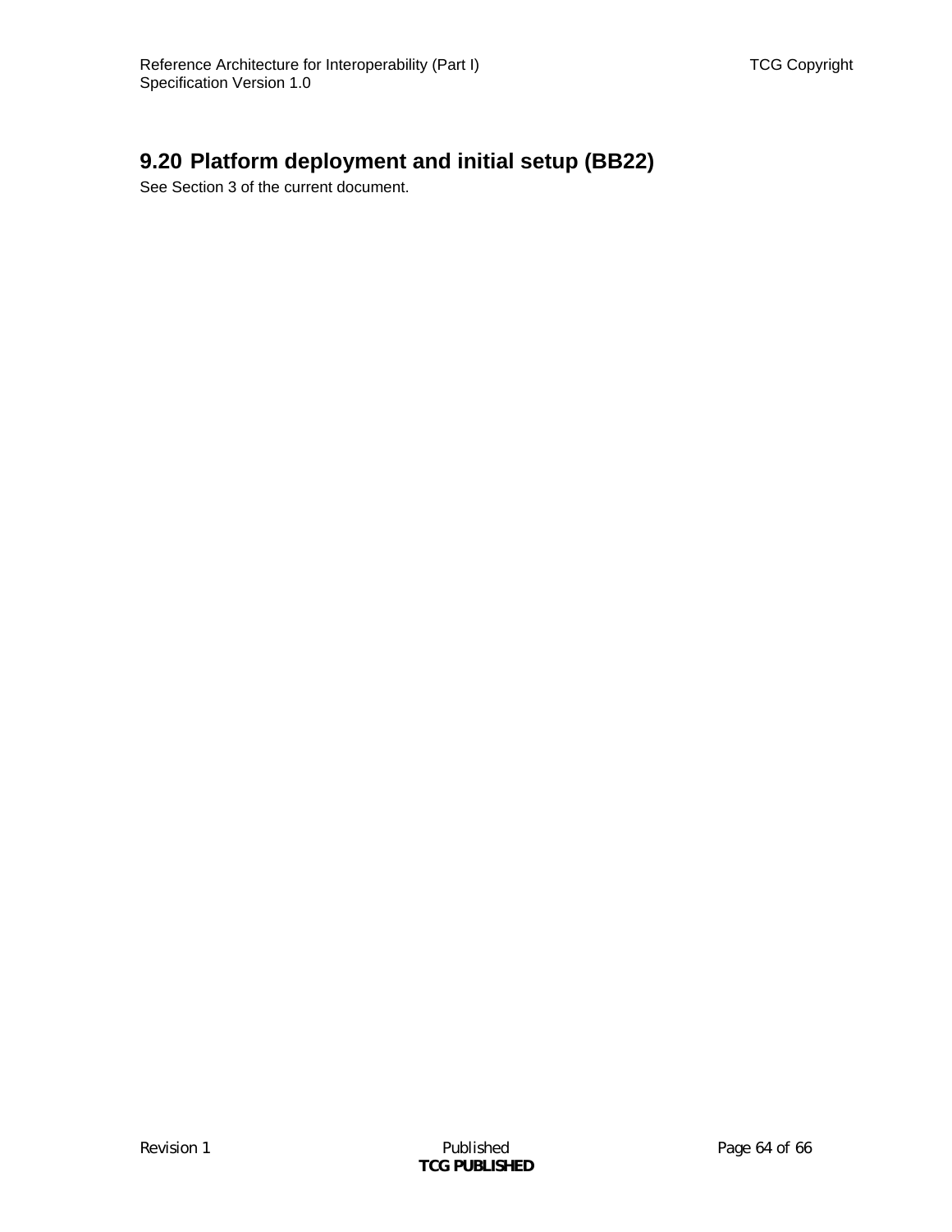## 9.20 Platform deployment and initial setup (BB22)

See Section 3 of the current document.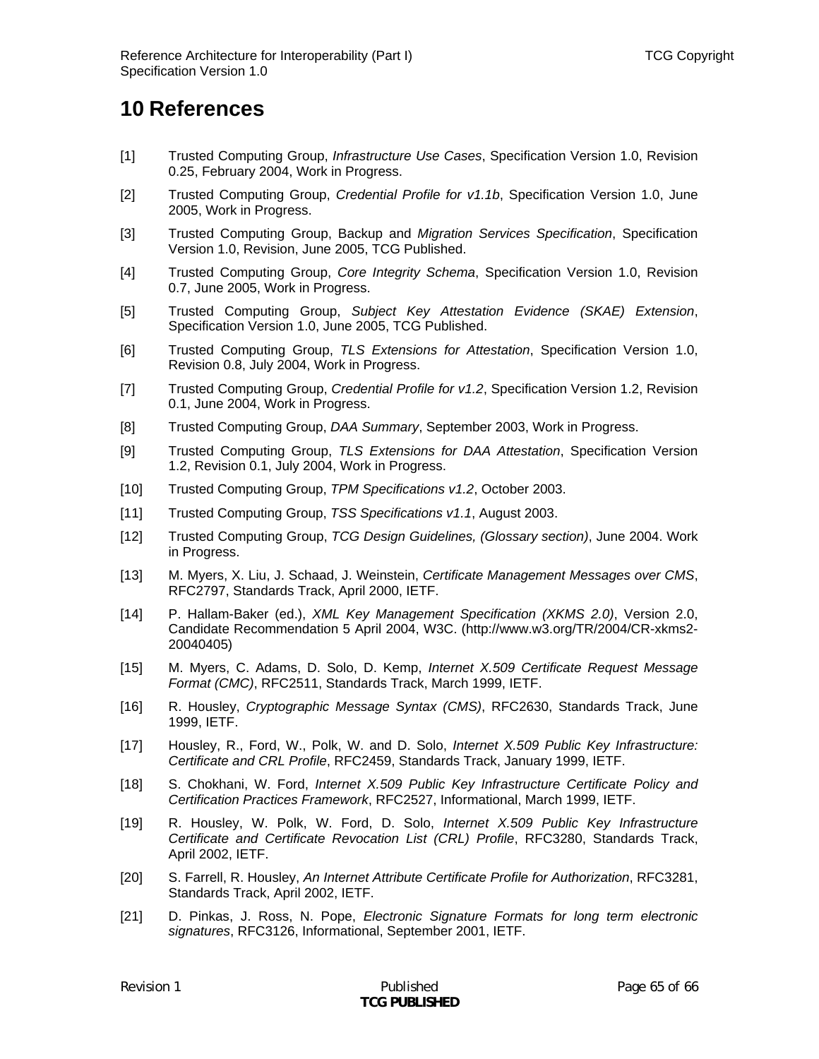# 10 References

[1] Trusted Computing Group, *Infrastructure Use Cases*, Specification Version 1.0, Revision 0.25, February 2004, Work in Progress.

[2] Trusted Computing Group, *Credential Profile for v1.1b*, Specification Version 1.0, June 2005, Work in Progress.

[3] Trusted Computing Group, Backup and *Migration Services Specification*, Specification Version 1.0, Revision, June 2005, TCG Published.

[4] Trusted Computing Group, *Core Integrity Schema*, Specification Version 1.0, Revision 0.7, June 2005, Work in Progress.

[5] Trusted Computing Group, *Subject Key Attestation Evidence (SKAE) Extension*, Specification Version 1.0, June 2005, TCG Published.

[6] Trusted Computing Group, *TLS Extensions for Attestation*, Specification Version 1.0, Revision 0.8, July 2004, Work in Progress.

[7] Trusted Computing Group, *Credential Profile for v1.2*, Specification Version 1.2, Revision 0.1, June 2004, Work in Progress.

[8] Trusted Computing Group, *DAA Summary*, September 2003, Work in Progress.

[9] Trusted Computing Group, *TLS Extensions for DAA Attestation*, Specification Version 1.2, Revision 0.1, July 2004, Work in Progress.

[10] Trusted Computing Group, *TPM Specifications v1.2*, October 2003.

[11] Trusted Computing Group, *TSS Specifications v1.1*, August 2003.

[12] Trusted Computing Group, *TCG Design Guidelines, (Glossary section)*, June 2004. Work in Progress.

[13] M. Myers, X. Liu, J. Schaad, J. Weinstein, *Certificate Management Messages over CMS*, RFC2797, Standards Track, April 2000, IETF.

[14] P. Hallam-Baker (ed.), *XML Key Management Specification (XKMS 2.0)*, Version 2.0, Candidate Recommendation 5 April 2004, W3C. (http://www.w3.org/TR/2004/CR-xkms2-20040405)

[15] M. Myers, C. Adams, D. Solo, D. Kemp, *Internet X.509 Certificate Request Message Format (CMC)*, RFC2511, Standards Track, March 1999, IETF.

[16] R. Housley, *Cryptographic Message Syntax (CMS)*, RFC2630, Standards Track, June 1999, IETF.

[17] Housley, R., Ford, W., Polk, W. and D. Solo, *Internet X.509 Public Key Infrastructure: Certificate and CRL Profile*, RFC2459, Standards Track, January 1999, IETF.

[18] S. Chokhani, W. Ford, *Internet X.509 Public Key Infrastructure Certificate Policy and Certification Practices Framework*, RFC2527, Informational, March 1999, IETF.

[19] R. Housley, W. Polk, W. Ford, D. Solo, *Internet X.509 Public Key Infrastructure Certificate and Certificate Revocation List (CRL) Profile*, RFC3280, Standards Track, April 2002, IETF.

[20] S. Farrell, R. Housley, *An Internet Attribute Certificate Profile for Authorization*, RFC3281, Standards Track, April 2002, IETF.

[21] D. Pinkas, J. Ross, N. Pope, *Electronic Signature Formats for long term electronic signatures*, RFC3126, Informational, September 2001, IETF.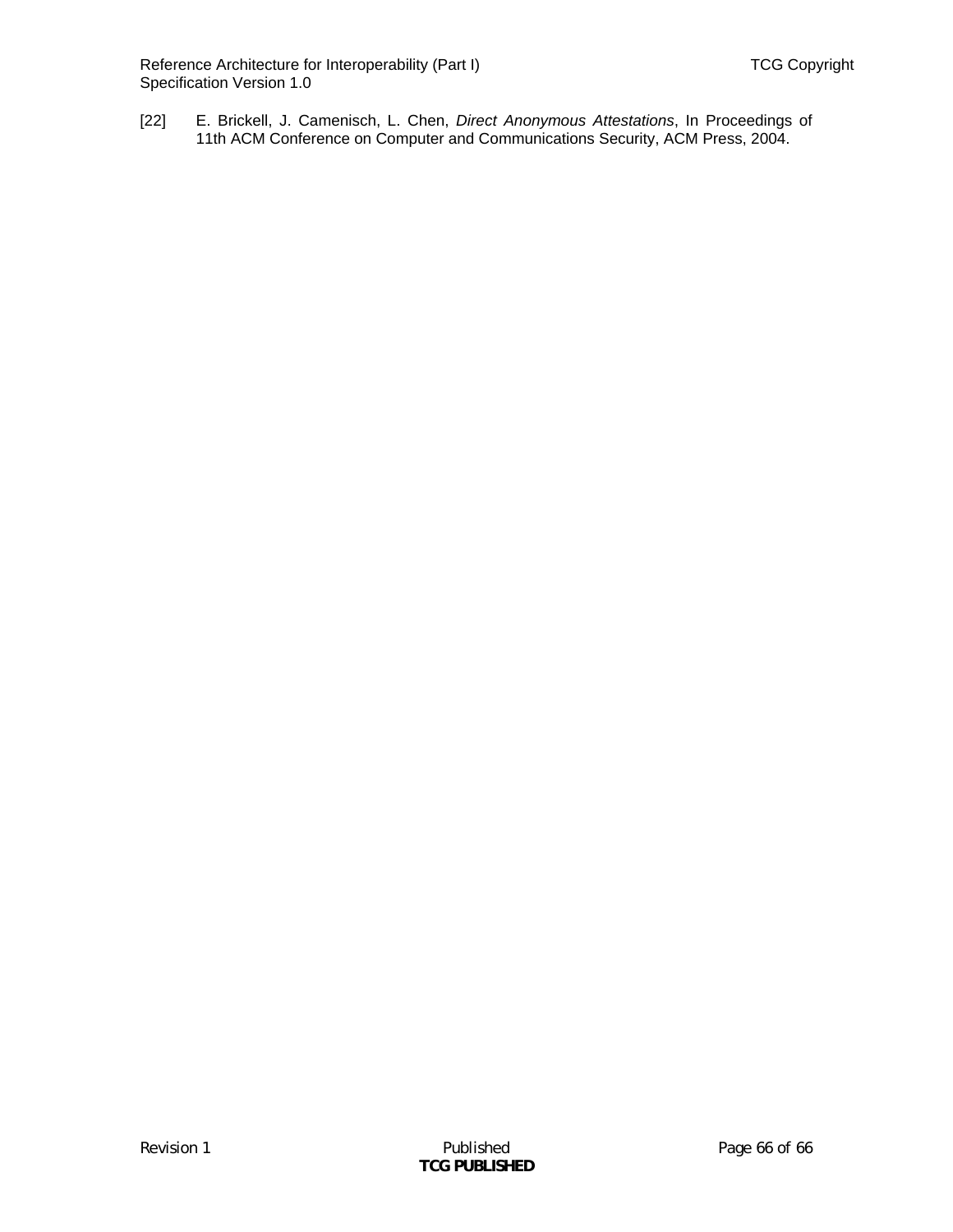[22] E. Brickell, J. Camenisch, L. Chen, *Direct Anonymous Attestations*, In Proceedings of 11th ACM Conference on Computer and Communications Security, ACM Press, 2004.